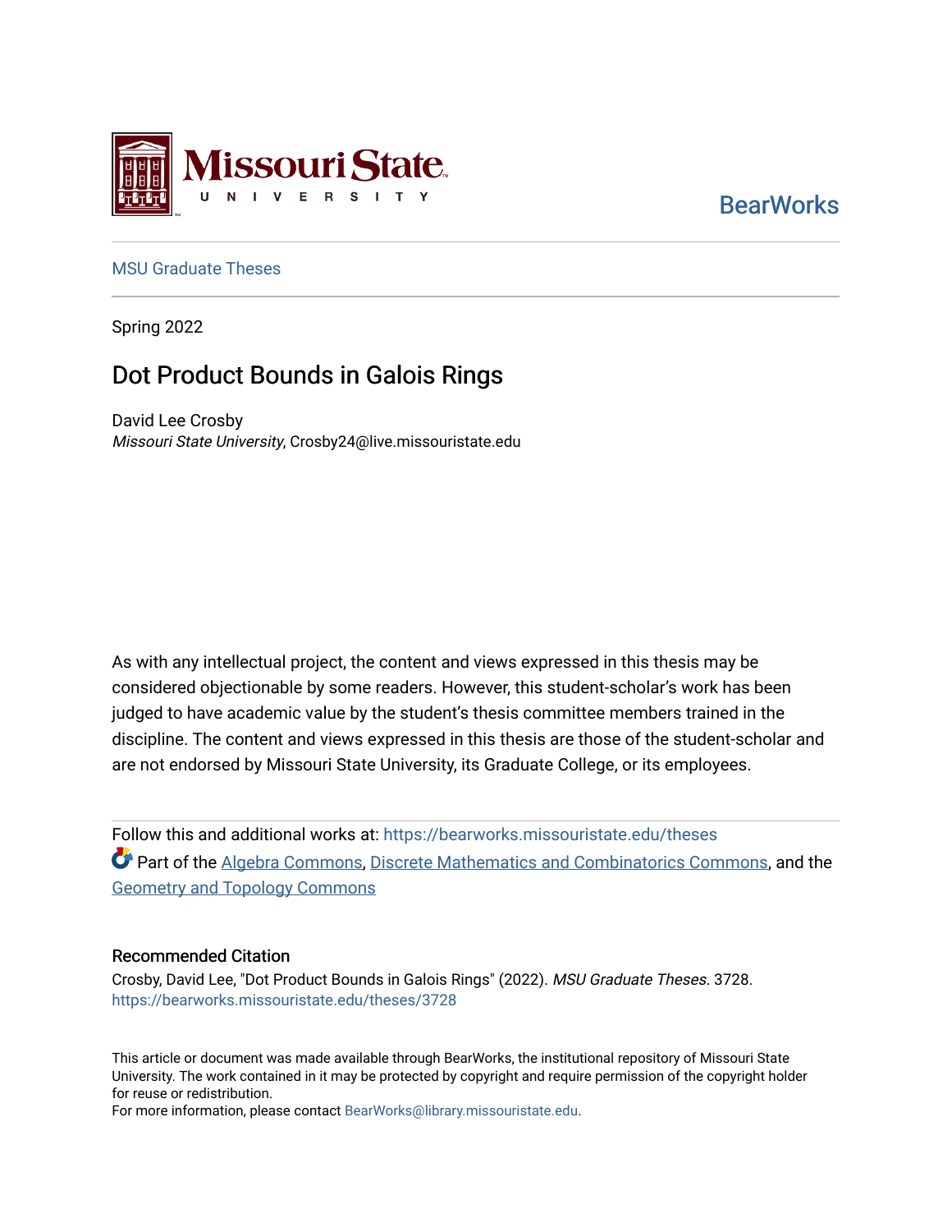Missouri State University

BearWorks

MSU Graduate Theses

Spring 2022

# Dot Product Bounds in Galois Rings

David Lee Crosby  
*Missouri State University*, Crosby24@live.missouristate.edu

As with any intellectual project, the content and views expressed in this thesis may be considered objectionable by some readers. However, this student-scholar's work has been judged to have academic value by the student's thesis committee members trained in the discipline. The content and views expressed in this thesis are those of the student-scholar and are not endorsed by Missouri State University, its Graduate College, or its employees.

Follow this and additional works at: https://bearworks.missouristate.edu/theses

Part of the Algebra Commons, Discrete Mathematics and Combinatorics Commons, and the Geometry and Topology Commons

### Recommended Citation

Crosby, David Lee, "Dot Product Bounds in Galois Rings" (2022). *MSU Graduate Theses*. 3728.  
https://bearworks.missouristate.edu/theses/3728

This article or document was made available through BearWorks, the institutional repository of Missouri State University. The work contained in it may be protected by copyright and require permission of the copyright holder for reuse or redistribution.  
For more information, please contact BearWorks@library.missouristate.edu.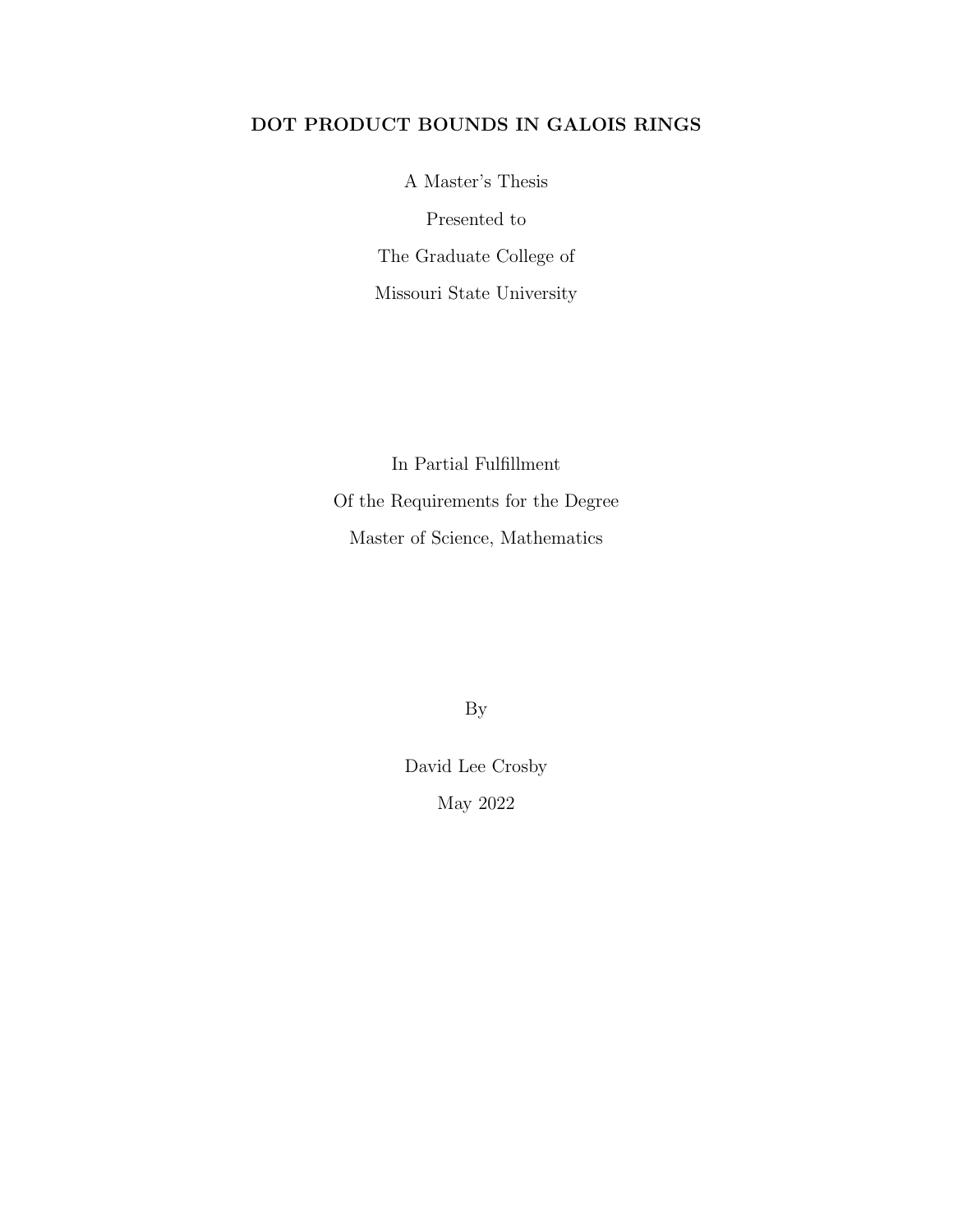**DOT PRODUCT BOUNDS IN GALOIS RINGS**

A Master's Thesis

Presented to

The Graduate College of

Missouri State University

In Partial Fulfillment

Of the Requirements for the Degree

Master of Science, Mathematics

By

David Lee Crosby

May 2022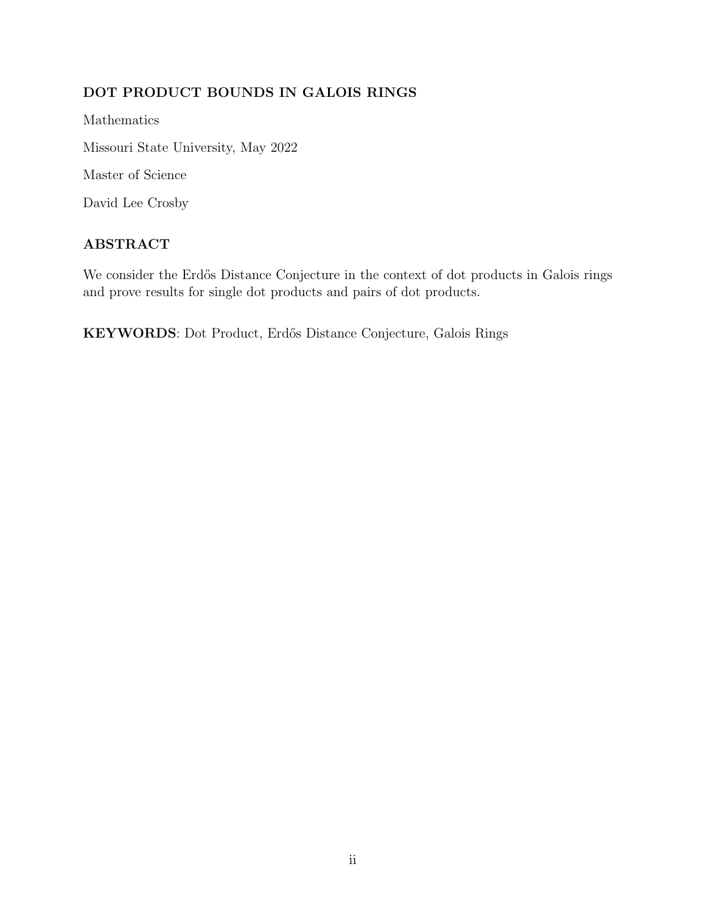**DOT PRODUCT BOUNDS IN GALOIS RINGS**

Mathematics

Missouri State University, May 2022

Master of Science

David Lee Crosby

**ABSTRACT**

We consider the Erdős Distance Conjecture in the context of dot products in Galois rings and prove results for single dot products and pairs of dot products.

**KEYWORDS**: Dot Product, Erdős Distance Conjecture, Galois Rings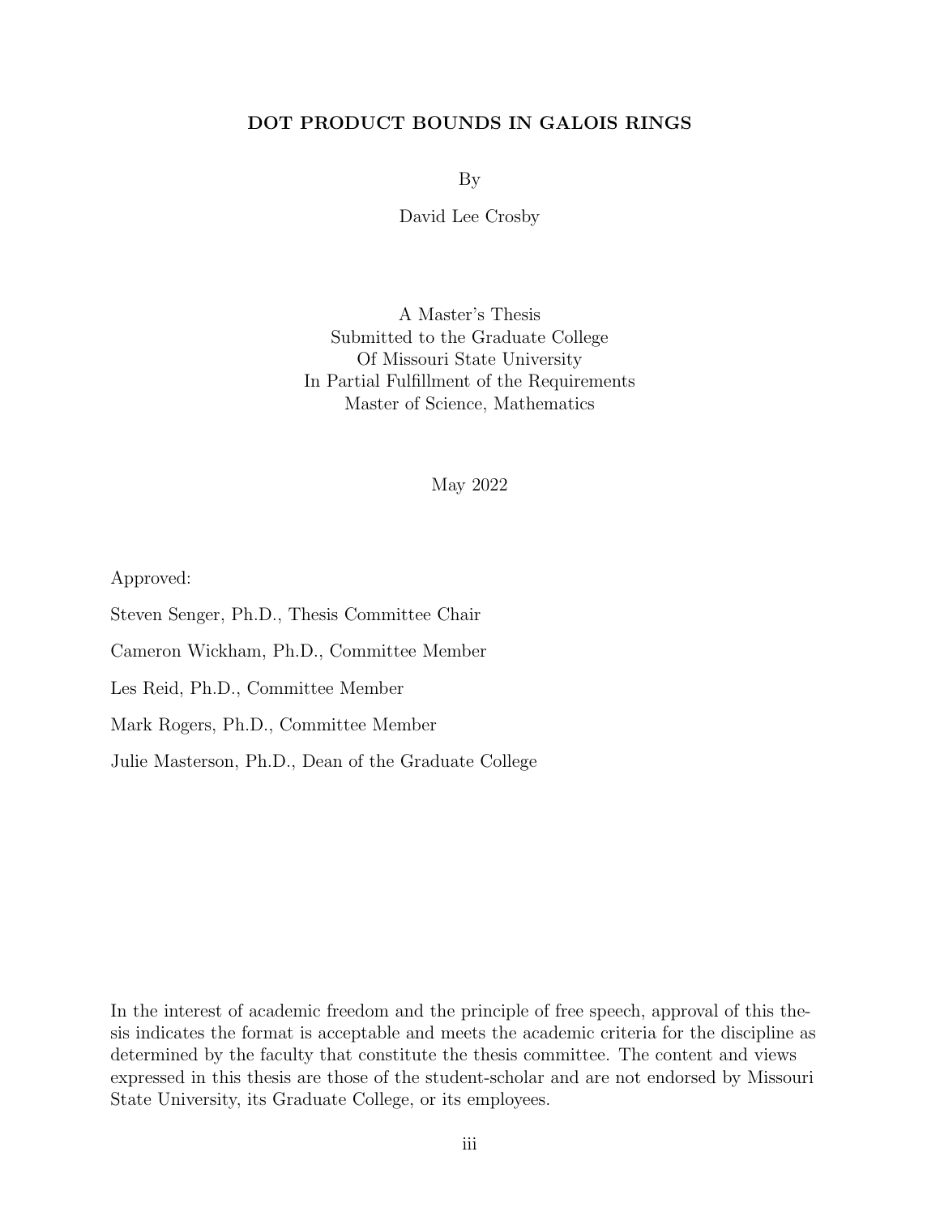**DOT PRODUCT BOUNDS IN GALOIS RINGS**

By

David Lee Crosby

A Master's Thesis
Submitted to the Graduate College
Of Missouri State University
In Partial Fulfillment of the Requirements
Master of Science, Mathematics

May 2022

Approved:

Steven Senger, Ph.D., Thesis Committee Chair

Cameron Wickham, Ph.D., Committee Member

Les Reid, Ph.D., Committee Member

Mark Rogers, Ph.D., Committee Member

Julie Masterson, Ph.D., Dean of the Graduate College

In the interest of academic freedom and the principle of free speech, approval of this thesis indicates the format is acceptable and meets the academic criteria for the discipline as determined by the faculty that constitute the thesis committee. The content and views expressed in this thesis are those of the student-scholar and are not endorsed by Missouri State University, its Graduate College, or its employees.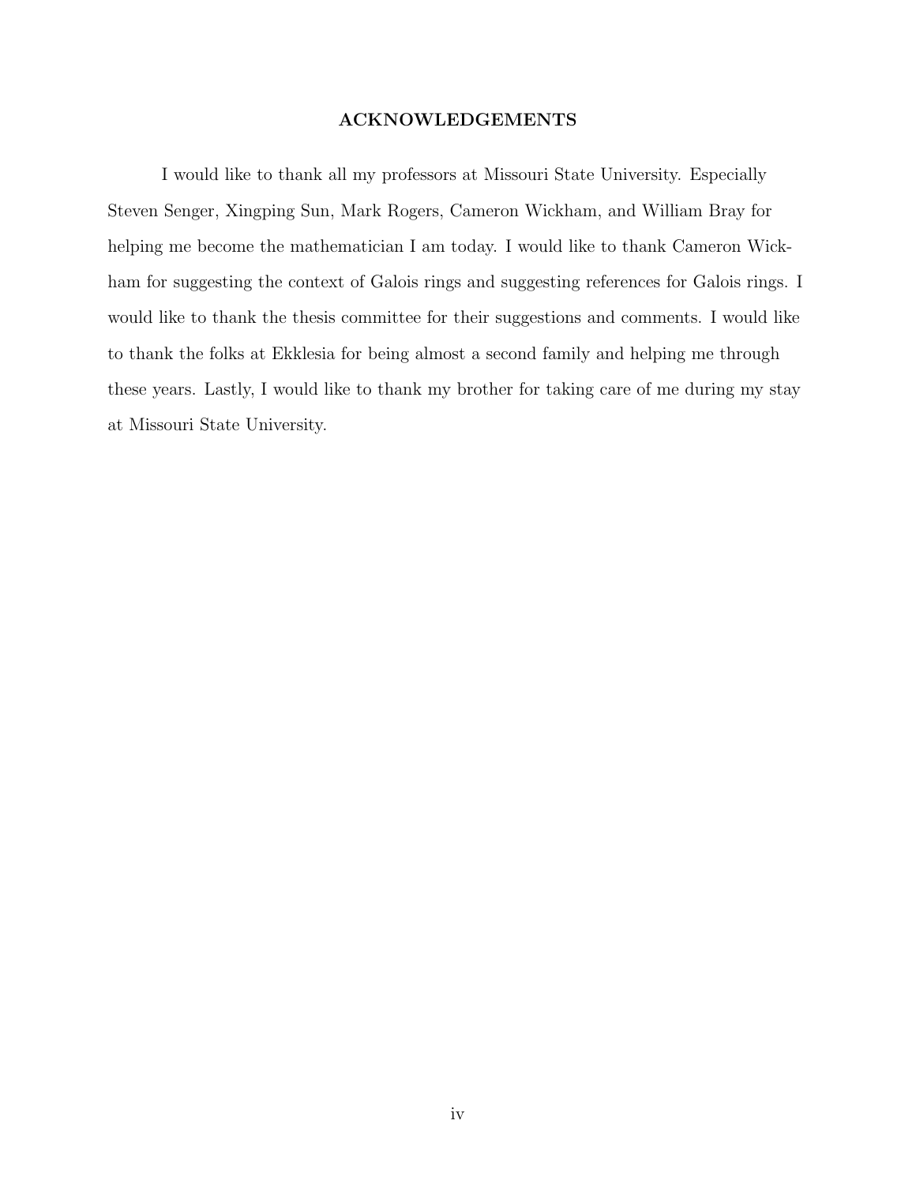## ACKNOWLEDGEMENTS

I would like to thank all my professors at Missouri State University. Especially Steven Senger, Xingping Sun, Mark Rogers, Cameron Wickham, and William Bray for helping me become the mathematician I am today. I would like to thank Cameron Wickham for suggesting the context of Galois rings and suggesting references for Galois rings. I would like to thank the thesis committee for their suggestions and comments. I would like to thank the folks at Ekklesia for being almost a second family and helping me through these years. Lastly, I would like to thank my brother for taking care of me during my stay at Missouri State University.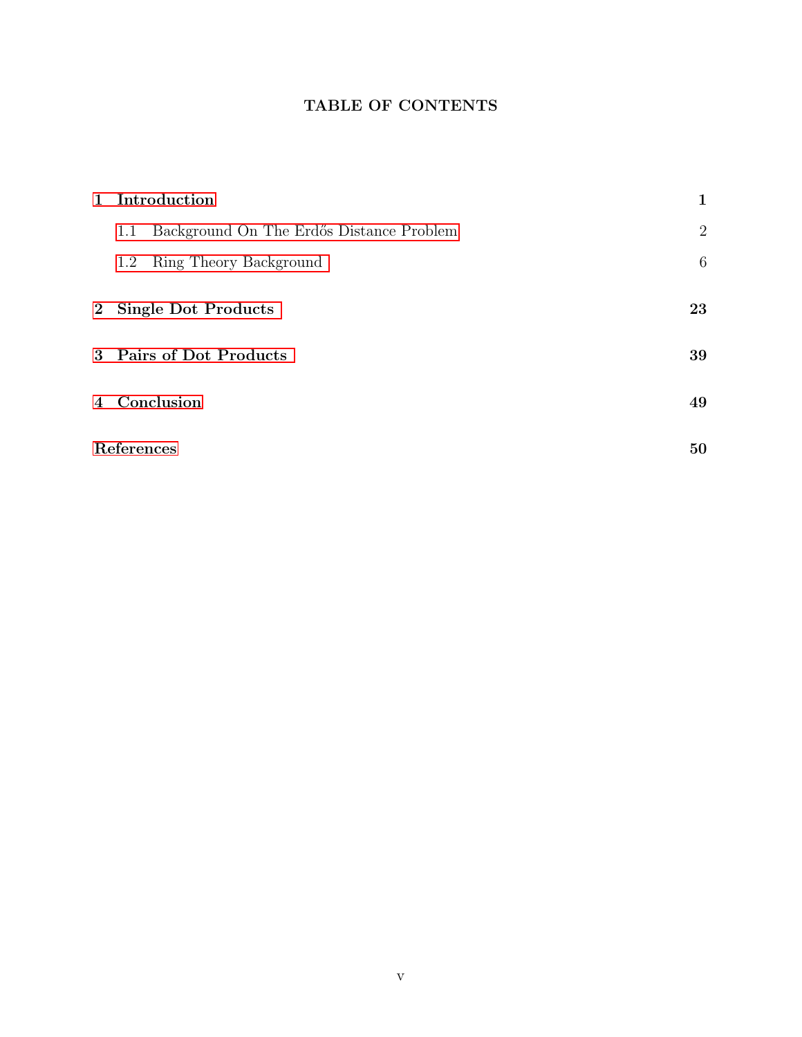# TABLE OF CONTENTS

| | |
|---|---|
| **1 Introduction** | **1** |
| 1.1 Background On The Erdős Distance Problem | 2 |
| 1.2 Ring Theory Background | 6 |
| **2 Single Dot Products** | **23** |
| **3 Pairs of Dot Products** | **39** |
| **4 Conclusion** | **49** |
| **References** | **50** |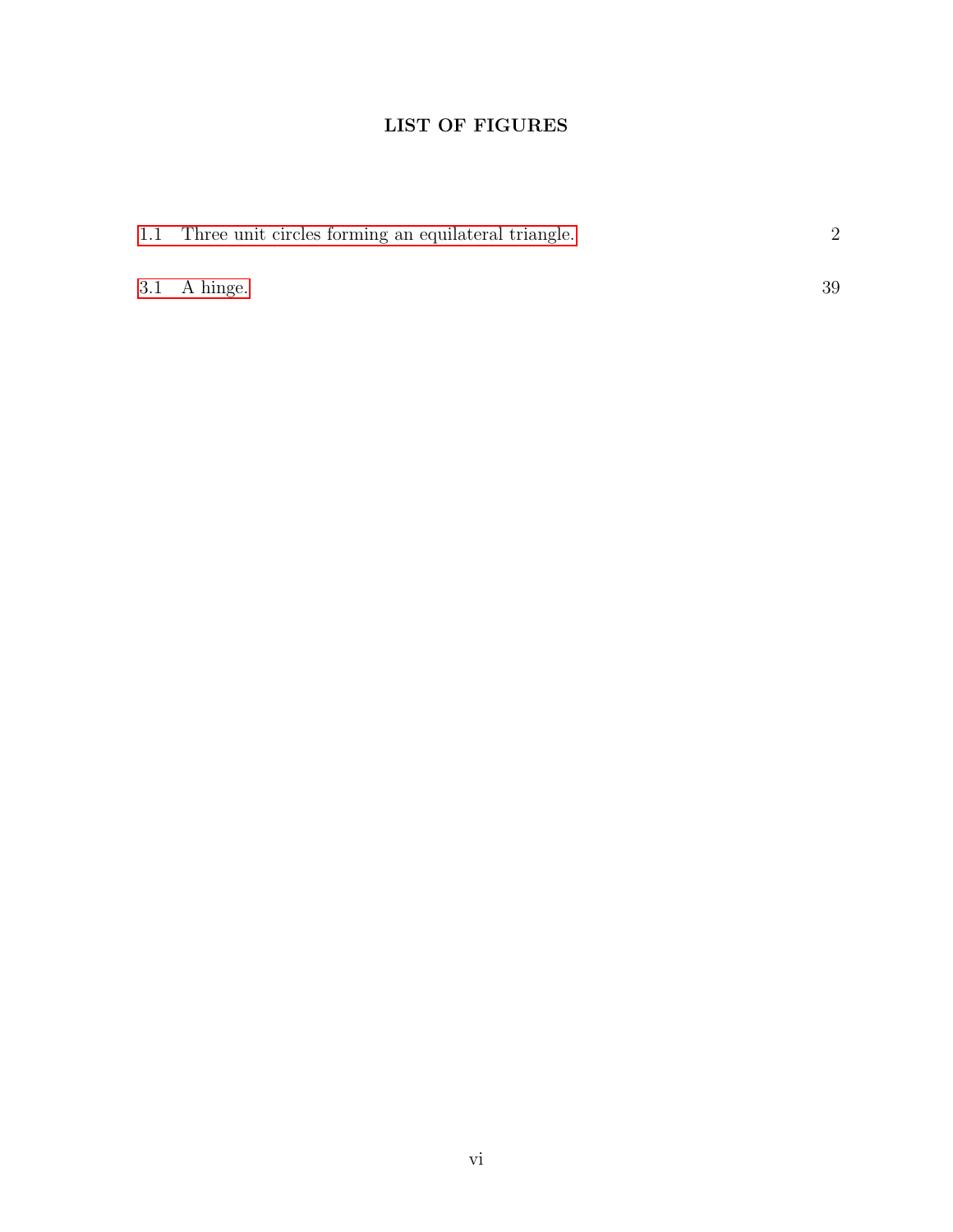# LIST OF FIGURES

1.1 Three unit circles forming an equilateral triangle. 2

3.1 A hinge. 39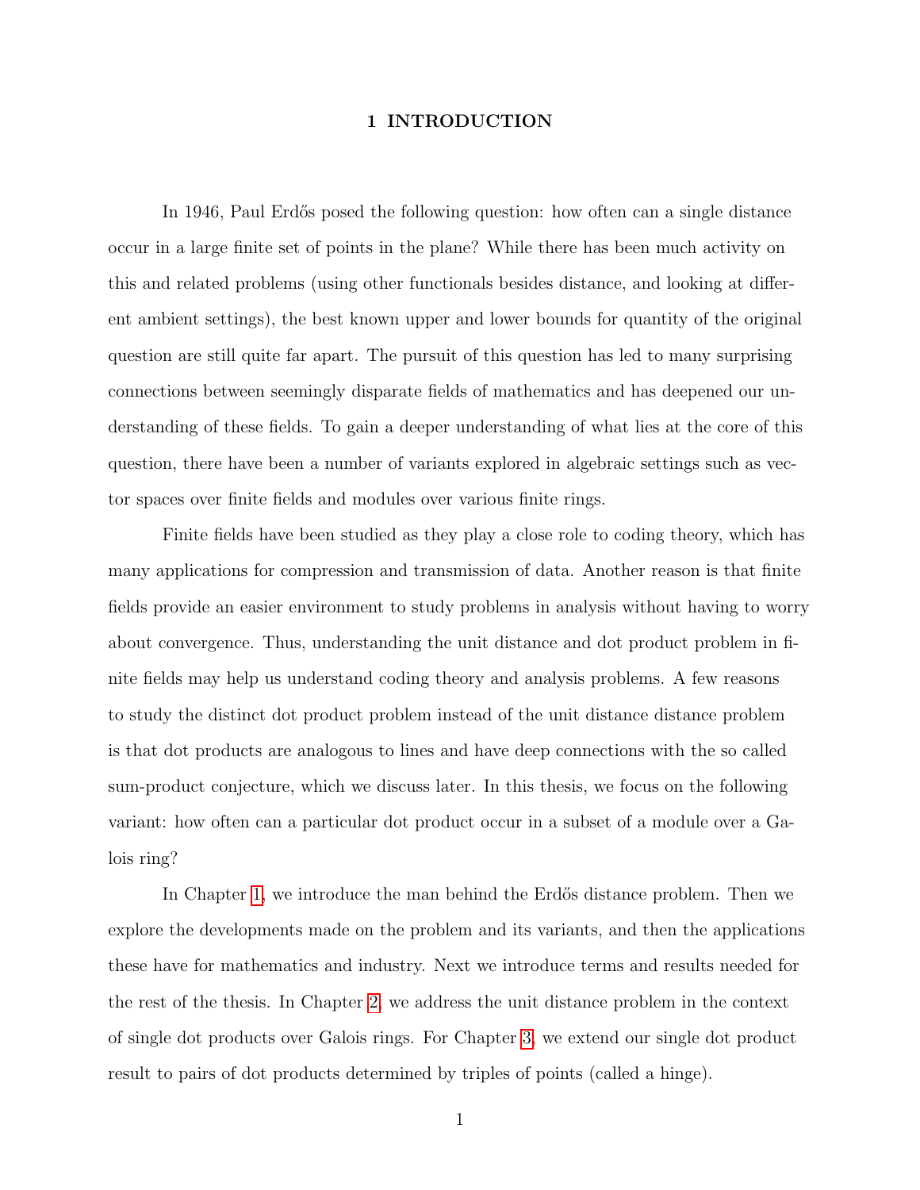# 1 INTRODUCTION

In 1946, Paul Erdős posed the following question: how often can a single distance occur in a large finite set of points in the plane? While there has been much activity on this and related problems (using other functionals besides distance, and looking at different ambient settings), the best known upper and lower bounds for quantity of the original question are still quite far apart. The pursuit of this question has led to many surprising connections between seemingly disparate fields of mathematics and has deepened our understanding of these fields. To gain a deeper understanding of what lies at the core of this question, there have been a number of variants explored in algebraic settings such as vector spaces over finite fields and modules over various finite rings.

Finite fields have been studied as they play a close role to coding theory, which has many applications for compression and transmission of data. Another reason is that finite fields provide an easier environment to study problems in analysis without having to worry about convergence. Thus, understanding the unit distance and dot product problem in finite fields may help us understand coding theory and analysis problems. A few reasons to study the distinct dot product problem instead of the unit distance distance problem is that dot products are analogous to lines and have deep connections with the so called sum-product conjecture, which we discuss later. In this thesis, we focus on the following variant: how often can a particular dot product occur in a subset of a module over a Galois ring?

In Chapter 1, we introduce the man behind the Erdős distance problem. Then we explore the developments made on the problem and its variants, and then the applications these have for mathematics and industry. Next we introduce terms and results needed for the rest of the thesis. In Chapter 2, we address the unit distance problem in the context of single dot products over Galois rings. For Chapter 3, we extend our single dot product result to pairs of dot products determined by triples of points (called a hinge).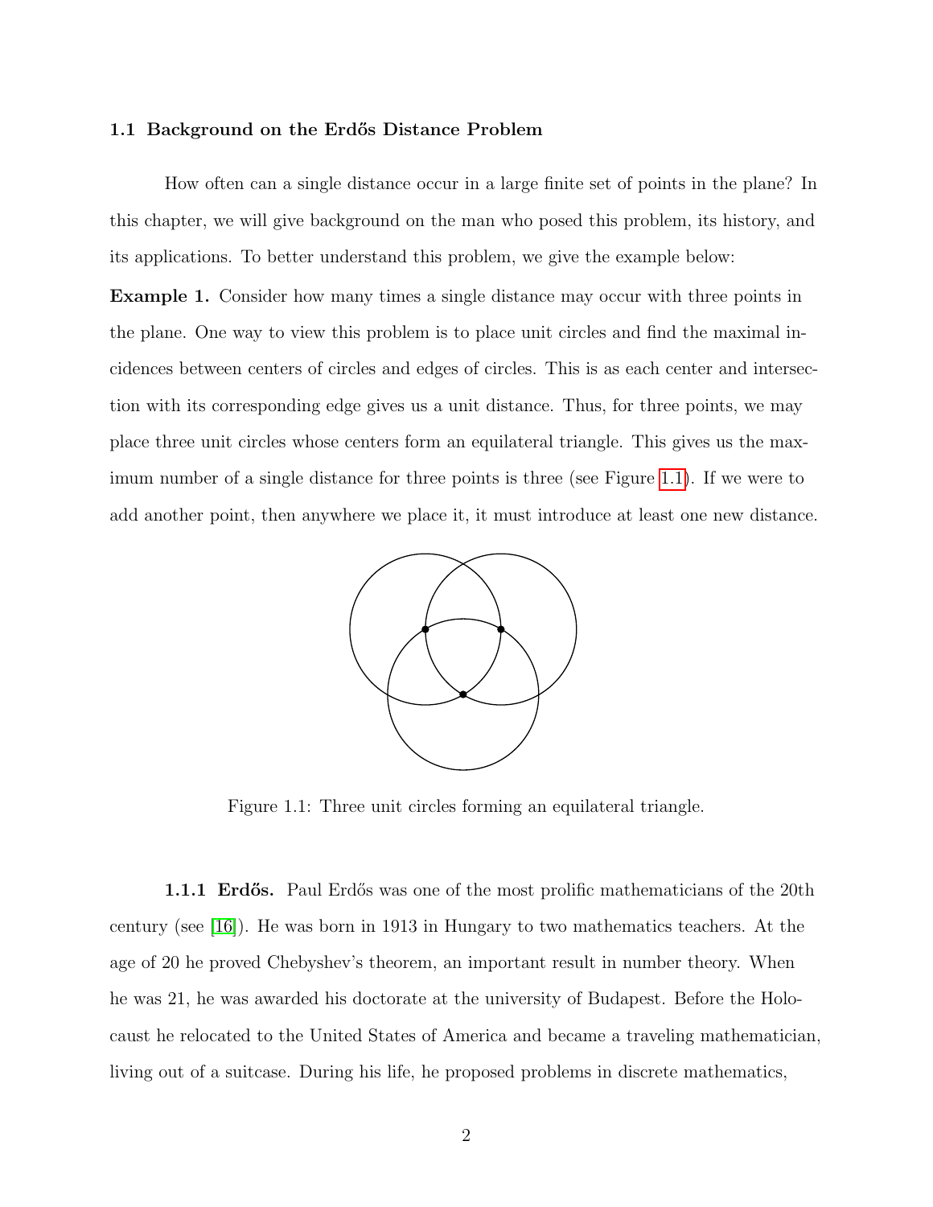## 1.1 Background on the Erdős Distance Problem

How often can a single distance occur in a large finite set of points in the plane? In this chapter, we will give background on the man who posed this problem, its history, and its applications. To better understand this problem, we give the example below:

**Example 1.** Consider how many times a single distance may occur with three points in the plane. One way to view this problem is to place unit circles and find the maximal incidences between centers of circles and edges of circles. This is as each center and intersection with its corresponding edge gives us a unit distance. Thus, for three points, we may place three unit circles whose centers form an equilateral triangle. This gives us the maximum number of a single distance for three points is three (see Figure 1.1). If we were to add another point, then anywhere we place it, it must introduce at least one new distance.

Figure 1.1: Three unit circles forming an equilateral triangle.

### 1.1.1 Erdős.

Paul Erdős was one of the most prolific mathematicians of the 20th century (see [16]). He was born in 1913 in Hungary to two mathematics teachers. At the age of 20 he proved Chebyshev's theorem, an important result in number theory. When he was 21, he was awarded his doctorate at the university of Budapest. Before the Holocaust he relocated to the United States of America and became a traveling mathematician, living out of a suitcase. During his life, he proposed problems in discrete mathematics,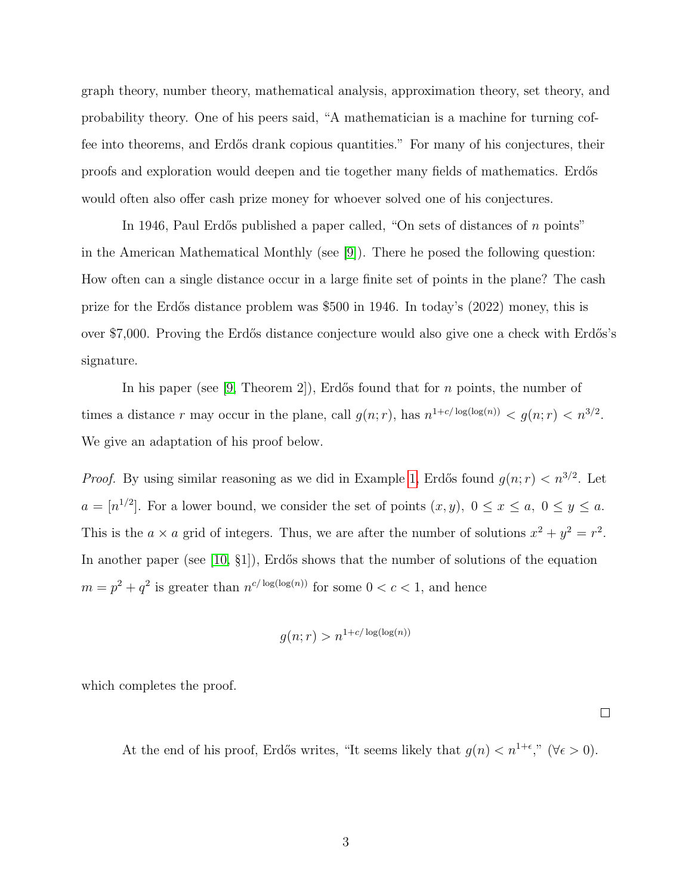graph theory, number theory, mathematical analysis, approximation theory, set theory, and probability theory. One of his peers said, "A mathematician is a machine for turning coffee into theorems, and Erdős drank copious quantities." For many of his conjectures, their proofs and exploration would deepen and tie together many fields of mathematics. Erdős would often also offer cash prize money for whoever solved one of his conjectures.

In 1946, Paul Erdős published a paper called, "On sets of distances of $n$ points" in the American Mathematical Monthly (see [9]). There he posed the following question: How often can a single distance occur in a large finite set of points in the plane? The cash prize for the Erdős distance problem was \$500 in 1946. In today's (2022) money, this is over \$7,000. Proving the Erdős distance conjecture would also give one a check with Erdős's signature.

In his paper (see [9, Theorem 2]), Erdős found that for $n$ points, the number of times a distance $r$ may occur in the plane, call $g(n;r)$, has $n^{1+c/\log(\log(n))} < g(n;r) < n^{3/2}$. We give an adaptation of his proof below.

*Proof.* By using similar reasoning as we did in Example 1, Erdős found $g(n;r) < n^{3/2}$. Let $a = [n^{1/2}]$. For a lower bound, we consider the set of points $(x, y)$, $0 \leq x \leq a$, $0 \leq y \leq a$. This is the $a \times a$ grid of integers. Thus, we are after the number of solutions $x^2 + y^2 = r^2$. In another paper (see [10, §1]), Erdős shows that the number of solutions of the equation $m = p^2 + q^2$ is greater than $n^{c/\log(\log(n))}$ for some $0 < c < 1$, and hence

$$g(n;r) > n^{1+c/\log(\log(n))}$$

which completes the proof.

□

At the end of his proof, Erdős writes, "It seems likely that $g(n) < n^{1+\epsilon}$," $(\forall \epsilon > 0)$.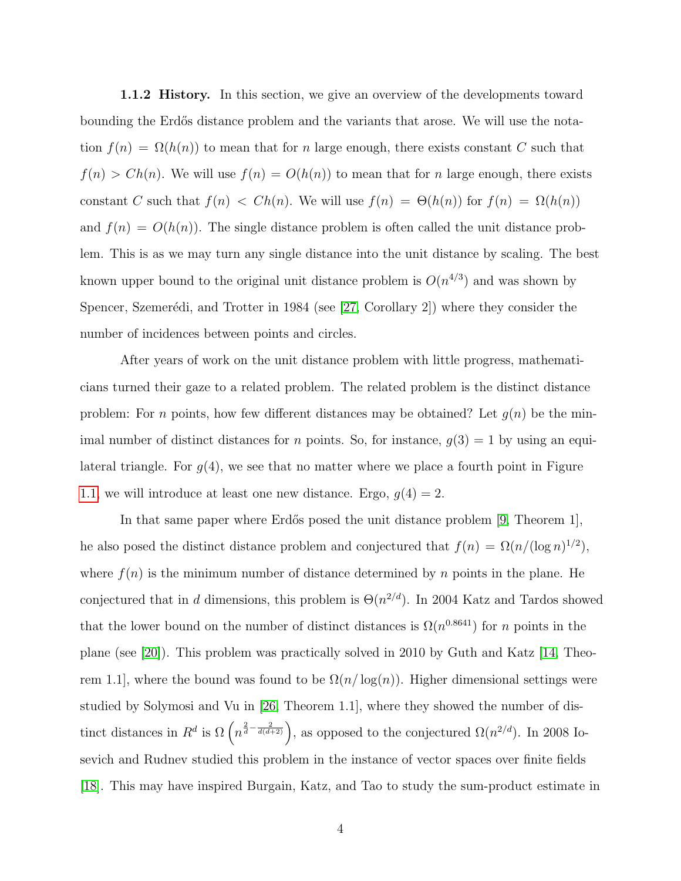**1.1.2 History.** In this section, we give an overview of the developments toward bounding the Erdős distance problem and the variants that arose. We will use the notation $f(n) = \Omega(h(n))$ to mean that for $n$ large enough, there exists constant $C$ such that $f(n) > Ch(n)$. We will use $f(n) = O(h(n))$ to mean that for $n$ large enough, there exists constant $C$ such that $f(n) < Ch(n)$. We will use $f(n) = \Theta(h(n))$ for $f(n) = \Omega(h(n))$ and $f(n) = O(h(n))$. The single distance problem is often called the unit distance problem. This is as we may turn any single distance into the unit distance by scaling. The best known upper bound to the original unit distance problem is $O(n^{4/3})$ and was shown by Spencer, Szemerédi, and Trotter in 1984 (see [27, Corollary 2]) where they consider the number of incidences between points and circles.

After years of work on the unit distance problem with little progress, mathematicians turned their gaze to a related problem. The related problem is the distinct distance problem: For $n$ points, how few different distances may be obtained? Let $g(n)$ be the minimal number of distinct distances for $n$ points. So, for instance, $g(3) = 1$ by using an equilateral triangle. For $g(4)$, we see that no matter where we place a fourth point in Figure 1.1, we will introduce at least one new distance. Ergo, $g(4) = 2$.

In that same paper where Erdős posed the unit distance problem [9, Theorem 1], he also posed the distinct distance problem and conjectured that $f(n) = \Omega(n/(\log n)^{1/2})$, where $f(n)$ is the minimum number of distance determined by $n$ points in the plane. He conjectured that in $d$ dimensions, this problem is $\Theta(n^{2/d})$. In 2004 Katz and Tardos showed that the lower bound on the number of distinct distances is $\Omega(n^{0.8641})$ for $n$ points in the plane (see [20]). This problem was practically solved in 2010 by Guth and Katz [14, Theorem 1.1], where the bound was found to be $\Omega(n/\log(n))$. Higher dimensional settings were studied by Solymosi and Vu in [26, Theorem 1.1], where they showed the number of distinct distances in $R^d$ is $\Omega\left(n^{\frac{2}{d}-\frac{2}{d(d+2)}}\right)$, as opposed to the conjectured $\Omega(n^{2/d})$. In 2008 Iosevich and Rudnev studied this problem in the instance of vector spaces over finite fields [18]. This may have inspired Burgain, Katz, and Tao to study the sum-product estimate in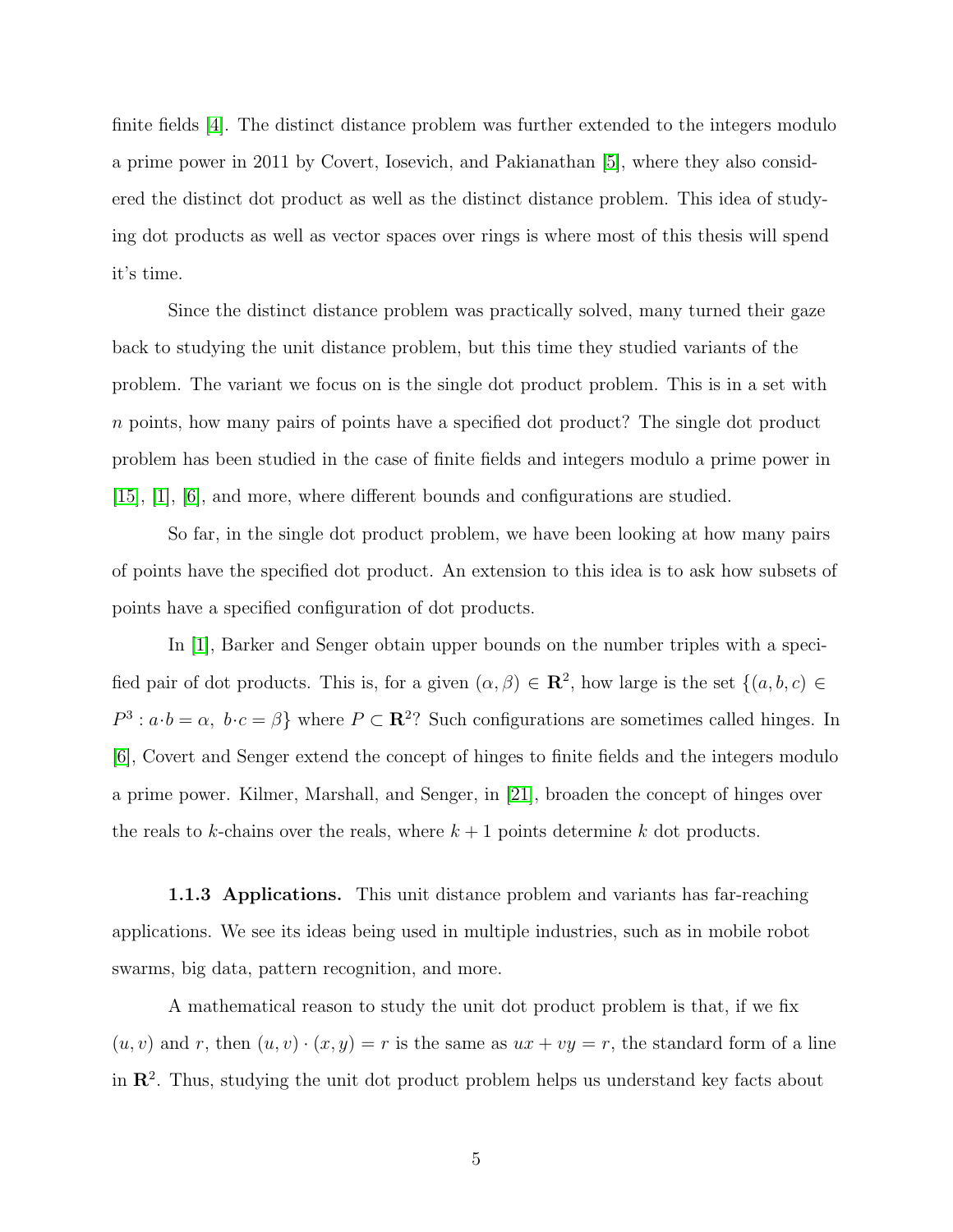finite fields [4]. The distinct distance problem was further extended to the integers modulo a prime power in 2011 by Covert, Iosevich, and Pakianathan [5], where they also considered the distinct dot product as well as the distinct distance problem. This idea of studying dot products as well as vector spaces over rings is where most of this thesis will spend it's time.

Since the distinct distance problem was practically solved, many turned their gaze back to studying the unit distance problem, but this time they studied variants of the problem. The variant we focus on is the single dot product problem. This is in a set with $n$ points, how many pairs of points have a specified dot product? The single dot product problem has been studied in the case of finite fields and integers modulo a prime power in [15], [1], [6], and more, where different bounds and configurations are studied.

So far, in the single dot product problem, we have been looking at how many pairs of points have the specified dot product. An extension to this idea is to ask how subsets of points have a specified configuration of dot products.

In [1], Barker and Senger obtain upper bounds on the number triples with a specified pair of dot products. This is, for a given $(\alpha, \beta) \in \mathbf{R}^2$, how large is the set $\{(a, b, c) \in P^3 : a \cdot b = \alpha,\ b \cdot c = \beta\}$ where $P \subset \mathbf{R}^2$? Such configurations are sometimes called hinges. In [6], Covert and Senger extend the concept of hinges to finite fields and the integers modulo a prime power. Kilmer, Marshall, and Senger, in [21], broaden the concept of hinges over the reals to $k$-chains over the reals, where $k+1$ points determine $k$ dot products.

### 1.1.3 Applications.

This unit distance problem and variants has far-reaching applications. We see its ideas being used in multiple industries, such as in mobile robot swarms, big data, pattern recognition, and more.

A mathematical reason to study the unit dot product problem is that, if we fix $(u, v)$ and $r$, then $(u, v) \cdot (x, y) = r$ is the same as $ux + vy = r$, the standard form of a line in $\mathbf{R}^2$. Thus, studying the unit dot product problem helps us understand key facts about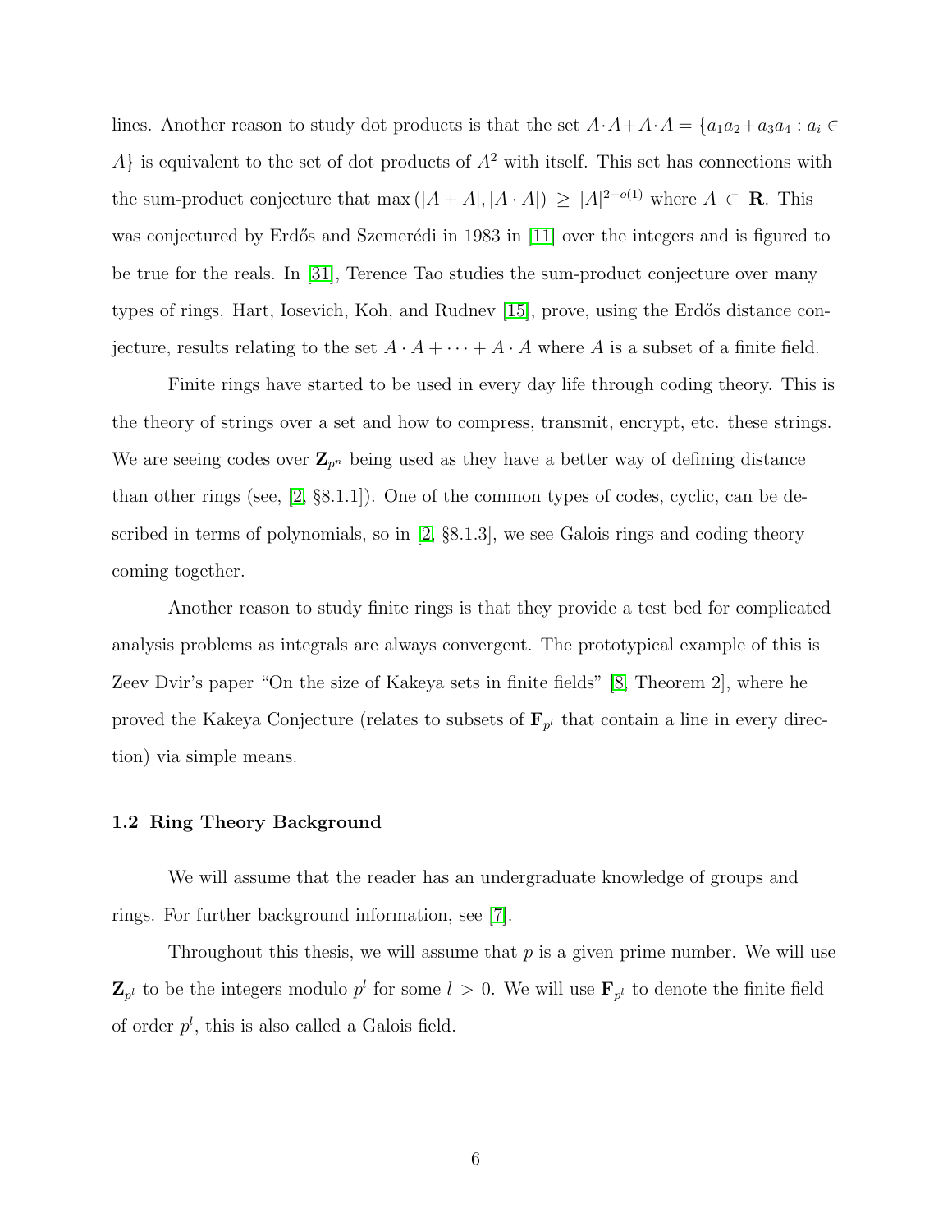lines. Another reason to study dot products is that the set $A\cdot A+A\cdot A=\{a_1a_2+a_3a_4 : a_i\in A\}$ is equivalent to the set of dot products of $A^2$ with itself. This set has connections with the sum-product conjecture that $\max(|A+A|,|A\cdot A|)\geq |A|^{2-o(1)}$ where $A\subset \mathbf{R}$. This was conjectured by Erdős and Szemerédi in 1983 in [11] over the integers and is figured to be true for the reals. In [31], Terence Tao studies the sum-product conjecture over many types of rings. Hart, Iosevich, Koh, and Rudnev [15], prove, using the Erdős distance conjecture, results relating to the set $A\cdot A+\cdots+A\cdot A$ where $A$ is a subset of a finite field.

Finite rings have started to be used in every day life through coding theory. This is the theory of strings over a set and how to compress, transmit, encrypt, etc. these strings. We are seeing codes over $\mathbf{Z}_{p^n}$ being used as they have a better way of defining distance than other rings (see, [2, §8.1.1]). One of the common types of codes, cyclic, can be described in terms of polynomials, so in [2, §8.1.3], we see Galois rings and coding theory coming together.

Another reason to study finite rings is that they provide a test bed for complicated analysis problems as integrals are always convergent. The prototypical example of this is Zeev Dvir's paper "On the size of Kakeya sets in finite fields" [8, Theorem 2], where he proved the Kakeya Conjecture (relates to subsets of $\mathbf{F}_{p^l}$ that contain a line in every direction) via simple means.

### 1.2 Ring Theory Background

We will assume that the reader has an undergraduate knowledge of groups and rings. For further background information, see [7].

Throughout this thesis, we will assume that $p$ is a given prime number. We will use $\mathbf{Z}_{p^l}$ to be the integers modulo $p^l$ for some $l>0$. We will use $\mathbf{F}_{p^l}$ to denote the finite field of order $p^l$, this is also called a Galois field.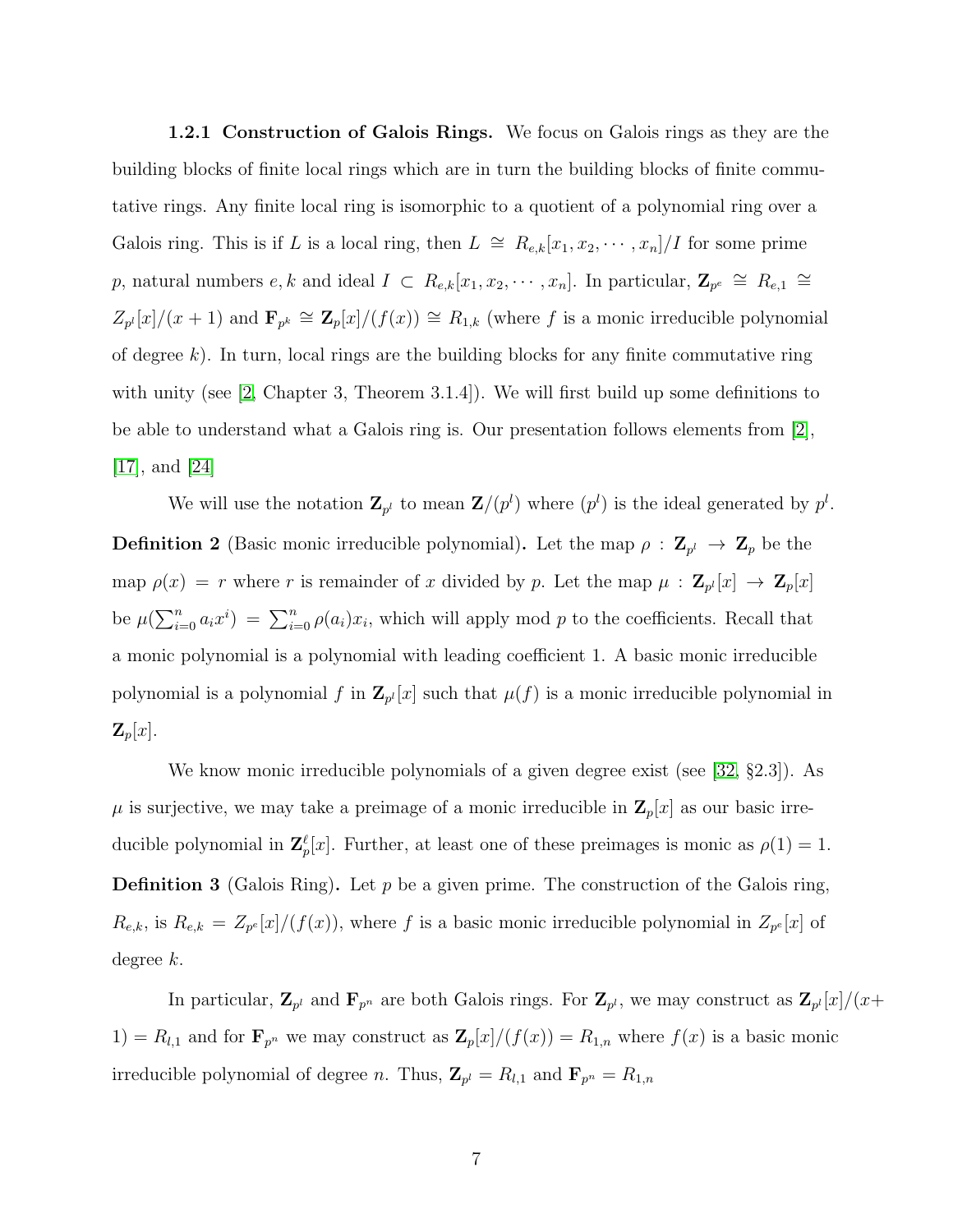### 1.2.1 Construction of Galois Rings.

We focus on Galois rings as they are the building blocks of finite local rings which are in turn the building blocks of finite commutative rings. Any finite local ring is isomorphic to a quotient of a polynomial ring over a Galois ring. This is if $L$ is a local ring, then $L \cong R_{e,k}[x_1, x_2, \cdots, x_n]/I$ for some prime $p$, natural numbers $e, k$ and ideal $I \subset R_{e,k}[x_1, x_2, \cdots, x_n]$. In particular, $\mathbf{Z}_{p^e} \cong R_{e,1} \cong Z_{p^l}[x]/(x+1)$ and $\mathbf{F}_{p^k} \cong \mathbf{Z}_p[x]/(f(x)) \cong R_{1,k}$ (where $f$ is a monic irreducible polynomial of degree $k$). In turn, local rings are the building blocks for any finite commutative ring with unity (see [2, Chapter 3, Theorem 3.1.4]). We will first build up some definitions to be able to understand what a Galois ring is. Our presentation follows elements from [2], [17], and [24]

We will use the notation $\mathbf{Z}_{p^l}$ to mean $\mathbf{Z}/(p^l)$ where $(p^l)$ is the ideal generated by $p^l$.

**Definition 2** (Basic monic irreducible polynomial). Let the map $\rho : \mathbf{Z}_{p^l} \to \mathbf{Z}_p$ be the map $\rho(x) = r$ where $r$ is remainder of $x$ divided by $p$. Let the map $\mu : \mathbf{Z}_{p^l}[x] \to \mathbf{Z}_p[x]$ be $\mu(\sum_{i=0}^{n} a_i x^i) = \sum_{i=0}^{n} \rho(a_i) x_i$, which will apply mod $p$ to the coefficients. Recall that a monic polynomial is a polynomial with leading coefficient 1. A basic monic irreducible polynomial is a polynomial $f$ in $\mathbf{Z}_{p^l}[x]$ such that $\mu(f)$ is a monic irreducible polynomial in $\mathbf{Z}_p[x]$.

We know monic irreducible polynomials of a given degree exist (see [32, §2.3]). As $\mu$ is surjective, we may take a preimage of a monic irreducible in $\mathbf{Z}_p[x]$ as our basic irreducible polynomial in $\mathbf{Z}_p^{\ell}[x]$. Further, at least one of these preimages is monic as $\rho(1) = 1$.

**Definition 3** (Galois Ring). Let $p$ be a given prime. The construction of the Galois ring, $R_{e,k}$, is $R_{e,k} = Z_{p^e}[x]/(f(x))$, where $f$ is a basic monic irreducible polynomial in $Z_{p^e}[x]$ of degree $k$.

In particular, $\mathbf{Z}_{p^l}$ and $\mathbf{F}_{p^n}$ are both Galois rings. For $\mathbf{Z}_{p^l}$, we may construct as $\mathbf{Z}_{p^l}[x]/(x+1) = R_{l,1}$ and for $\mathbf{F}_{p^n}$ we may construct as $\mathbf{Z}_p[x]/(f(x)) = R_{1,n}$ where $f(x)$ is a basic monic irreducible polynomial of degree $n$. Thus, $\mathbf{Z}_{p^l} = R_{l,1}$ and $\mathbf{F}_{p^n} = R_{1,n}$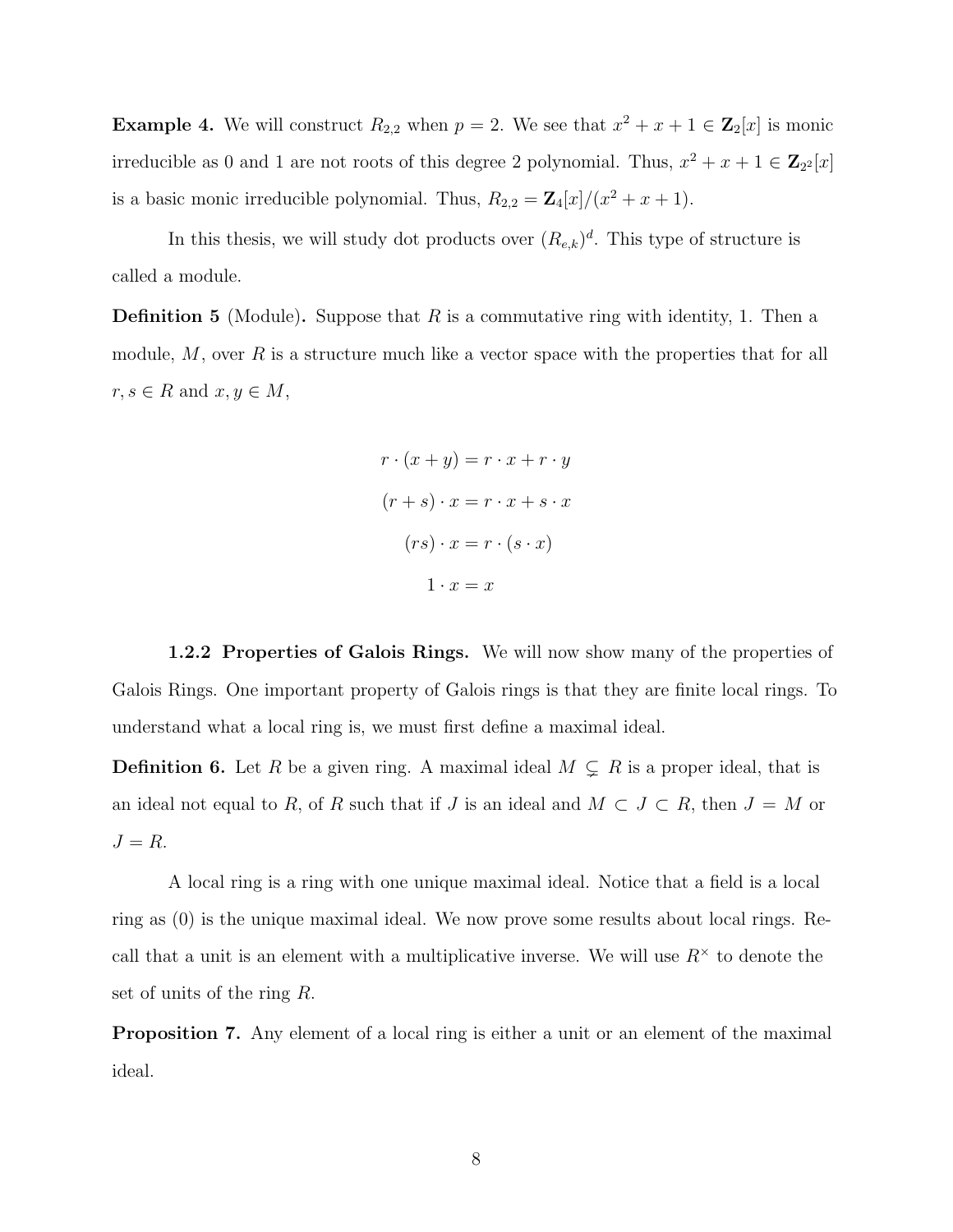**Example 4.** We will construct $R_{2,2}$ when $p = 2$. We see that $x^2 + x + 1 \in \mathbf{Z}_2[x]$ is monic irreducible as 0 and 1 are not roots of this degree 2 polynomial. Thus, $x^2 + x + 1 \in \mathbf{Z}_{2^2}[x]$ is a basic monic irreducible polynomial. Thus, $R_{2,2} = \mathbf{Z}_4[x]/(x^2 + x + 1)$.

In this thesis, we will study dot products over $(R_{e,k})^d$. This type of structure is called a module.

**Definition 5** (Module)**.** Suppose that $R$ is a commutative ring with identity, 1. Then a module, $M$, over $R$ is a structure much like a vector space with the properties that for all $r, s \in R$ and $x, y \in M$,

$$r \cdot (x + y) = r \cdot x + r \cdot y$$

$$(r + s) \cdot x = r \cdot x + s \cdot x$$

$$(rs) \cdot x = r \cdot (s \cdot x)$$

$$1 \cdot x = x$$

### 1.2.2 Properties of Galois Rings.

We will now show many of the properties of Galois Rings. One important property of Galois rings is that they are finite local rings. To understand what a local ring is, we must first define a maximal ideal.

**Definition 6.** Let $R$ be a given ring. A maximal ideal $M \subsetneq R$ is a proper ideal, that is an ideal not equal to $R$, of $R$ such that if $J$ is an ideal and $M \subset J \subset R$, then $J = M$ or $J = R$.

A local ring is a ring with one unique maximal ideal. Notice that a field is a local ring as $(0)$ is the unique maximal ideal. We now prove some results about local rings. Recall that a unit is an element with a multiplicative inverse. We will use $R^\times$ to denote the set of units of the ring $R$.

**Proposition 7.** Any element of a local ring is either a unit or an element of the maximal ideal.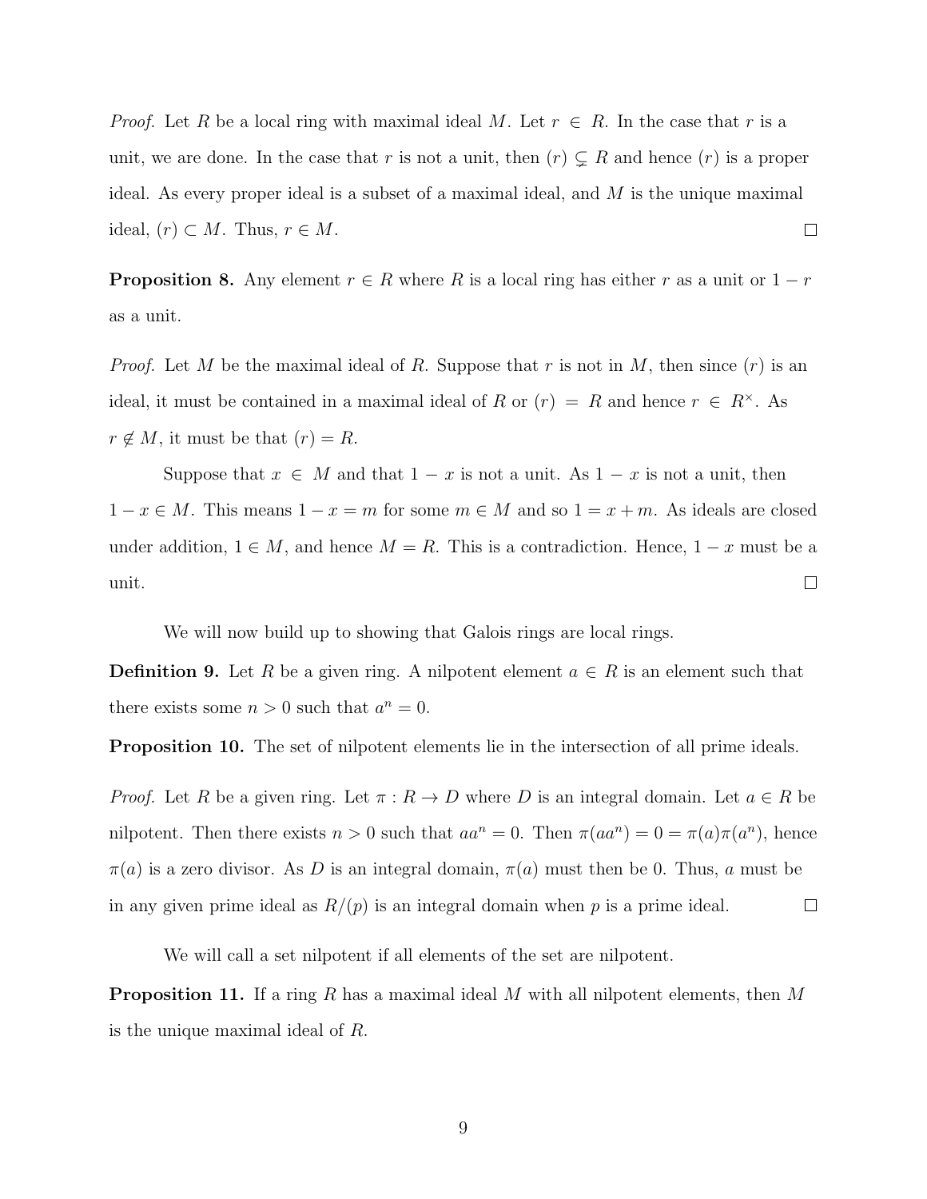*Proof.* Let $R$ be a local ring with maximal ideal $M$. Let $r \in R$. In the case that $r$ is a unit, we are done. In the case that $r$ is not a unit, then $(r) \subsetneq R$ and hence $(r)$ is a proper ideal. As every proper ideal is a subset of a maximal ideal, and $M$ is the unique maximal ideal, $(r) \subset M$. Thus, $r \in M$. □

**Proposition 8.** Any element $r \in R$ where $R$ is a local ring has either $r$ as a unit or $1 - r$ as a unit.

*Proof.* Let $M$ be the maximal ideal of $R$. Suppose that $r$ is not in $M$, then since $(r)$ is an ideal, it must be contained in a maximal ideal of $R$ or $(r) = R$ and hence $r \in R^{\times}$. As $r \notin M$, it must be that $(r) = R$.

Suppose that $x \in M$ and that $1 - x$ is not a unit. As $1 - x$ is not a unit, then $1 - x \in M$. This means $1 - x = m$ for some $m \in M$ and so $1 = x + m$. As ideals are closed under addition, $1 \in M$, and hence $M = R$. This is a contradiction. Hence, $1 - x$ must be a unit. □

We will now build up to showing that Galois rings are local rings.

**Definition 9.** Let $R$ be a given ring. A nilpotent element $a \in R$ is an element such that there exists some $n > 0$ such that $a^n = 0$.

**Proposition 10.** The set of nilpotent elements lie in the intersection of all prime ideals.

*Proof.* Let $R$ be a given ring. Let $\pi : R \to D$ where $D$ is an integral domain. Let $a \in R$ be nilpotent. Then there exists $n > 0$ such that $aa^n = 0$. Then $\pi(aa^n) = 0 = \pi(a)\pi(a^n)$, hence $\pi(a)$ is a zero divisor. As $D$ is an integral domain, $\pi(a)$ must then be 0. Thus, $a$ must be in any given prime ideal as $R/(p)$ is an integral domain when $p$ is a prime ideal. □

We will call a set nilpotent if all elements of the set are nilpotent.

**Proposition 11.** If a ring $R$ has a maximal ideal $M$ with all nilpotent elements, then $M$ is the unique maximal ideal of $R$.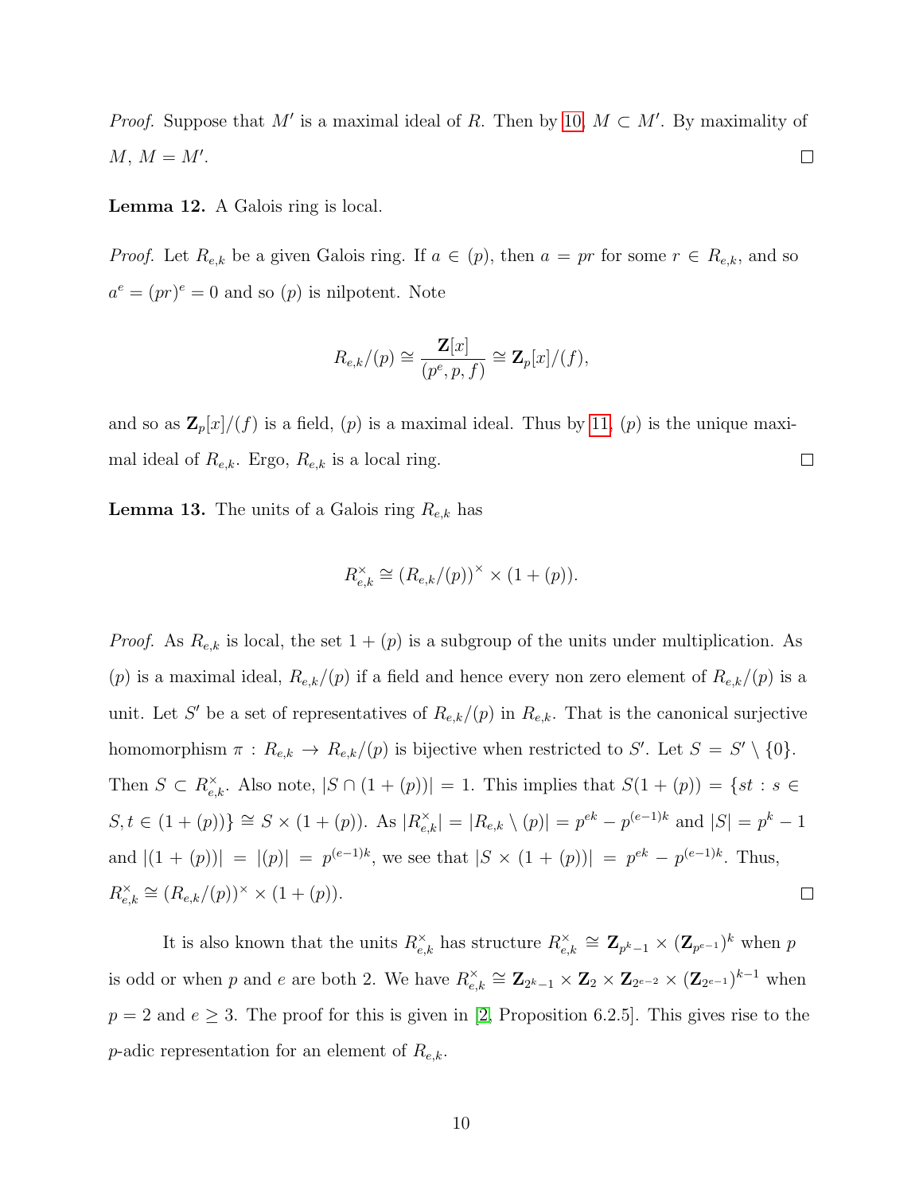*Proof.* Suppose that $M'$ is a maximal ideal of $R$. Then by 10, $M \subset M'$. By maximality of $M$, $M = M'$. ☐

**Lemma 12.** A Galois ring is local.

*Proof.* Let $R_{e,k}$ be a given Galois ring. If $a \in (p)$, then $a = pr$ for some $r \in R_{e,k}$, and so $a^e = (pr)^e = 0$ and so $(p)$ is nilpotent. Note

$$R_{e,k}/(p) \cong \frac{\mathbf{Z}[x]}{(p^e, p, f)} \cong \mathbf{Z}_p[x]/(f),$$

and so as $\mathbf{Z}_p[x]/(f)$ is a field, $(p)$ is a maximal ideal. Thus by 11, $(p)$ is the unique maximal ideal of $R_{e,k}$. Ergo, $R_{e,k}$ is a local ring. ☐

**Lemma 13.** The units of a Galois ring $R_{e,k}$ has

$$R_{e,k}^{\times} \cong (R_{e,k}/(p))^{\times} \times (1 + (p)).$$

*Proof.* As $R_{e,k}$ is local, the set $1 + (p)$ is a subgroup of the units under multiplication. As $(p)$ is a maximal ideal, $R_{e,k}/(p)$ if a field and hence every non zero element of $R_{e,k}/(p)$ is a unit. Let $S'$ be a set of representatives of $R_{e,k}/(p)$ in $R_{e,k}$. That is the canonical surjective homomorphism $\pi : R_{e,k} \to R_{e,k}/(p)$ is bijective when restricted to $S'$. Let $S = S' \setminus \{0\}$. Then $S \subset R_{e,k}^{\times}$. Also note, $|S \cap (1 + (p))| = 1$. This implies that $S(1 + (p)) = \{st : s \in S, t \in (1 + (p))\} \cong S \times (1 + (p))$. As $|R_{e,k}^{\times}| = |R_{e,k} \setminus (p)| = p^{ek} - p^{(e-1)k}$ and $|S| = p^k - 1$ and $|(1 + (p))| = |(p)| = p^{(e-1)k}$, we see that $|S \times (1 + (p))| = p^{ek} - p^{(e-1)k}$. Thus, $R_{e,k}^{\times} \cong (R_{e,k}/(p))^{\times} \times (1 + (p))$. ☐

It is also known that the units $R_{e,k}^{\times}$ has structure $R_{e,k}^{\times} \cong \mathbf{Z}_{p^k-1} \times (\mathbf{Z}_{p^{e-1}})^k$ when $p$ is odd or when $p$ and $e$ are both 2. We have $R_{e,k}^{\times} \cong \mathbf{Z}_{2^k-1} \times \mathbf{Z}_2 \times \mathbf{Z}_{2^{e-2}} \times (\mathbf{Z}_{2^{e-1}})^{k-1}$ when $p = 2$ and $e \geq 3$. The proof for this is given in [2, Proposition 6.2.5]. This gives rise to the $p$-adic representation for an element of $R_{e,k}$.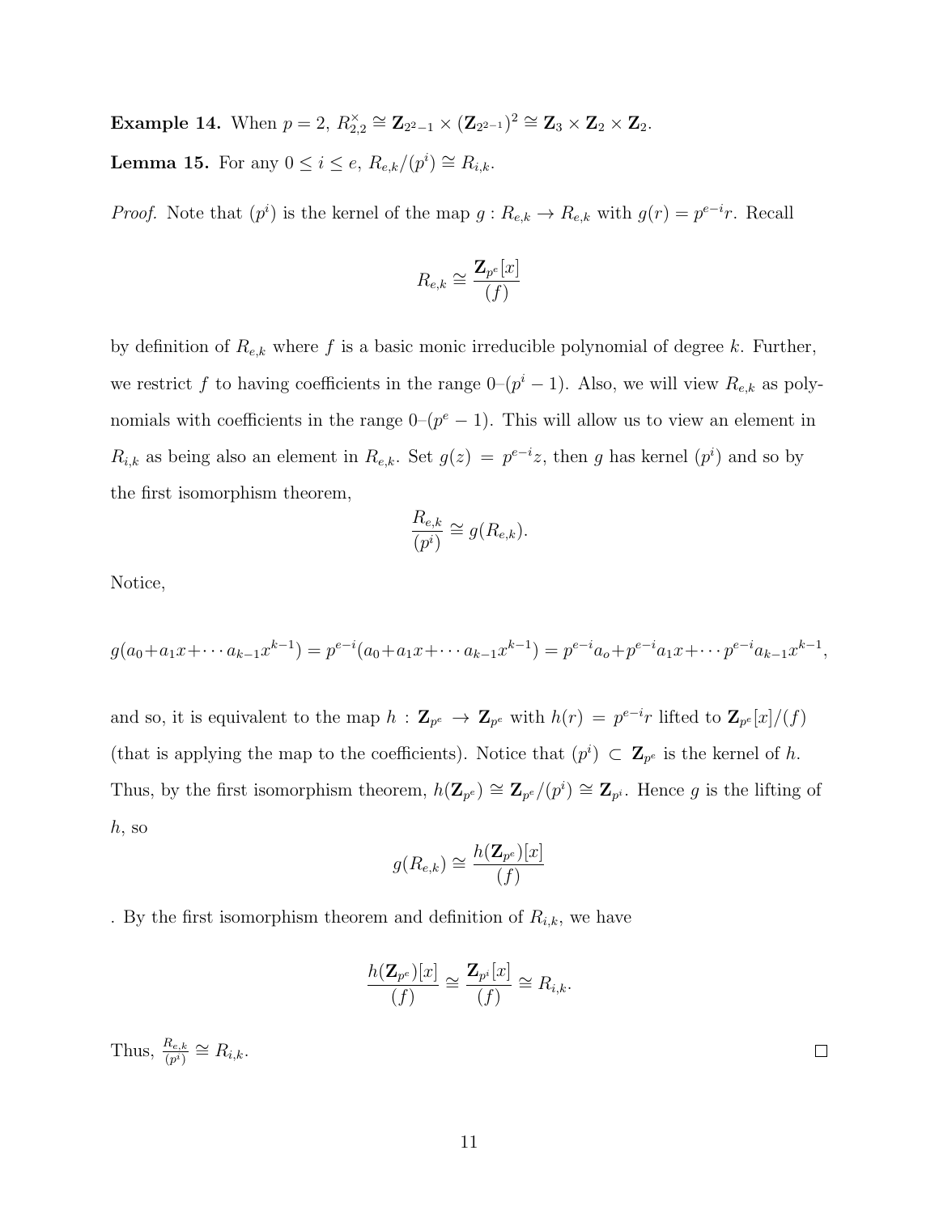**Example 14.** When $p = 2$, $R_{2,2}^{\times} \cong \mathbf{Z}_{2^2-1} \times (\mathbf{Z}_{2^{2-1}})^2 \cong \mathbf{Z}_3 \times \mathbf{Z}_2 \times \mathbf{Z}_2$.

**Lemma 15.** For any $0 \leq i \leq e$, $R_{e,k}/(p^i) \cong R_{i,k}$.

*Proof.* Note that $(p^i)$ is the kernel of the map $g : R_{e,k} \to R_{e,k}$ with $g(r) = p^{e-i}r$. Recall

$$R_{e,k} \cong \frac{\mathbf{Z}_{p^e}[x]}{(f)}$$

by definition of $R_{e,k}$ where $f$ is a basic monic irreducible polynomial of degree $k$. Further, we restrict $f$ to having coefficients in the range 0–$(p^i - 1)$. Also, we will view $R_{e,k}$ as polynomials with coefficients in the range 0–$(p^e - 1)$. This will allow us to view an element in $R_{i,k}$ as being also an element in $R_{e,k}$. Set $g(z) = p^{e-i}z$, then $g$ has kernel $(p^i)$ and so by the first isomorphism theorem,

$$\frac{R_{e,k}}{(p^i)} \cong g(R_{e,k}).$$

Notice,

$$g(a_0 + a_1x + \cdots a_{k-1}x^{k-1}) = p^{e-i}(a_0 + a_1x + \cdots a_{k-1}x^{k-1}) = p^{e-i}a_o + p^{e-i}a_1x + \cdots p^{e-i}a_{k-1}x^{k-1},$$

and so, it is equivalent to the map $h : \mathbf{Z}_{p^e} \to \mathbf{Z}_{p^e}$ with $h(r) = p^{e-i}r$ lifted to $\mathbf{Z}_{p^e}[x]/(f)$ (that is applying the map to the coefficients). Notice that $(p^i) \subset \mathbf{Z}_{p^e}$ is the kernel of $h$. Thus, by the first isomorphism theorem, $h(\mathbf{Z}_{p^e}) \cong \mathbf{Z}_{p^e}/(p^i) \cong \mathbf{Z}_{p^i}$. Hence $g$ is the lifting of $h$, so

$$g(R_{e,k}) \cong \frac{h(\mathbf{Z}_{p^e})[x]}{(f)}$$

. By the first isomorphism theorem and definition of $R_{i,k}$, we have

$$\frac{h(\mathbf{Z}_{p^e})[x]}{(f)} \cong \frac{\mathbf{Z}_{p^i}[x]}{(f)} \cong R_{i,k}.$$

Thus, $\frac{R_{e,k}}{(p^i)} \cong R_{i,k}$. □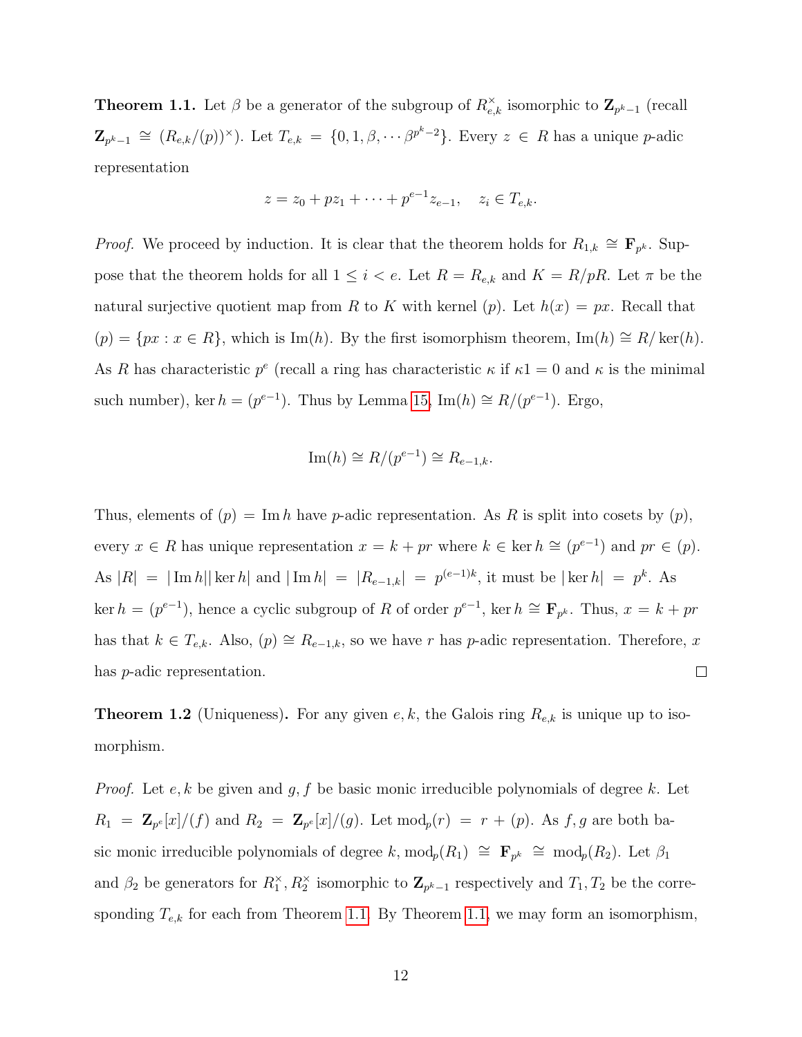**Theorem 1.1.** Let $\beta$ be a generator of the subgroup of $R_{e,k}^{\times}$ isomorphic to $\mathbf{Z}_{p^k-1}$ (recall $\mathbf{Z}_{p^k-1} \cong (R_{e,k}/(p))^{\times}$). Let $T_{e,k} = \{0, 1, \beta, \cdots \beta^{p^k-2}\}$. Every $z \in R$ has a unique $p$-adic representation

$$z = z_0 + pz_1 + \cdots + p^{e-1}z_{e-1}, \quad z_i \in T_{e,k}.$$

*Proof.* We proceed by induction. It is clear that the theorem holds for $R_{1,k} \cong \mathbf{F}_{p^k}$. Suppose that the theorem holds for all $1 \leq i < e$. Let $R = R_{e,k}$ and $K = R/pR$. Let $\pi$ be the natural surjective quotient map from $R$ to $K$ with kernel $(p)$. Let $h(x) = px$. Recall that $(p) = \{px : x \in R\}$, which is $\operatorname{Im}(h)$. By the first isomorphism theorem, $\operatorname{Im}(h) \cong R/\ker(h)$. As $R$ has characteristic $p^e$ (recall a ring has characteristic $\kappa$ if $\kappa 1 = 0$ and $\kappa$ is the minimal such number), $\ker h = (p^{e-1})$. Thus by Lemma 15, $\operatorname{Im}(h) \cong R/(p^{e-1})$. Ergo,

$$\operatorname{Im}(h) \cong R/(p^{e-1}) \cong R_{e-1,k}.$$

Thus, elements of $(p) = \operatorname{Im} h$ have $p$-adic representation. As $R$ is split into cosets by $(p)$, every $x \in R$ has unique representation $x = k + pr$ where $k \in \ker h \cong (p^{e-1})$ and $pr \in (p)$. As $|R| = |\operatorname{Im} h||\ker h|$ and $|\operatorname{Im} h| = |R_{e-1,k}| = p^{(e-1)k}$, it must be $|\ker h| = p^k$. As $\ker h = (p^{e-1})$, hence a cyclic subgroup of $R$ of order $p^{e-1}$, $\ker h \cong \mathbf{F}_{p^k}$. Thus, $x = k + pr$ has that $k \in T_{e,k}$. Also, $(p) \cong R_{e-1,k}$, so we have $r$ has $p$-adic representation. Therefore, $x$ has $p$-adic representation. $\square$

**Theorem 1.2** (Uniqueness)**.** For any given $e, k$, the Galois ring $R_{e,k}$ is unique up to isomorphism.

*Proof.* Let $e, k$ be given and $g, f$ be basic monic irreducible polynomials of degree $k$. Let $R_1 = \mathbf{Z}_{p^e}[x]/(f)$ and $R_2 = \mathbf{Z}_{p^e}[x]/(g)$. Let $\operatorname{mod}_p(r) = r + (p)$. As $f, g$ are both basic monic irreducible polynomials of degree $k$, $\operatorname{mod}_p(R_1) \cong \mathbf{F}_{p^k} \cong \operatorname{mod}_p(R_2)$. Let $\beta_1$ and $\beta_2$ be generators for $R_1^{\times}, R_2^{\times}$ isomorphic to $\mathbf{Z}_{p^k-1}$ respectively and $T_1, T_2$ be the corresponding $T_{e,k}$ for each from Theorem 1.1. By Theorem 1.1, we may form an isomorphism,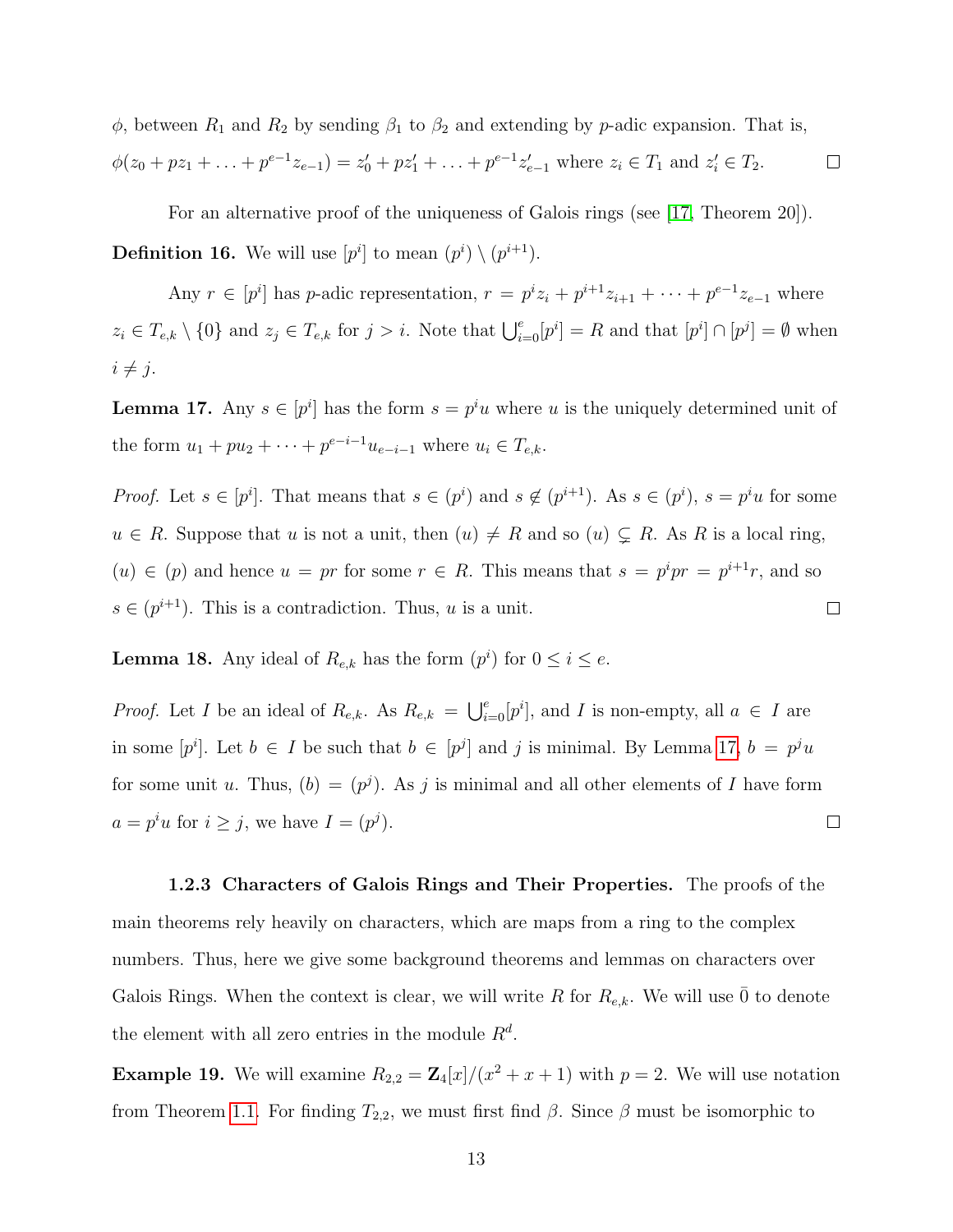$\phi$, between $R_1$ and $R_2$ by sending $\beta_1$ to $\beta_2$ and extending by $p$-adic expansion. That is, $\phi(z_0 + pz_1 + \ldots + p^{e-1}z_{e-1}) = z'_0 + pz'_1 + \ldots + p^{e-1}z'_{e-1}$ where $z_i \in T_1$ and $z'_i \in T_2$. □

For an alternative proof of the uniqueness of Galois rings (see [17, Theorem 20]).

**Definition 16.** We will use $[p^i]$ to mean $(p^i) \setminus (p^{i+1})$.

Any $r \in [p^i]$ has $p$-adic representation, $r = p^i z_i + p^{i+1} z_{i+1} + \cdots + p^{e-1} z_{e-1}$ where $z_i \in T_{e,k} \setminus \{0\}$ and $z_j \in T_{e,k}$ for $j > i$. Note that $\bigcup_{i=0}^{e} [p^i] = R$ and that $[p^i] \cap [p^j] = \emptyset$ when $i \neq j$.

**Lemma 17.** Any $s \in [p^i]$ has the form $s = p^i u$ where $u$ is the uniquely determined unit of the form $u_1 + pu_2 + \cdots + p^{e-i-1} u_{e-i-1}$ where $u_i \in T_{e,k}$.

*Proof.* Let $s \in [p^i]$. That means that $s \in (p^i)$ and $s \notin (p^{i+1})$. As $s \in (p^i)$, $s = p^i u$ for some $u \in R$. Suppose that $u$ is not a unit, then $(u) \neq R$ and so $(u) \subsetneq R$. As $R$ is a local ring, $(u) \in (p)$ and hence $u = pr$ for some $r \in R$. This means that $s = p^i pr = p^{i+1} r$, and so $s \in (p^{i+1})$. This is a contradiction. Thus, $u$ is a unit. □

**Lemma 18.** Any ideal of $R_{e,k}$ has the form $(p^i)$ for $0 \leq i \leq e$.

*Proof.* Let $I$ be an ideal of $R_{e,k}$. As $R_{e,k} = \bigcup_{i=0}^{e} [p^i]$, and $I$ is non-empty, all $a \in I$ are in some $[p^i]$. Let $b \in I$ be such that $b \in [p^j]$ and $j$ is minimal. By Lemma 17, $b = p^j u$ for some unit $u$. Thus, $(b) = (p^j)$. As $j$ is minimal and all other elements of $I$ have form $a = p^i u$ for $i \geq j$, we have $I = (p^j)$. □

#### 1.2.3 Characters of Galois Rings and Their Properties.

The proofs of the main theorems rely heavily on characters, which are maps from a ring to the complex numbers. Thus, here we give some background theorems and lemmas on characters over Galois Rings. When the context is clear, we will write $R$ for $R_{e,k}$. We will use $\bar{0}$ to denote the element with all zero entries in the module $R^d$.

**Example 19.** We will examine $R_{2,2} = \mathbf{Z}_4[x]/(x^2 + x + 1)$ with $p = 2$. We will use notation from Theorem 1.1. For finding $T_{2,2}$, we must first find $\beta$. Since $\beta$ must be isomorphic to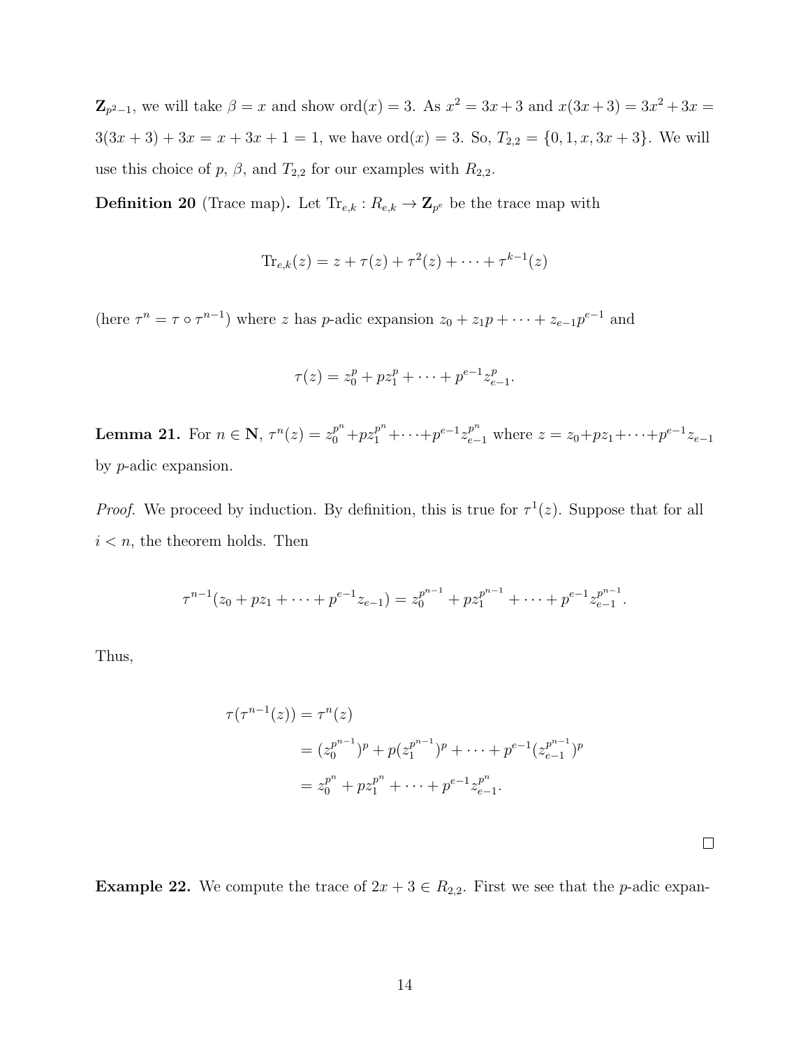$\mathbf{Z}_{p^2-1}$, we will take $\beta = x$ and show $\text{ord}(x) = 3$. As $x^2 = 3x+3$ and $x(3x+3) = 3x^2+3x = 3(3x+3)+3x = x+3x+1 = 1$, we have $\text{ord}(x) = 3$. So, $T_{2,2} = \{0, 1, x, 3x+3\}$. We will use this choice of $p$, $\beta$, and $T_{2,2}$ for our examples with $R_{2,2}$.

**Definition 20** (Trace map)**.** Let $\text{Tr}_{e,k} : R_{e,k} \to \mathbf{Z}_{p^e}$ be the trace map with

$$\text{Tr}_{e,k}(z) = z + \tau(z) + \tau^2(z) + \cdots + \tau^{k-1}(z)$$

(here $\tau^n = \tau \circ \tau^{n-1}$) where $z$ has $p$-adic expansion $z_0 + z_1 p + \cdots + z_{e-1}p^{e-1}$ and

$$\tau(z) = z_0^p + pz_1^p + \cdots + p^{e-1}z_{e-1}^p.$$

**Lemma 21.** For $n \in \mathbf{N}$, $\tau^n(z) = z_0^{p^n} + pz_1^{p^n} + \cdots + p^{e-1}z_{e-1}^{p^n}$ where $z = z_0 + pz_1 + \cdots + p^{e-1}z_{e-1}$ by $p$-adic expansion.

*Proof.* We proceed by induction. By definition, this is true for $\tau^1(z)$. Suppose that for all $i < n$, the theorem holds. Then

$$\tau^{n-1}(z_0 + pz_1 + \cdots + p^{e-1}z_{e-1}) = z_0^{p^{n-1}} + pz_1^{p^{n-1}} + \cdots + p^{e-1}z_{e-1}^{p^{n-1}}.$$

Thus,

$$\begin{aligned}
\tau(\tau^{n-1}(z)) &= \tau^n(z) \\
&= (z_0^{p^{n-1}})^p + p(z_1^{p^{n-1}})^p + \cdots + p^{e-1}(z_{e-1}^{p^{n-1}})^p \\
&= z_0^{p^n} + pz_1^{p^n} + \cdots + p^{e-1}z_{e-1}^{p^n}.
\end{aligned}$$

□

**Example 22.** We compute the trace of $2x + 3 \in R_{2,2}$. First we see that the $p$-adic expan-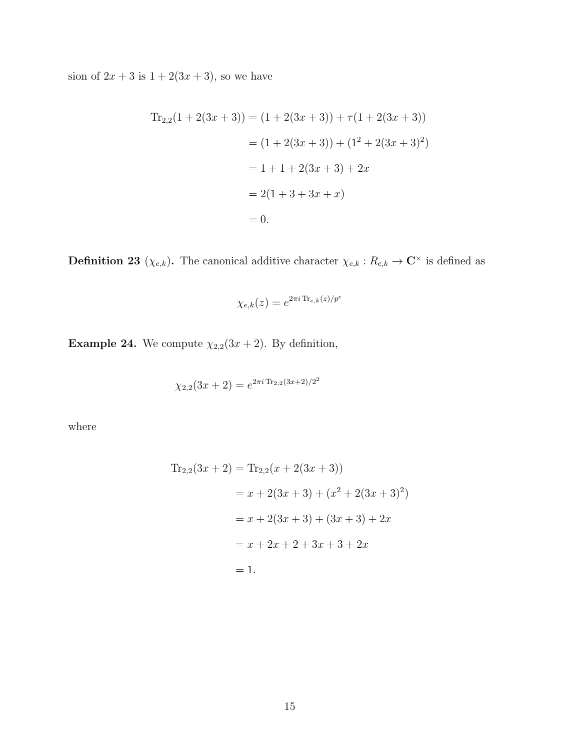sion of $2x+3$ is $1+2(3x+3)$, so we have

$$
\begin{aligned}
\mathrm{Tr}_{2,2}(1+2(3x+3)) &= (1+2(3x+3)) + \tau(1+2(3x+3)) \\
&= (1+2(3x+3)) + (1^2 + 2(3x+3)^2) \\
&= 1+1+2(3x+3)+2x \\
&= 2(1+3+3x+x) \\
&= 0.
\end{aligned}
$$

**Definition 23** ($\chi_{e,k}$)**.** The canonical additive character $\chi_{e,k} : R_{e,k} \to \mathbf{C}^\times$ is defined as

$$
\chi_{e,k}(z) = e^{2\pi i \, \mathrm{Tr}_{e,k}(z)/p^e}
$$

**Example 24.** We compute $\chi_{2,2}(3x+2)$. By definition,

$$
\chi_{2,2}(3x+2) = e^{2\pi i \, \mathrm{Tr}_{2,2}(3x+2)/2^2}
$$

where

$$
\begin{aligned}
\mathrm{Tr}_{2,2}(3x+2) &= \mathrm{Tr}_{2,2}(x+2(3x+3)) \\
&= x + 2(3x+3) + (x^2 + 2(3x+3)^2) \\
&= x + 2(3x+3) + (3x+3) + 2x \\
&= x + 2x + 2 + 3x + 3 + 2x \\
&= 1.
\end{aligned}
$$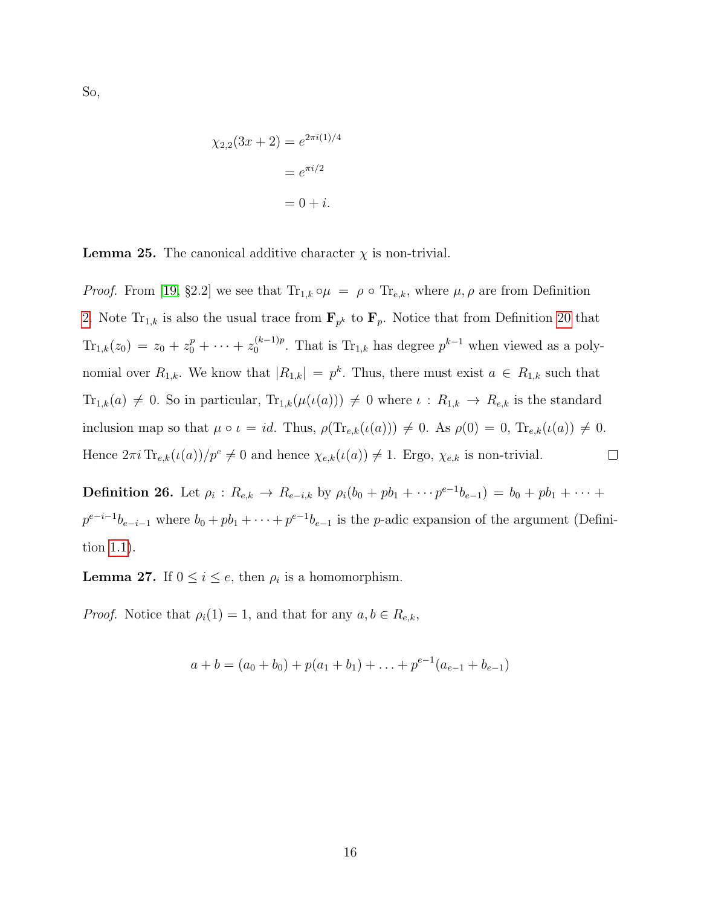So,

$$
\begin{aligned}
\chi_{2,2}(3x+2) &= e^{2\pi i(1)/4} \\
&= e^{\pi i/2} \\
&= 0 + i.
\end{aligned}
$$

**Lemma 25.** The canonical additive character $\chi$ is non-trivial.

*Proof.* From [19, §2.2] we see that $\mathrm{Tr}_{1,k} \circ \mu = \rho \circ \mathrm{Tr}_{e,k}$, where $\mu, \rho$ are from Definition 2. Note $\mathrm{Tr}_{1,k}$ is also the usual trace from $\mathbf{F}_{p^k}$ to $\mathbf{F}_p$. Notice that from Definition 20 that $\mathrm{Tr}_{1,k}(z_0) = z_0 + z_0^p + \cdots + z_0^{(k-1)p}$. That is $\mathrm{Tr}_{1,k}$ has degree $p^{k-1}$ when viewed as a polynomial over $R_{1,k}$. We know that $|R_{1,k}| = p^k$. Thus, there must exist $a \in R_{1,k}$ such that $\mathrm{Tr}_{1,k}(a) \neq 0$. So in particular, $\mathrm{Tr}_{1,k}(\mu(\iota(a))) \neq 0$ where $\iota : R_{1,k} \to R_{e,k}$ is the standard inclusion map so that $\mu \circ \iota = id$. Thus, $\rho(\mathrm{Tr}_{e,k}(\iota(a))) \neq 0$. As $\rho(0) = 0$, $\mathrm{Tr}_{e,k}(\iota(a)) \neq 0$. Hence $2\pi i \,\mathrm{Tr}_{e,k}(\iota(a))/p^e \neq 0$ and hence $\chi_{e,k}(\iota(a)) \neq 1$. Ergo, $\chi_{e,k}$ is non-trivial. $\square$

**Definition 26.** Let $\rho_i : R_{e,k} \to R_{e-i,k}$ by $\rho_i(b_0 + pb_1 + \cdots p^{e-1}b_{e-1}) = b_0 + pb_1 + \cdots + p^{e-i-1}b_{e-i-1}$ where $b_0 + pb_1 + \cdots + p^{e-1}b_{e-1}$ is the $p$-adic expansion of the argument (Definition 1.1).

**Lemma 27.** If $0 \leq i \leq e$, then $\rho_i$ is a homomorphism.

*Proof.* Notice that $\rho_i(1) = 1$, and that for any $a, b \in R_{e,k}$,

$$
a + b = (a_0 + b_0) + p(a_1 + b_1) + \ldots + p^{e-1}(a_{e-1} + b_{e-1})
$$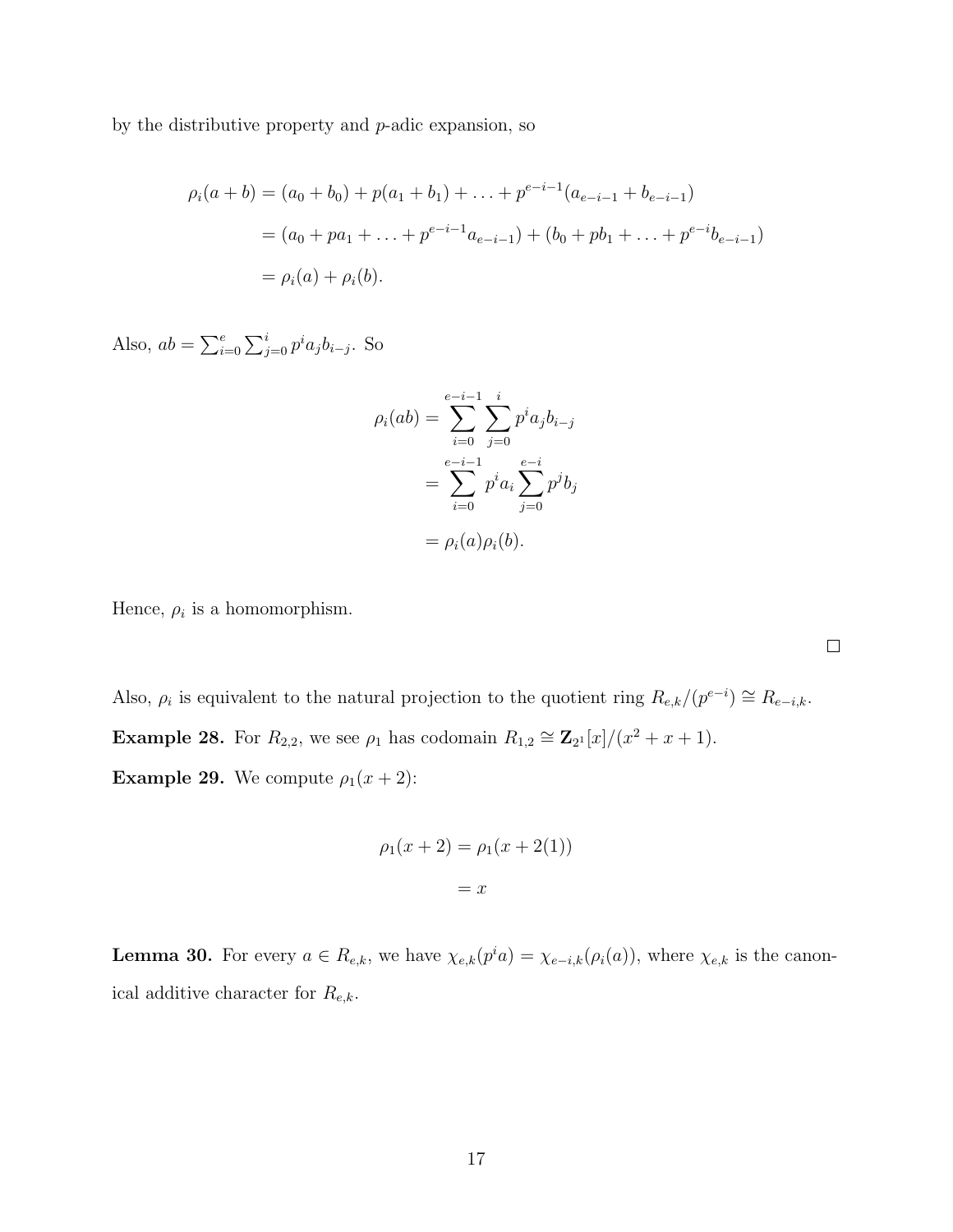by the distributive property and $p$-adic expansion, so

$$
\begin{aligned}
\rho_i(a+b) &= (a_0+b_0) + p(a_1+b_1) + \ldots + p^{e-i-1}(a_{e-i-1}+b_{e-i-1}) \\
&= (a_0 + pa_1 + \ldots + p^{e-i-1}a_{e-i-1}) + (b_0 + pb_1 + \ldots + p^{e-i}b_{e-i-1}) \\
&= \rho_i(a) + \rho_i(b).
\end{aligned}
$$

Also, $ab = \sum_{i=0}^{e} \sum_{j=0}^{i} p^i a_j b_{i-j}$. So

$$
\begin{aligned}
\rho_i(ab) &= \sum_{i=0}^{e-i-1} \sum_{j=0}^{i} p^i a_j b_{i-j} \\
&= \sum_{i=0}^{e-i-1} p^i a_i \sum_{j=0}^{e-i} p^j b_j \\
&= \rho_i(a)\rho_i(b).
\end{aligned}
$$

Hence, $\rho_i$ is a homomorphism.

□

Also, $\rho_i$ is equivalent to the natural projection to the quotient ring $R_{e,k}/(p^{e-i}) \cong R_{e-i,k}$.

**Example 28.** For $R_{2,2}$, we see $\rho_1$ has codomain $R_{1,2} \cong \mathbf{Z}_{2^1}[x]/(x^2+x+1)$.

**Example 29.** We compute $\rho_1(x+2)$:

$$
\begin{aligned}
\rho_1(x+2) &= \rho_1(x+2(1)) \\
&= x
\end{aligned}
$$

**Lemma 30.** For every $a \in R_{e,k}$, we have $\chi_{e,k}(p^i a) = \chi_{e-i,k}(\rho_i(a))$, where $\chi_{e,k}$ is the canonical additive character for $R_{e,k}$.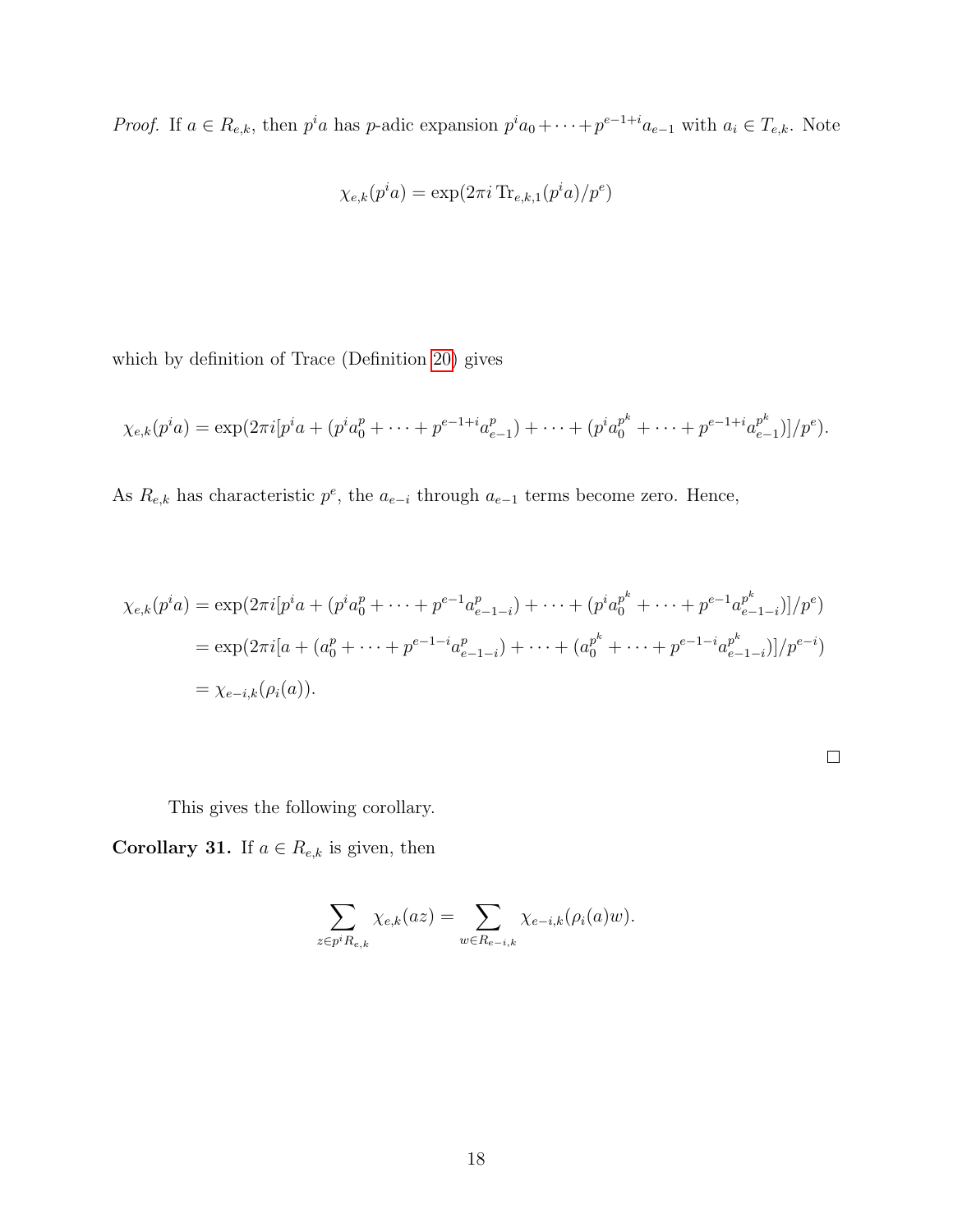*Proof.* If $a \in R_{e,k}$, then $p^i a$ has $p$-adic expansion $p^i a_0 + \cdots + p^{e-1+i} a_{e-1}$ with $a_i \in T_{e,k}$. Note

$$\chi_{e,k}(p^i a) = \exp(2\pi i \operatorname{Tr}_{e,k,1}(p^i a)/p^e)$$

which by definition of Trace (Definition 20) gives

$$\chi_{e,k}(p^i a) = \exp(2\pi i [p^i a + (p^i a_0^p + \cdots + p^{e-1+i} a_{e-1}^p) + \cdots + (p^i a_0^{p^k} + \cdots + p^{e-1+i} a_{e-1}^{p^k})]/p^e).$$

As $R_{e,k}$ has characteristic $p^e$, the $a_{e-i}$ through $a_{e-1}$ terms become zero. Hence,

$$\begin{aligned}
\chi_{e,k}(p^i a) &= \exp(2\pi i [p^i a + (p^i a_0^p + \cdots + p^{e-1} a_{e-1-i}^p) + \cdots + (p^i a_0^{p^k} + \cdots + p^{e-1} a_{e-1-i}^{p^k})]/p^e) \\
&= \exp(2\pi i [a + (a_0^p + \cdots + p^{e-1-i} a_{e-1-i}^p) + \cdots + (a_0^{p^k} + \cdots + p^{e-1-i} a_{e-1-i}^{p^k})]/p^{e-i}) \\
&= \chi_{e-i,k}(\rho_i(a)).
\end{aligned}$$

□

This gives the following corollary.

**Corollary 31.** If $a \in R_{e,k}$ is given, then

$$\sum_{z \in p^i R_{e,k}} \chi_{e,k}(az) = \sum_{w \in R_{e-i,k}} \chi_{e-i,k}(\rho_i(a) w).$$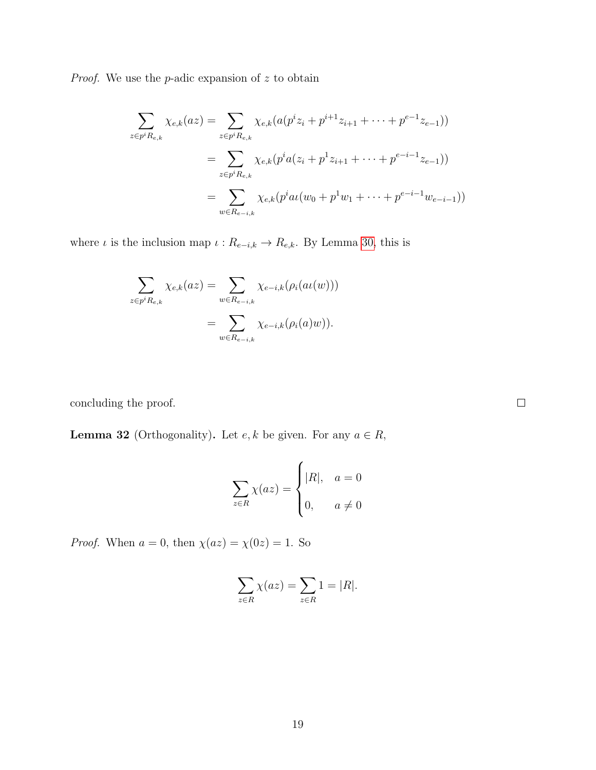*Proof.* We use the $p$-adic expansion of $z$ to obtain

$$
\begin{aligned}
\sum_{z \in p^i R_{e,k}} \chi_{e,k}(az) &= \sum_{z \in p^i R_{e,k}} \chi_{e,k}(a(p^i z_i + p^{i+1} z_{i+1} + \cdots + p^{e-1} z_{e-1})) \\
&= \sum_{z \in p^i R_{e,k}} \chi_{e,k}(p^i a(z_i + p^1 z_{i+1} + \cdots + p^{e-i-1} z_{e-1})) \\
&= \sum_{w \in R_{e-i,k}} \chi_{e,k}(p^i a\iota(w_0 + p^1 w_1 + \cdots + p^{e-i-1} w_{e-i-1}))
\end{aligned}
$$

where $\iota$ is the inclusion map $\iota : R_{e-i,k} \to R_{e,k}$. By Lemma 30, this is

$$
\begin{aligned}
\sum_{z \in p^i R_{e,k}} \chi_{e,k}(az) &= \sum_{w \in R_{e-i,k}} \chi_{e-i,k}(\rho_i(a\iota(w))) \\
&= \sum_{w \in R_{e-i,k}} \chi_{e-i,k}(\rho_i(a)w)).
\end{aligned}
$$

concluding the proof. $\square$

**Lemma 32** (Orthogonality)**.** Let $e, k$ be given. For any $a \in R$,

$$
\sum_{z \in R} \chi(az) = \begin{cases} |R|, & a = 0 \\ 0, & a \neq 0 \end{cases}
$$

*Proof.* When $a = 0$, then $\chi(az) = \chi(0z) = 1$. So

$$
\sum_{z \in R} \chi(az) = \sum_{z \in R} 1 = |R|.
$$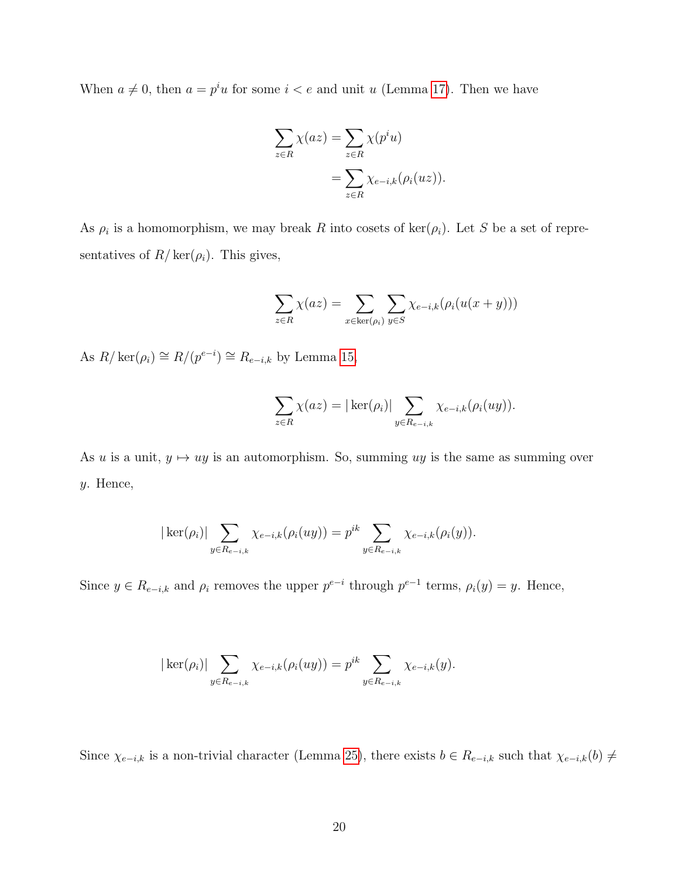When $a \neq 0$, then $a = p^i u$ for some $i < e$ and unit $u$ (Lemma 17). Then we have

$$\begin{aligned}\sum_{z \in R} \chi(az) &= \sum_{z \in R} \chi(p^i u) \\ &= \sum_{z \in R} \chi_{e-i,k}(\rho_i(uz)).\end{aligned}$$

As $\rho_i$ is a homomorphism, we may break $R$ into cosets of $\ker(\rho_i)$. Let $S$ be a set of representatives of $R/\ker(\rho_i)$. This gives,

$$\sum_{z \in R} \chi(az) = \sum_{x \in \ker(\rho_i)} \sum_{y \in S} \chi_{e-i,k}(\rho_i(u(x+y)))$$

As $R/\ker(\rho_i) \cong R/(p^{e-i}) \cong R_{e-i,k}$ by Lemma 15,

$$\sum_{z \in R} \chi(az) = |\ker(\rho_i)| \sum_{y \in R_{e-i,k}} \chi_{e-i,k}(\rho_i(uy)).$$

As $u$ is a unit, $y \mapsto uy$ is an automorphism. So, summing $uy$ is the same as summing over $y$. Hence,

$$|\ker(\rho_i)| \sum_{y \in R_{e-i,k}} \chi_{e-i,k}(\rho_i(uy)) = p^{ik} \sum_{y \in R_{e-i,k}} \chi_{e-i,k}(\rho_i(y)).$$

Since $y \in R_{e-i,k}$ and $\rho_i$ removes the upper $p^{e-i}$ through $p^{e-1}$ terms, $\rho_i(y) = y$. Hence,

$$|\ker(\rho_i)| \sum_{y \in R_{e-i,k}} \chi_{e-i,k}(\rho_i(uy)) = p^{ik} \sum_{y \in R_{e-i,k}} \chi_{e-i,k}(y).$$

Since $\chi_{e-i,k}$ is a non-trivial character (Lemma 25), there exists $b \in R_{e-i,k}$ such that $\chi_{e-i,k}(b) \neq$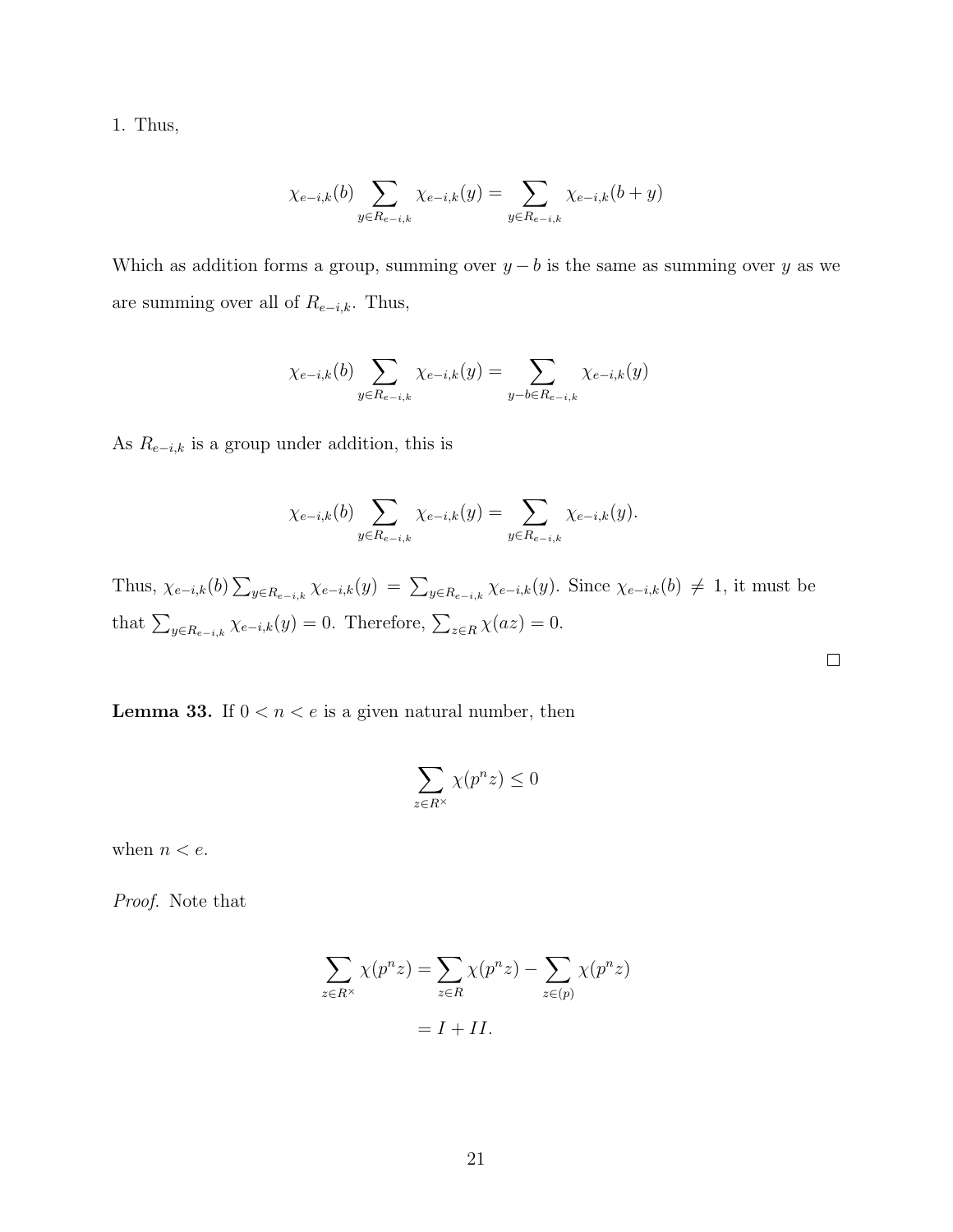1. Thus,

$$\chi_{e-i,k}(b) \sum_{y \in R_{e-i,k}} \chi_{e-i,k}(y) = \sum_{y \in R_{e-i,k}} \chi_{e-i,k}(b+y)$$

Which as addition forms a group, summing over $y - b$ is the same as summing over $y$ as we are summing over all of $R_{e-i,k}$. Thus,

$$\chi_{e-i,k}(b) \sum_{y \in R_{e-i,k}} \chi_{e-i,k}(y) = \sum_{y-b \in R_{e-i,k}} \chi_{e-i,k}(y)$$

As $R_{e-i,k}$ is a group under addition, this is

$$\chi_{e-i,k}(b) \sum_{y \in R_{e-i,k}} \chi_{e-i,k}(y) = \sum_{y \in R_{e-i,k}} \chi_{e-i,k}(y).$$

Thus, $\chi_{e-i,k}(b) \sum_{y \in R_{e-i,k}} \chi_{e-i,k}(y) = \sum_{y \in R_{e-i,k}} \chi_{e-i,k}(y)$. Since $\chi_{e-i,k}(b) \neq 1$, it must be that $\sum_{y \in R_{e-i,k}} \chi_{e-i,k}(y) = 0$. Therefore, $\sum_{z \in R} \chi(az) = 0$.

□

**Lemma 33.** If $0 < n < e$ is a given natural number, then

$$\sum_{z \in R^\times} \chi(p^n z) \leq 0$$

when $n < e$.

*Proof.* Note that

$$\begin{aligned}
\sum_{z \in R^\times} \chi(p^n z) &= \sum_{z \in R} \chi(p^n z) - \sum_{z \in (p)} \chi(p^n z) \\
&= I + II.
\end{aligned}$$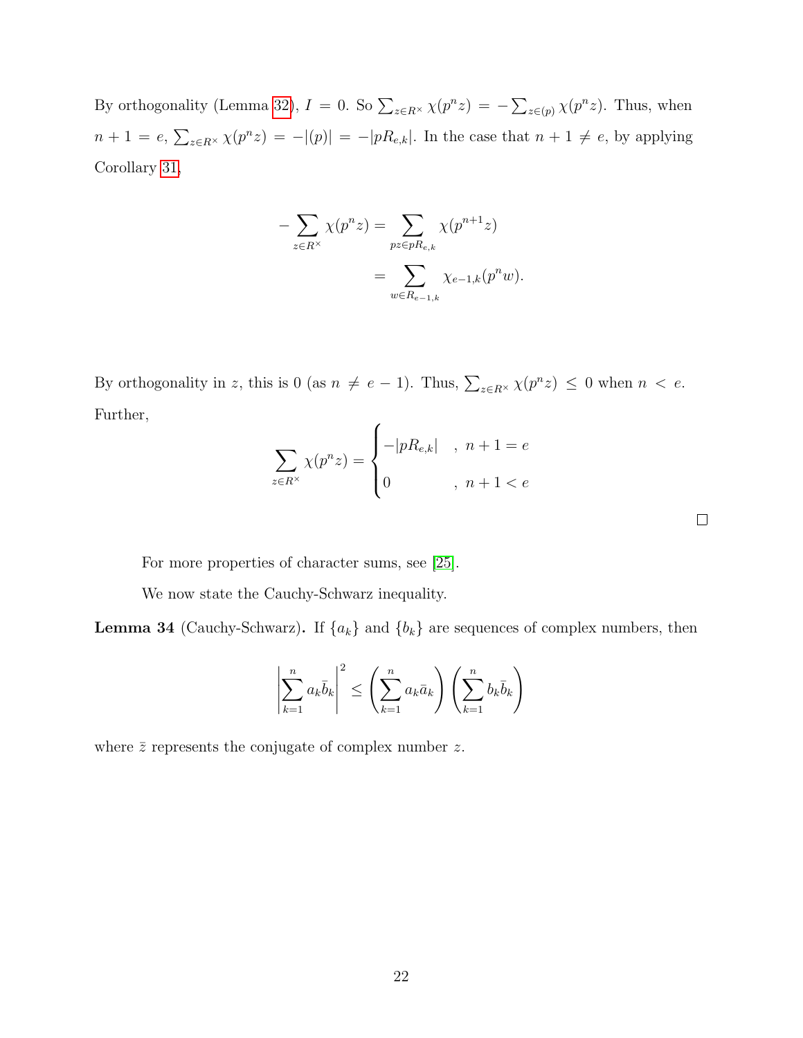By orthogonality (Lemma 32), $I = 0$. So $\sum_{z \in R^\times} \chi(p^n z) = -\sum_{z \in (p)} \chi(p^n z)$. Thus, when $n + 1 = e$, $\sum_{z \in R^\times} \chi(p^n z) = -|(p)| = -|pR_{e,k}|$. In the case that $n + 1 \neq e$, by applying Corollary 31,

$$
\begin{aligned}
-\sum_{z \in R^\times} \chi(p^n z) &= \sum_{pz \in pR_{e,k}} \chi(p^{n+1} z) \\
&= \sum_{w \in R_{e-1,k}} \chi_{e-1,k}(p^n w).
\end{aligned}
$$

By orthogonality in $z$, this is 0 (as $n \neq e - 1$). Thus, $\sum_{z \in R^\times} \chi(p^n z) \leq 0$ when $n < e$. Further,

$$
\sum_{z \in R^\times} \chi(p^n z) = \begin{cases} -|pR_{e,k}| & , \ n + 1 = e \\ 0 & , \ n + 1 < e \end{cases}
$$

□

For more properties of character sums, see [25].

We now state the Cauchy-Schwarz inequality.

**Lemma 34** (Cauchy-Schwarz)**.** If $\{a_k\}$ and $\{b_k\}$ are sequences of complex numbers, then

$$
\left| \sum_{k=1}^{n} a_k \bar{b}_k \right|^2 \leq \left( \sum_{k=1}^{n} a_k \bar{a}_k \right) \left( \sum_{k=1}^{n} b_k \bar{b}_k \right)
$$

where $\bar{z}$ represents the conjugate of complex number $z$.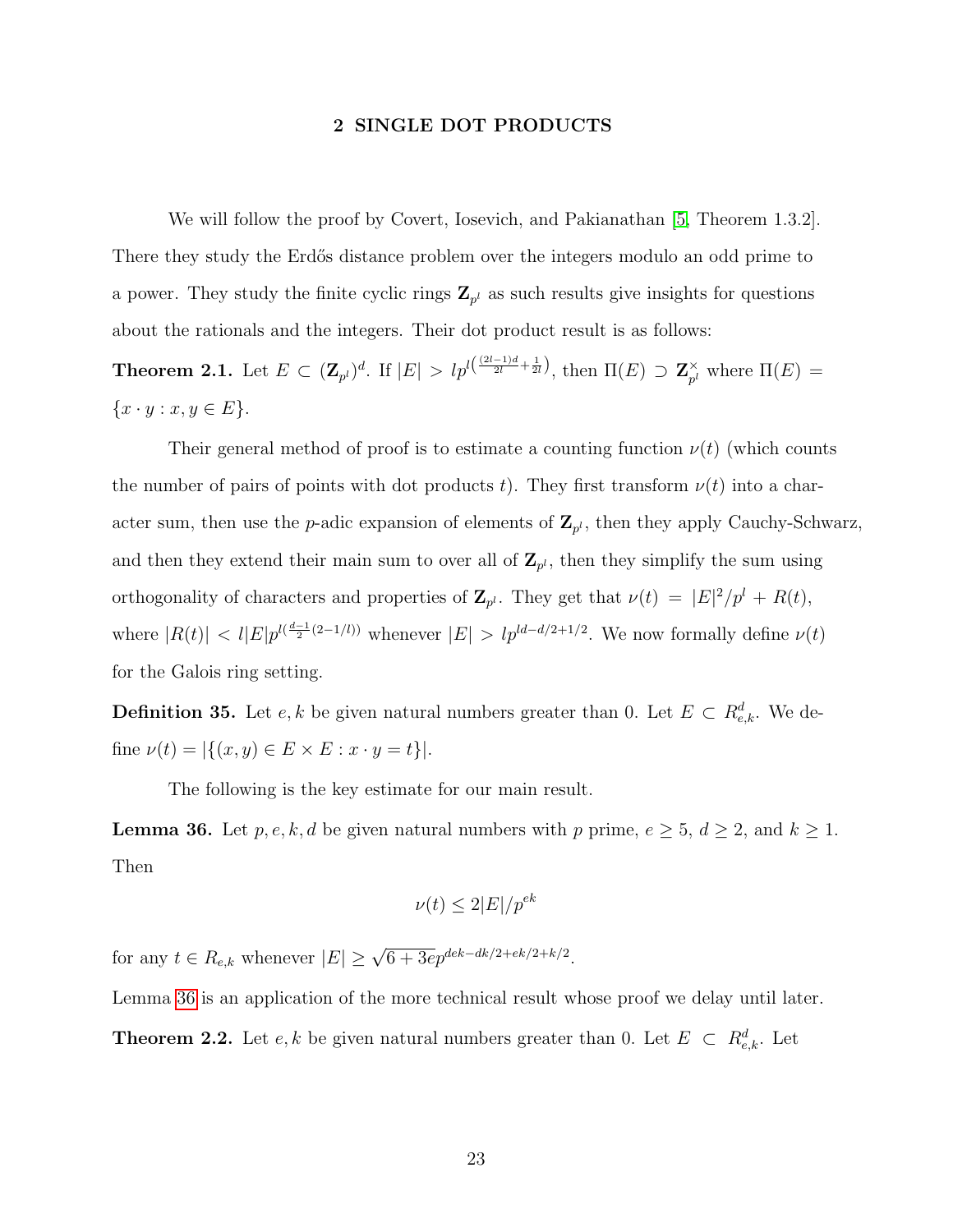## 2 SINGLE DOT PRODUCTS

We will follow the proof by Covert, Iosevich, and Pakianathan [5, Theorem 1.3.2]. There they study the Erdős distance problem over the integers modulo an odd prime to a power. They study the finite cyclic rings $\mathbf{Z}_{p^l}$ as such results give insights for questions about the rationals and the integers. Their dot product result is as follows:

**Theorem 2.1.** Let $E \subset (\mathbf{Z}_{p^l})^d$. If $|E| > lp^{l\left(\frac{(2l-1)d}{2l} + \frac{1}{2l}\right)}$, then $\Pi(E) \supset \mathbf{Z}_{p^l}^{\times}$ where $\Pi(E) = \{x \cdot y : x, y \in E\}$.

Their general method of proof is to estimate a counting function $\nu(t)$ (which counts the number of pairs of points with dot products $t$). They first transform $\nu(t)$ into a character sum, then use the $p$-adic expansion of elements of $\mathbf{Z}_{p^l}$, then they apply Cauchy-Schwarz, and then they extend their main sum to over all of $\mathbf{Z}_{p^l}$, then they simplify the sum using orthogonality of characters and properties of $\mathbf{Z}_{p^l}$. They get that $\nu(t) = |E|^2/p^l + R(t)$, where $|R(t)| < l|E|p^{l(\frac{d-1}{2}(2-1/l))}$ whenever $|E| > lp^{ld-d/2+1/2}$. We now formally define $\nu(t)$ for the Galois ring setting.

**Definition 35.** Let $e, k$ be given natural numbers greater than 0. Let $E \subset R_{e,k}^d$. We define $\nu(t) = |\{(x, y) \in E \times E : x \cdot y = t\}|$.

The following is the key estimate for our main result.

**Lemma 36.** Let $p, e, k, d$ be given natural numbers with $p$ prime, $e \geq 5$, $d \geq 2$, and $k \geq 1$. Then

$$\nu(t) \leq 2|E|/p^{ek}$$

for any $t \in R_{e,k}$ whenever $|E| \geq \sqrt{6 + 3e}p^{dek - dk/2 + ek/2 + k/2}$.

Lemma 36 is an application of the more technical result whose proof we delay until later.

**Theorem 2.2.** Let $e, k$ be given natural numbers greater than 0. Let $E \subset R_{e,k}^d$. Let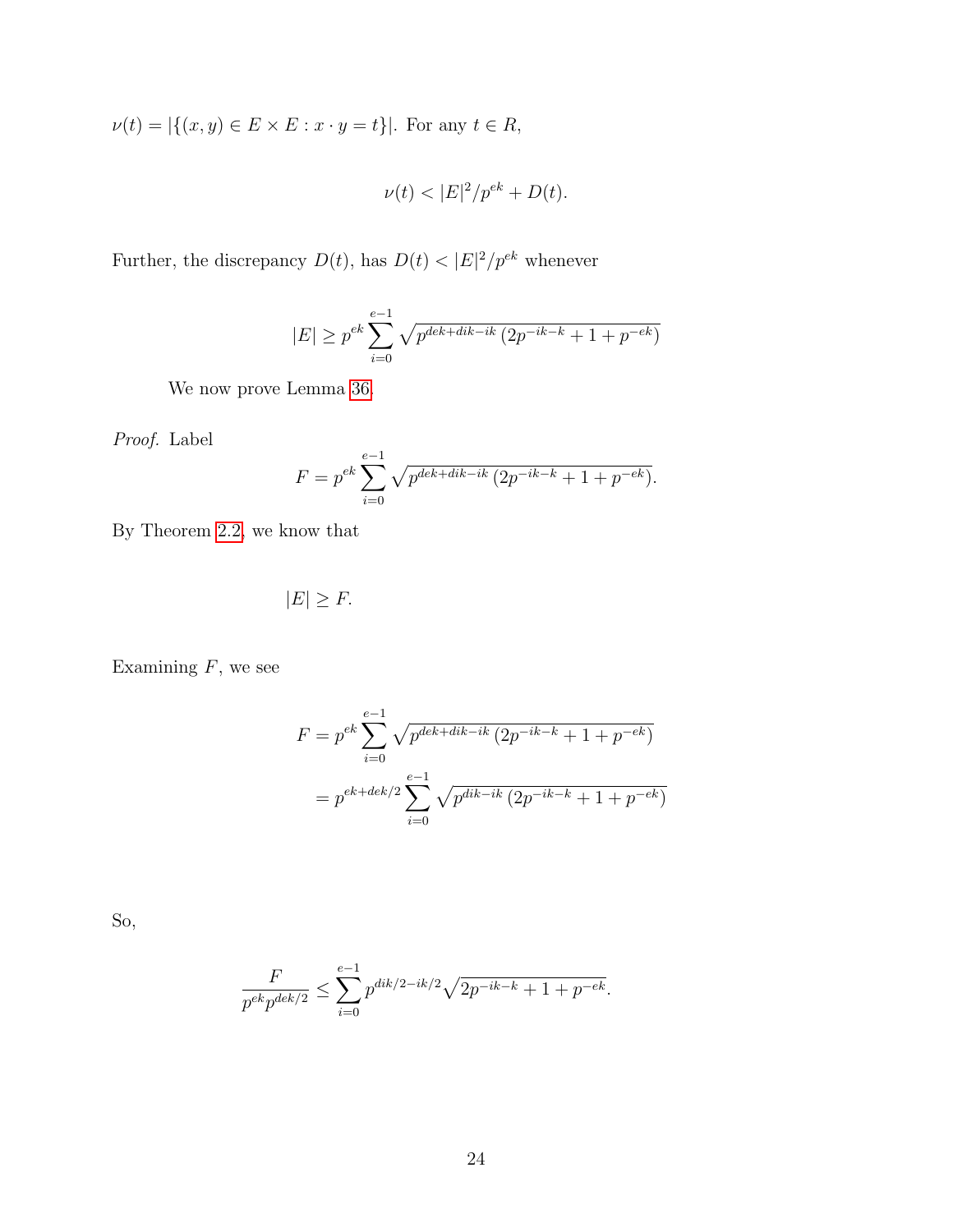$\nu(t) = |\{(x,y) \in E \times E : x \cdot y = t\}|$. For any $t \in R$,

$$\nu(t) < |E|^2/p^{ek} + D(t).$$

Further, the discrepancy $D(t)$, has $D(t) < |E|^2/p^{ek}$ whenever

$$|E| \geq p^{ek} \sum_{i=0}^{e-1} \sqrt{p^{dek+dik-ik}\left(2p^{-ik-k} + 1 + p^{-ek}\right)}$$

We now prove Lemma 36.

*Proof.* Label

$$F = p^{ek} \sum_{i=0}^{e-1} \sqrt{p^{dek+dik-ik}\left(2p^{-ik-k} + 1 + p^{-ek}\right)}.$$

By Theorem 2.2, we know that

$$|E| \geq F.$$

Examining $F$, we see

$$\begin{aligned} F &= p^{ek} \sum_{i=0}^{e-1} \sqrt{p^{dek+dik-ik}\left(2p^{-ik-k} + 1 + p^{-ek}\right)} \\ &= p^{ek+dek/2} \sum_{i=0}^{e-1} \sqrt{p^{dik-ik}\left(2p^{-ik-k} + 1 + p^{-ek}\right)} \end{aligned}$$

So,

$$\frac{F}{p^{ek}p^{dek/2}} \leq \sum_{i=0}^{e-1} p^{dik/2-ik/2}\sqrt{2p^{-ik-k} + 1 + p^{-ek}}.$$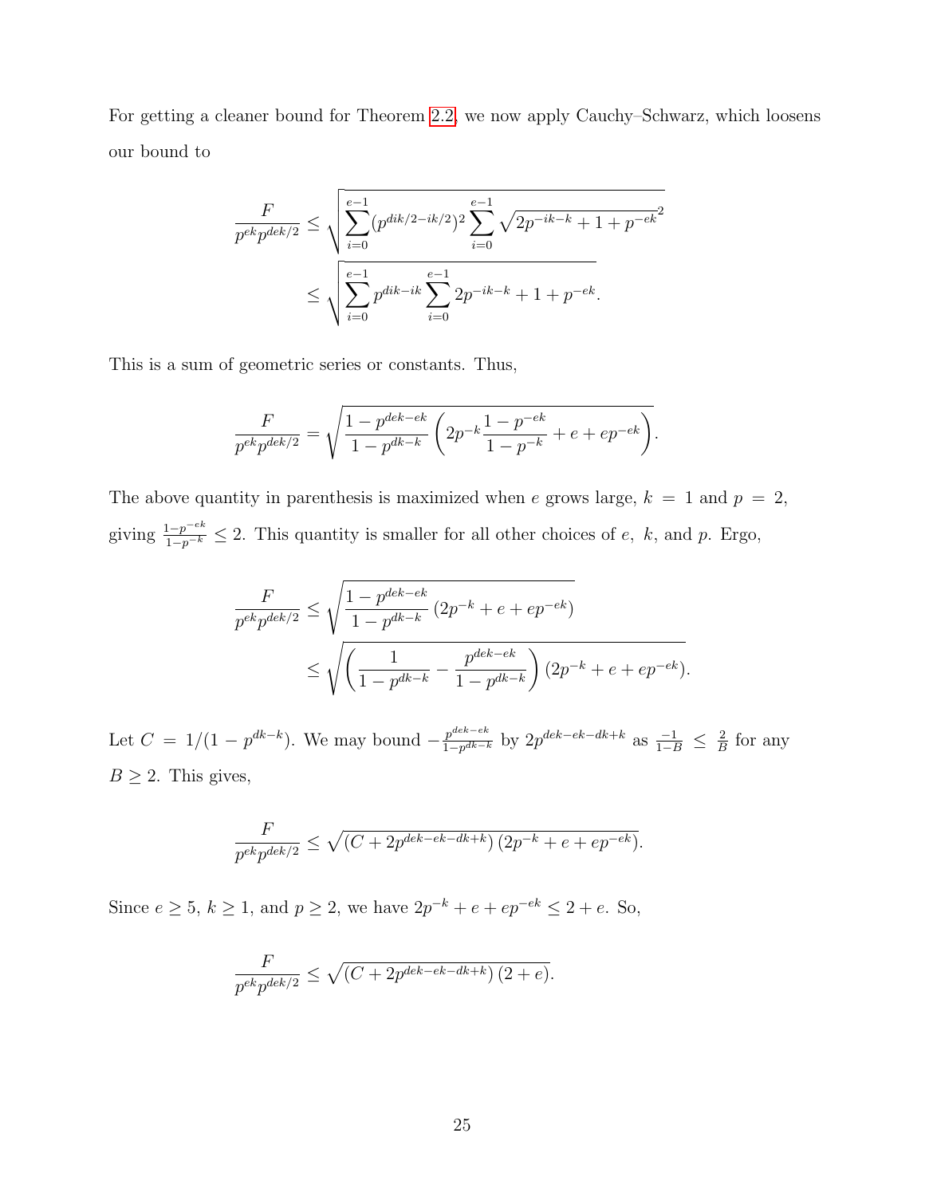For getting a cleaner bound for Theorem 2.2, we now apply Cauchy–Schwarz, which loosens our bound to

$$\frac{F}{p^{ek}p^{dek/2}} \leq \sqrt{\sum_{i=0}^{e-1}(p^{dik/2-ik/2})^2 \sum_{i=0}^{e-1} \sqrt{2p^{-ik-k}+1+p^{-ek}}^2}$$
$$\leq \sqrt{\sum_{i=0}^{e-1} p^{dik-ik} \sum_{i=0}^{e-1} 2p^{-ik-k}+1+p^{-ek}}.$$

This is a sum of geometric series or constants. Thus,

$$\frac{F}{p^{ek}p^{dek/2}} = \sqrt{\frac{1-p^{dek-ek}}{1-p^{dk-k}}\left(2p^{-k}\frac{1-p^{-ek}}{1-p^{-k}}+e+ep^{-ek}\right)}.$$

The above quantity in parenthesis is maximized when $e$ grows large, $k = 1$ and $p = 2$, giving $\frac{1-p^{-ek}}{1-p^{-k}} \leq 2$. This quantity is smaller for all other choices of $e$, $k$, and $p$. Ergo,

$$\frac{F}{p^{ek}p^{dek/2}} \leq \sqrt{\frac{1-p^{dek-ek}}{1-p^{dk-k}}\left(2p^{-k}+e+ep^{-ek}\right)}$$
$$\leq \sqrt{\left(\frac{1}{1-p^{dk-k}} - \frac{p^{dek-ek}}{1-p^{dk-k}}\right)(2p^{-k}+e+ep^{-ek})}.$$

Let $C = 1/(1-p^{dk-k})$. We may bound $-\frac{p^{dek-ek}}{1-p^{dk-k}}$ by $2p^{dek-ek-dk+k}$ as $\frac{-1}{1-B} \leq \frac{2}{B}$ for any $B \geq 2$. This gives,

$$\frac{F}{p^{ek}p^{dek/2}} \leq \sqrt{(C+2p^{dek-ek-dk+k})(2p^{-k}+e+ep^{-ek})}.$$

Since $e \geq 5$, $k \geq 1$, and $p \geq 2$, we have $2p^{-k}+e+ep^{-ek} \leq 2+e$. So,

$$\frac{F}{p^{ek}p^{dek/2}} \leq \sqrt{(C+2p^{dek-ek-dk+k})(2+e)}.$$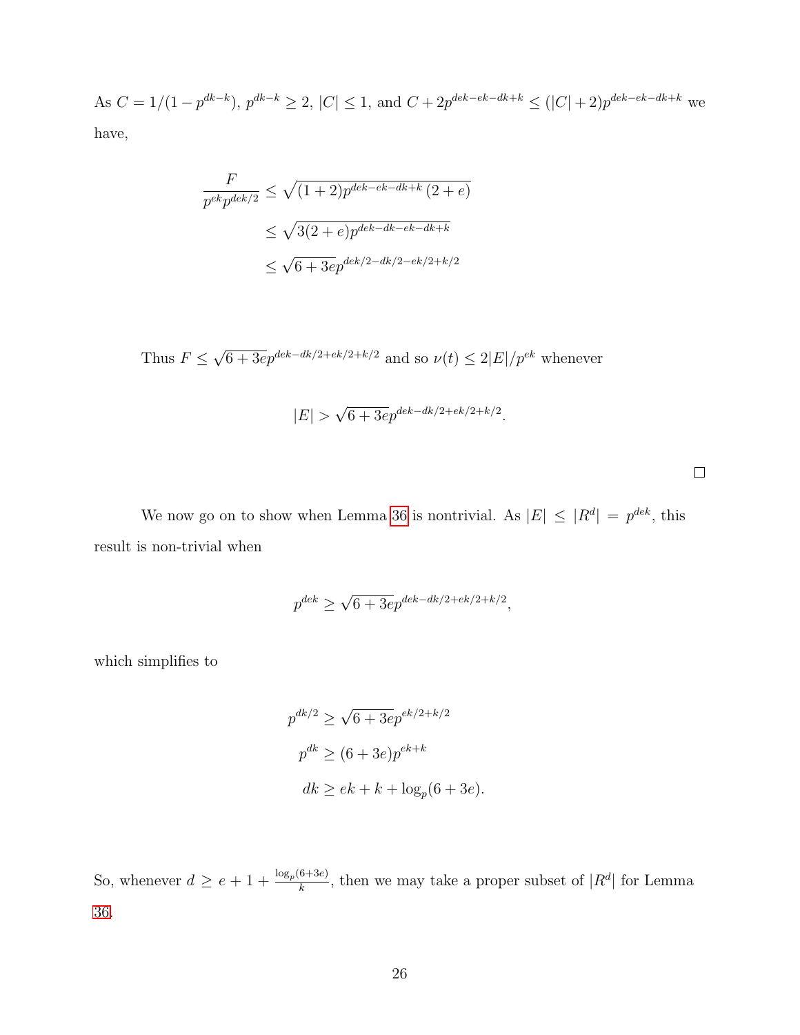As $C = 1/(1-p^{dk-k})$, $p^{dk-k} \geq 2$, $|C| \leq 1$, and $C + 2p^{dek-ek-dk+k} \leq (|C|+2)p^{dek-ek-dk+k}$ we have,

$$
\begin{aligned}
\frac{F}{p^{ek}p^{dek/2}} &\leq \sqrt{(1+2)p^{dek-ek-dk+k}\,(2+e)} \\
&\leq \sqrt{3(2+e)p^{dek-dk-ek-dk+k}} \\
&\leq \sqrt{6+3e}p^{dek/2-dk/2-ek/2+k/2}
\end{aligned}
$$

Thus $F \leq \sqrt{6+3e}p^{dek-dk/2+ek/2+k/2}$ and so $\nu(t) \leq 2|E|/p^{ek}$ whenever

$$
|E| > \sqrt{6+3e}p^{dek-dk/2+ek/2+k/2}.
$$

□

We now go on to show when Lemma 36 is nontrivial. As $|E| \leq |R^d| = p^{dek}$, this result is non-trivial when

$$
p^{dek} \geq \sqrt{6+3e}p^{dek-dk/2+ek/2+k/2},
$$

which simplifies to

$$
\begin{aligned}
p^{dk/2} &\geq \sqrt{6+3e}p^{ek/2+k/2} \\
p^{dk} &\geq (6+3e)p^{ek+k} \\
dk &\geq ek + k + \log_p(6+3e).
\end{aligned}
$$

So, whenever $d \geq e + 1 + \frac{\log_p(6+3e)}{k}$, then we may take a proper subset of $|R^d|$ for Lemma 36.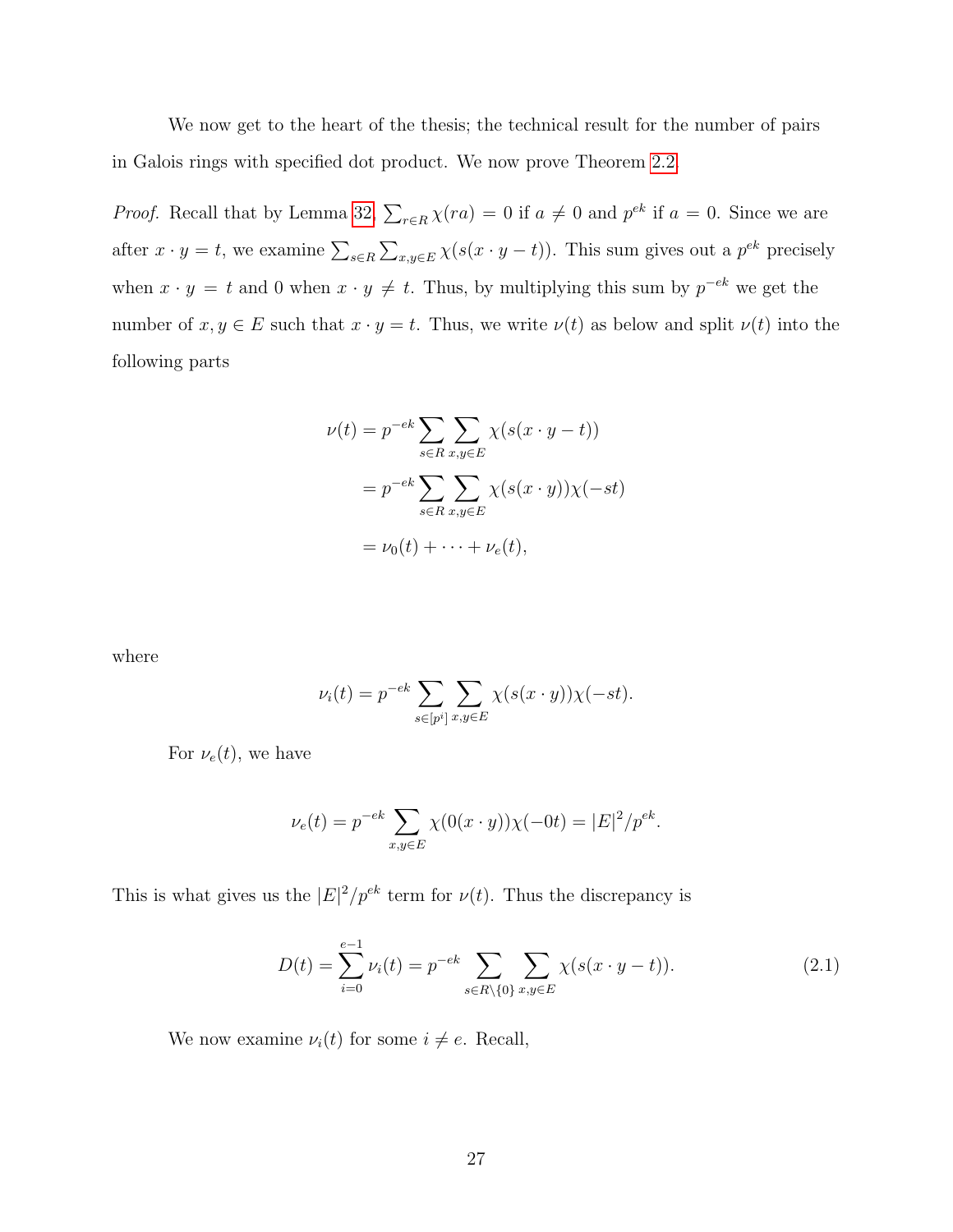We now get to the heart of the thesis; the technical result for the number of pairs in Galois rings with specified dot product. We now prove Theorem 2.2.

*Proof.* Recall that by Lemma 32, $\sum_{r\in R}\chi(ra) = 0$ if $a \neq 0$ and $p^{ek}$ if $a = 0$. Since we are after $x \cdot y = t$, we examine $\sum_{s\in R}\sum_{x,y\in E}\chi(s(x\cdot y - t))$. This sum gives out a $p^{ek}$ precisely when $x \cdot y = t$ and 0 when $x \cdot y \neq t$. Thus, by multiplying this sum by $p^{-ek}$ we get the number of $x, y \in E$ such that $x \cdot y = t$. Thus, we write $\nu(t)$ as below and split $\nu(t)$ into the following parts

$$
\begin{aligned}
\nu(t) &= p^{-ek}\sum_{s\in R}\sum_{x,y\in E}\chi(s(x\cdot y - t)) \\
&= p^{-ek}\sum_{s\in R}\sum_{x,y\in E}\chi(s(x\cdot y))\chi(-st) \\
&= \nu_0(t) + \cdots + \nu_e(t),
\end{aligned}
$$

where

$$
\nu_i(t) = p^{-ek}\sum_{s\in[p^i]}\sum_{x,y\in E}\chi(s(x\cdot y))\chi(-st).
$$

For $\nu_e(t)$, we have

$$
\nu_e(t) = p^{-ek}\sum_{x,y\in E}\chi(0(x\cdot y))\chi(-0t) = |E|^2/p^{ek}.
$$

This is what gives us the $|E|^2/p^{ek}$ term for $\nu(t)$. Thus the discrepancy is

$$
D(t) = \sum_{i=0}^{e-1}\nu_i(t) = p^{-ek}\sum_{s\in R\setminus\{0\}}\sum_{x,y\in E}\chi(s(x\cdot y - t)). \tag{2.1}
$$

We now examine $\nu_i(t)$ for some $i \neq e$. Recall,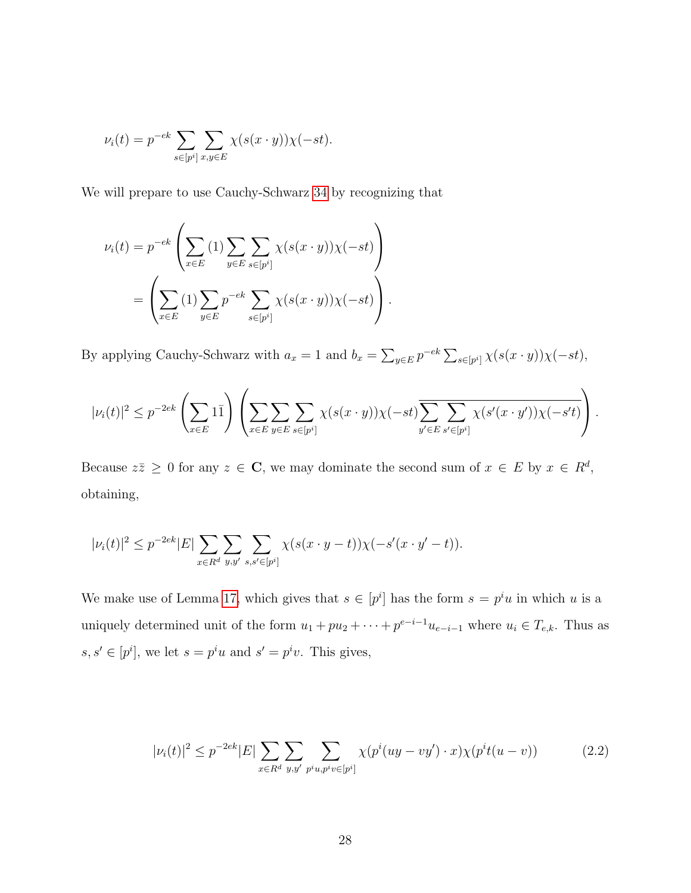$$\nu_i(t) = p^{-ek} \sum_{s \in [p^i]} \sum_{x,y \in E} \chi(s(x \cdot y))\chi(-st).$$

We will prepare to use Cauchy-Schwarz 34 by recognizing that

$$\nu_i(t) = p^{-ek} \left( \sum_{x \in E} (1) \sum_{y \in E} \sum_{s \in [p^i]} \chi(s(x \cdot y))\chi(-st) \right)$$
$$= \left( \sum_{x \in E} (1) \sum_{y \in E} p^{-ek} \sum_{s \in [p^i]} \chi(s(x \cdot y))\chi(-st) \right).$$

By applying Cauchy-Schwarz with $a_x = 1$ and $b_x = \sum_{y \in E} p^{-ek} \sum_{s \in [p^i]} \chi(s(x \cdot y))\chi(-st)$,

$$|\nu_i(t)|^2 \leq p^{-2ek} \left( \sum_{x \in E} 1\bar{1} \right) \left( \sum_{x \in E} \sum_{y \in E} \sum_{s \in [p^i]} \chi(s(x \cdot y))\chi(-st) \overline{\sum_{y' \in E} \sum_{s' \in [p^i]} \chi(s'(x \cdot y'))\chi(-s't)} \right).$$

Because $z\bar{z} \geq 0$ for any $z \in \mathbf{C}$, we may dominate the second sum of $x \in E$ by $x \in R^d$, obtaining,

$$|\nu_i(t)|^2 \leq p^{-2ek} |E| \sum_{x \in R^d} \sum_{y,y'} \sum_{s,s' \in [p^i]} \chi(s(x \cdot y - t))\chi(-s'(x \cdot y' - t)).$$

We make use of Lemma 17, which gives that $s \in [p^i]$ has the form $s = p^i u$ in which $u$ is a uniquely determined unit of the form $u_1 + pu_2 + \cdots + p^{e-i-1}u_{e-i-1}$ where $u_i \in T_{e,k}$. Thus as $s, s' \in [p^i]$, we let $s = p^i u$ and $s' = p^i v$. This gives,

$$|\nu_i(t)|^2 \leq p^{-2ek} |E| \sum_{x \in R^d} \sum_{y,y'} \sum_{p^i u, p^i v \in [p^i]} \chi(p^i(uy - vy') \cdot x)\chi(p^i t(u - v)) \tag{2.2}$$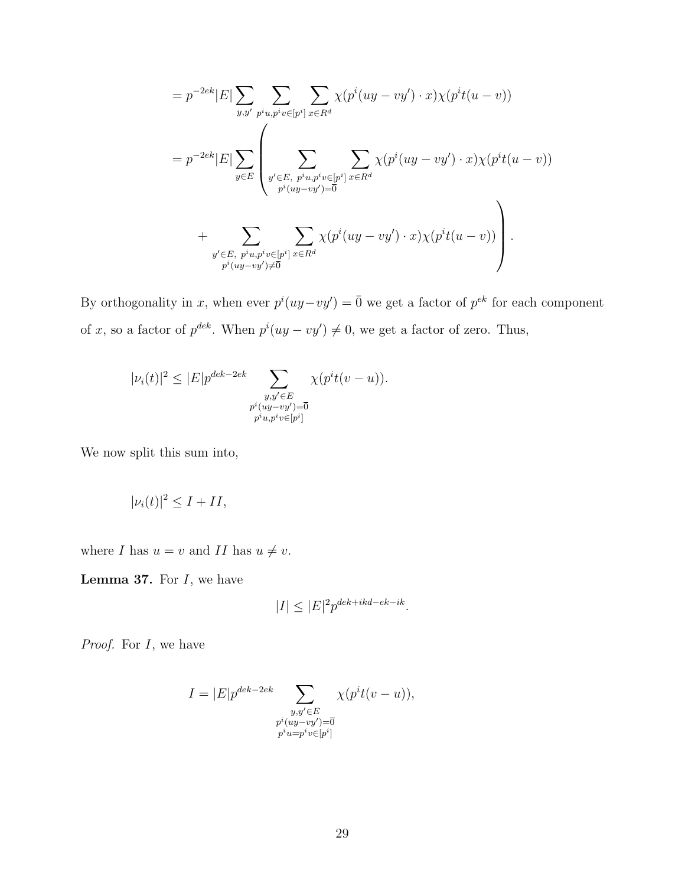$$= p^{-2ek}|E|\sum_{y,y'}\sum_{p^iu,p^iv\in[p^i]}\sum_{x\in R^d}\chi(p^i(uy-vy')\cdot x)\chi(p^it(u-v))$$

$$= p^{-2ek}|E|\sum_{y\in E}\left(\sum_{\substack{y'\in E,\ p^iu,p^iv\in[p^i]\\ p^i(uy-vy')=\overline{0}}}\sum_{x\in R^d}\chi(p^i(uy-vy')\cdot x)\chi(p^it(u-v))\right.$$

$$\left. + \sum_{\substack{y'\in E,\ p^iu,p^iv\in[p^i]\\ p^i(uy-vy')\neq\overline{0}}}\sum_{x\in R^d}\chi(p^i(uy-vy')\cdot x)\chi(p^it(u-v))\right).$$

By orthogonality in $x$, when ever $p^i(uy-vy') = \bar{0}$ we get a factor of $p^{ek}$ for each component of $x$, so a factor of $p^{dek}$. When $p^i(uy-vy') \neq 0$, we get a factor of zero. Thus,

$$|\nu_i(t)|^2 \leq |E|p^{dek-2ek}\sum_{\substack{y,y'\in E\\ p^i(uy-vy')=\overline{0}\\ p^iu,p^iv\in[p^i]}}\chi(p^it(v-u)).$$

We now split this sum into,

$$|\nu_i(t)|^2 \leq I + II,$$

where $I$ has $u = v$ and $II$ has $u \neq v$.

**Lemma 37.** For $I$, we have

$$|I| \leq |E|^2 p^{dek+ikd-ek-ik}.$$

*Proof.* For $I$, we have

$$I = |E|p^{dek-2ek}\sum_{\substack{y,y'\in E\\ p^i(uy-vy')=\overline{0}\\ p^iu=p^iv\in[p^i]}}\chi(p^it(v-u)),$$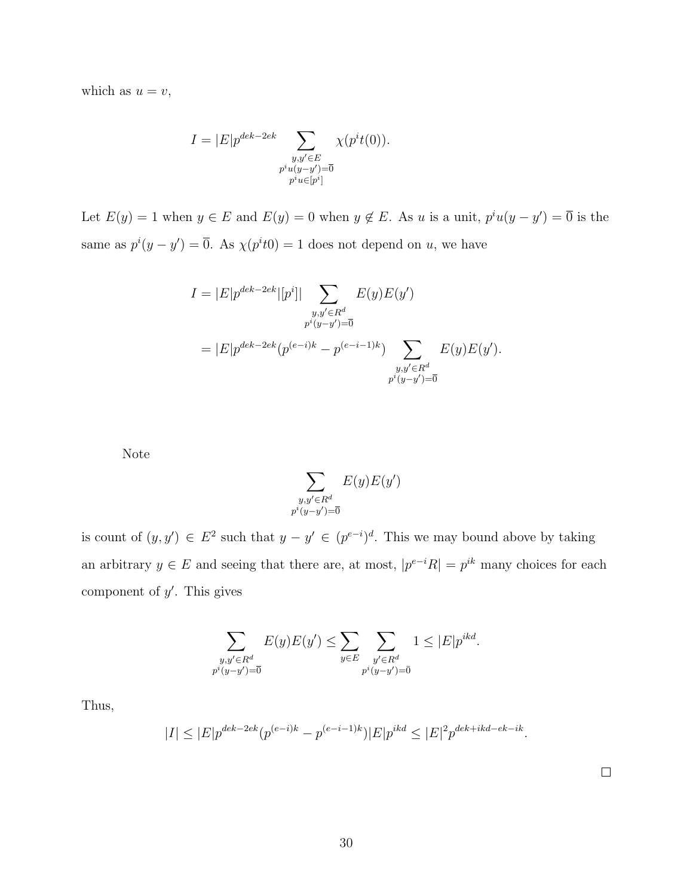which as $u = v$,

$$I = |E| p^{dek-2ek} \sum_{\substack{y,y' \in E \\ p^i u(y-y')=\overline{0} \\ p^i u \in [p^i]}} \chi(p^i t(0)).$$

Let $E(y) = 1$ when $y \in E$ and $E(y) = 0$ when $y \notin E$. As $u$ is a unit, $p^i u(y - y') = \overline{0}$ is the same as $p^i(y - y') = \overline{0}$. As $\chi(p^i t 0) = 1$ does not depend on $u$, we have

$$\begin{aligned}
I &= |E| p^{dek-2ek} |[p^i]| \sum_{\substack{y,y' \in R^d \\ p^i(y-y')=\overline{0}}} E(y)E(y') \\
&= |E| p^{dek-2ek} (p^{(e-i)k} - p^{(e-i-1)k}) \sum_{\substack{y,y' \in R^d \\ p^i(y-y')=\overline{0}}} E(y)E(y').
\end{aligned}$$

Note

$$\sum_{\substack{y,y' \in R^d \\ p^i(y-y')=\overline{0}}} E(y)E(y')$$

is count of $(y, y') \in E^2$ such that $y - y' \in (p^{e-i})^d$. This we may bound above by taking an arbitrary $y \in E$ and seeing that there are, at most, $|p^{e-i}R| = p^{ik}$ many choices for each component of $y'$. This gives

$$\sum_{\substack{y,y' \in R^d \\ p^i(y-y')=\overline{0}}} E(y)E(y') \leq \sum_{y \in E} \sum_{\substack{y' \in R^d \\ p^i(y-y')=\bar{0}}} 1 \leq |E| p^{ikd}.$$

Thus,

$$|I| \leq |E| p^{dek-2ek} (p^{(e-i)k} - p^{(e-i-1)k}) |E| p^{ikd} \leq |E|^2 p^{dek+ikd-ek-ik}.$$

$\square$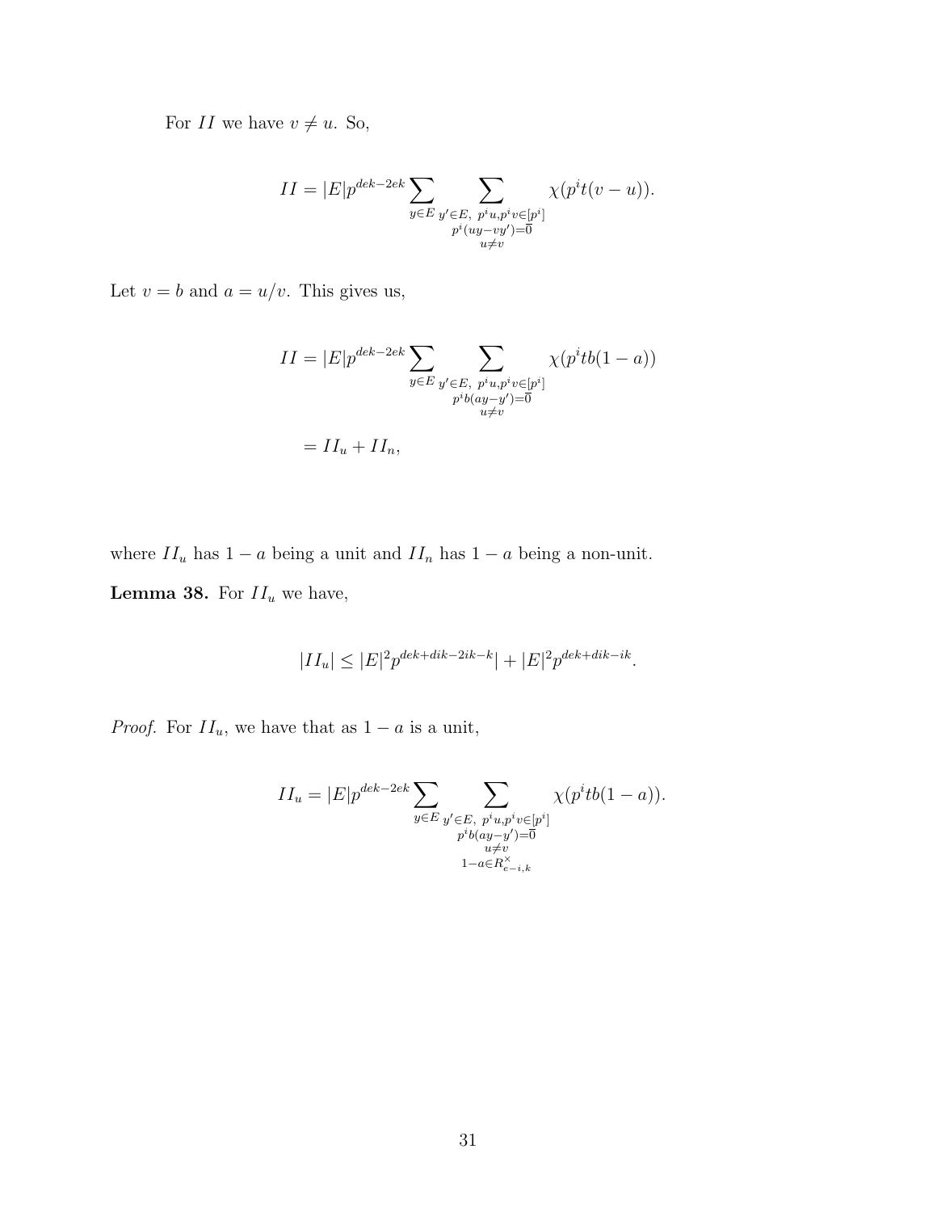For $II$ we have $v \neq u$. So,

$$II = |E|p^{dek-2ek} \sum_{y \in E} \sum_{\substack{y' \in E,\ p^i u, p^i v \in [p^i] \\ p^i(uy - vy') = \overline{0} \\ u \neq v}} \chi(p^i t(v-u)).$$

Let $v = b$ and $a = u/v$. This gives us,

$$II = |E|p^{dek-2ek} \sum_{y \in E} \sum_{\substack{y' \in E,\ p^i u, p^i v \in [p^i] \\ p^i b(ay - y') = \overline{0} \\ u \neq v}} \chi(p^i tb(1-a))$$

$$= II_u + II_n,$$

where $II_u$ has $1-a$ being a unit and $II_n$ has $1-a$ being a non-unit.

**Lemma 38.** For $II_u$ we have,

$$|II_u| \leq |E|^2 p^{dek+dik-2ik-k}| + |E|^2 p^{dek+dik-ik}.$$

*Proof.* For $II_u$, we have that as $1-a$ is a unit,

$$II_u = |E|p^{dek-2ek} \sum_{y \in E} \sum_{\substack{y' \in E,\ p^i u, p^i v \in [p^i] \\ p^i b(ay - y') = \overline{0} \\ u \neq v \\ 1-a \in R^{\times}_{e-i,k}}} \chi(p^i tb(1-a)).$$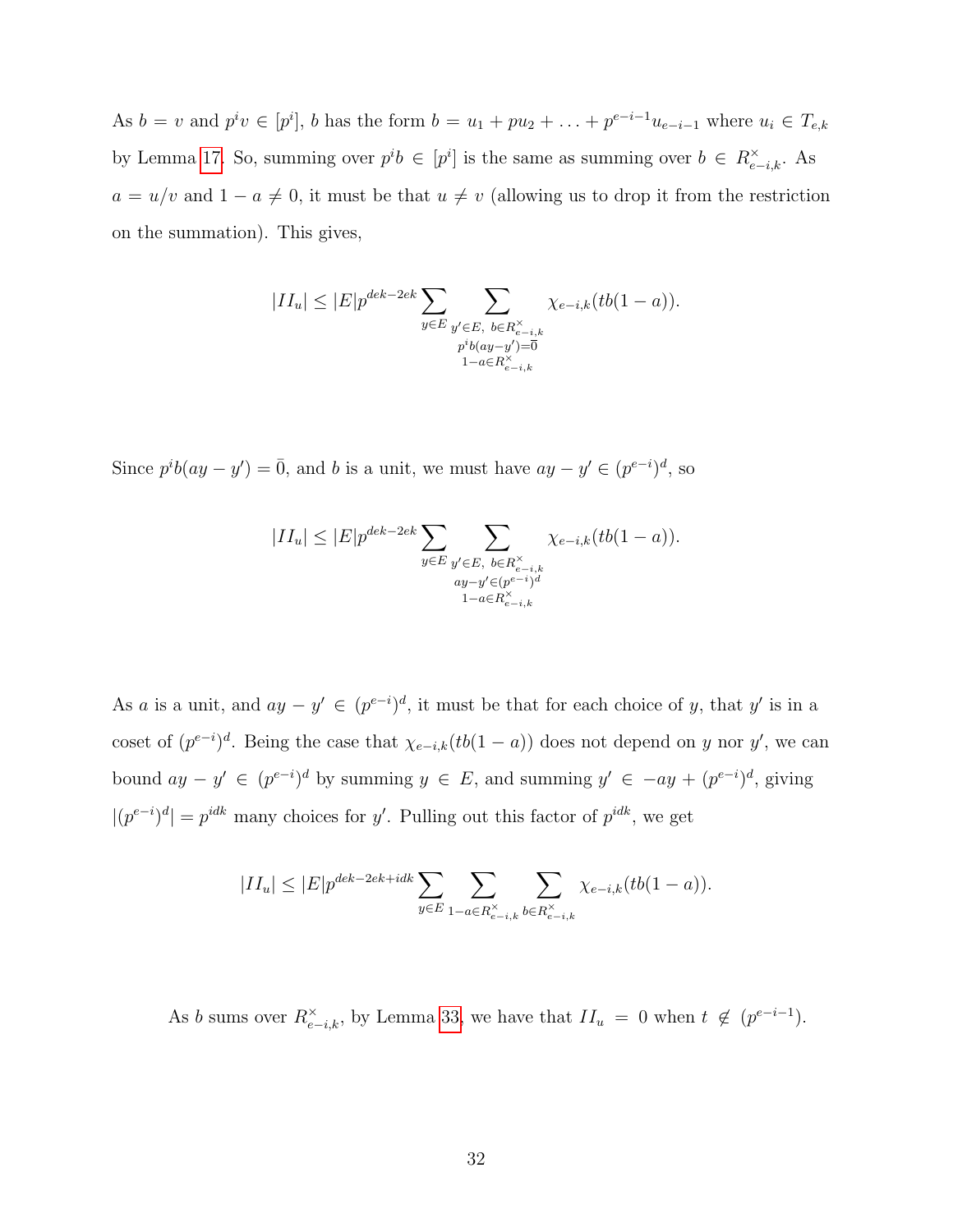As $b = v$ and $p^i v \in [p^i]$, $b$ has the form $b = u_1 + pu_2 + \ldots + p^{e-i-1}u_{e-i-1}$ where $u_i \in T_{e,k}$ by Lemma 17. So, summing over $p^i b \in [p^i]$ is the same as summing over $b \in R^{\times}_{e-i,k}$. As $a = u/v$ and $1 - a \neq 0$, it must be that $u \neq v$ (allowing us to drop it from the restriction on the summation). This gives,

$$|II_u| \leq |E| p^{dek-2ek} \sum_{y \in E} \sum_{\substack{y' \in E,\ b \in R^{\times}_{e-i,k} \\ p^i b(ay - y') = \bar{0} \\ 1-a \in R^{\times}_{e-i,k}}} \chi_{e-i,k}(tb(1-a)).$$

Since $p^i b(ay - y') = \bar{0}$, and $b$ is a unit, we must have $ay - y' \in (p^{e-i})^d$, so

$$|II_u| \leq |E| p^{dek-2ek} \sum_{y \in E} \sum_{\substack{y' \in E,\ b \in R^{\times}_{e-i,k} \\ ay - y' \in (p^{e-i})^d \\ 1-a \in R^{\times}_{e-i,k}}} \chi_{e-i,k}(tb(1-a)).$$

As $a$ is a unit, and $ay - y' \in (p^{e-i})^d$, it must be that for each choice of $y$, that $y'$ is in a coset of $(p^{e-i})^d$. Being the case that $\chi_{e-i,k}(tb(1-a))$ does not depend on $y$ nor $y'$, we can bound $ay - y' \in (p^{e-i})^d$ by summing $y \in E$, and summing $y' \in -ay + (p^{e-i})^d$, giving $|(p^{e-i})^d| = p^{idk}$ many choices for $y'$. Pulling out this factor of $p^{idk}$, we get

$$|II_u| \leq |E| p^{dek-2ek+idk} \sum_{y \in E} \sum_{1-a \in R^{\times}_{e-i,k}} \sum_{b \in R^{\times}_{e-i,k}} \chi_{e-i,k}(tb(1-a)).$$

As $b$ sums over $R^{\times}_{e-i,k}$, by Lemma 33, we have that $II_u = 0$ when $t \notin (p^{e-i-1})$.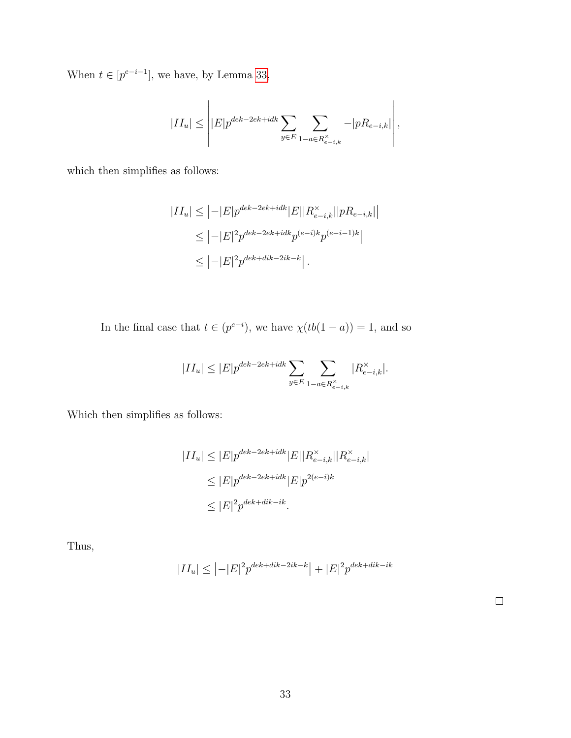When $t \in [p^{e-i-1}]$, we have, by Lemma 33,

$$|II_u| \leq \left| |E| p^{dek-2ek+idk} \sum_{y \in E} \sum_{1-a \in R^{\times}_{e-i,k}} -|pR_{e-i,k}| \right|,$$

which then simplifies as follows:

$$\begin{aligned}
|II_u| &\leq \left| -|E| p^{dek-2ek+idk} |E| |R^{\times}_{e-i,k}| |pR_{e-i,k}| \right| \\
&\leq \left| -|E|^2 p^{dek-2ek+idk} p^{(e-i)k} p^{(e-i-1)k} \right| \\
&\leq \left| -|E|^2 p^{dek+dik-2ik-k} \right|.
\end{aligned}$$

In the final case that $t \in (p^{e-i})$, we have $\chi(tb(1-a)) = 1$, and so

$$|II_u| \leq |E| p^{dek-2ek+idk} \sum_{y \in E} \sum_{1-a \in R^{\times}_{e-i,k}} |R^{\times}_{e-i,k}|.$$

Which then simplifies as follows:

$$\begin{aligned}
|II_u| &\leq |E| p^{dek-2ek+idk} |E| |R^{\times}_{e-i,k}| |R^{\times}_{e-i,k}| \\
&\leq |E| p^{dek-2ek+idk} |E| p^{2(e-i)k} \\
&\leq |E|^2 p^{dek+dik-ik}.
\end{aligned}$$

Thus,

$$|II_u| \leq \left| -|E|^2 p^{dek+dik-2ik-k} \right| + |E|^2 p^{dek+dik-ik}$$

□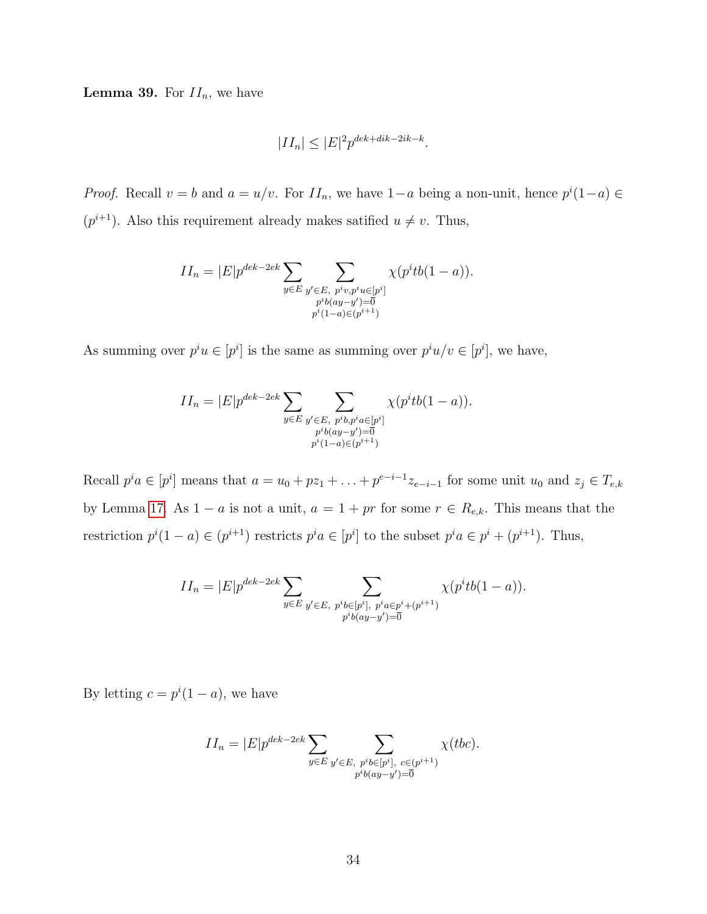**Lemma 39.** For $II_n$, we have

$$|II_n| \leq |E|^2 p^{dek+dik-2ik-k}.$$

*Proof.* Recall $v = b$ and $a = u/v$. For $II_n$, we have $1-a$ being a non-unit, hence $p^i(1-a) \in (p^{i+1})$. Also this requirement already makes satified $u \neq v$. Thus,

$$II_n = |E|p^{dek-2ek} \sum_{y \in E} \sum_{\substack{y' \in E,\ p^i v, p^i u \in [p^i] \\ p^i b(ay-y') = \overline{0} \\ p^i(1-a) \in (p^{i+1})}} \chi(p^i tb(1-a)).$$

As summing over $p^i u \in [p^i]$ is the same as summing over $p^i u/v \in [p^i]$, we have,

$$II_n = |E|p^{dek-2ek} \sum_{y \in E} \sum_{\substack{y' \in E,\ p^i b, p^i a \in [p^i] \\ p^i b(ay-y') = \overline{0} \\ p^i(1-a) \in (p^{i+1})}} \chi(p^i tb(1-a)).$$

Recall $p^i a \in [p^i]$ means that $a = u_0 + pz_1 + \ldots + p^{e-i-1} z_{e-i-1}$ for some unit $u_0$ and $z_j \in T_{e,k}$ by Lemma 17. As $1-a$ is not a unit, $a = 1 + pr$ for some $r \in R_{e,k}$. This means that the restriction $p^i(1-a) \in (p^{i+1})$ restricts $p^i a \in [p^i]$ to the subset $p^i a \in p^i + (p^{i+1})$. Thus,

$$II_n = |E|p^{dek-2ek} \sum_{y \in E} \sum_{\substack{y' \in E,\ p^i b \in [p^i],\ p^i a \in p^i + (p^{i+1}) \\ p^i b(ay-y') = \overline{0}}} \chi(p^i tb(1-a)).$$

By letting $c = p^i(1-a)$, we have

$$II_n = |E|p^{dek-2ek} \sum_{y \in E} \sum_{\substack{y' \in E,\ p^i b \in [p^i],\ c \in (p^{i+1}) \\ p^i b(ay-y') = \overline{0}}} \chi(tbc).$$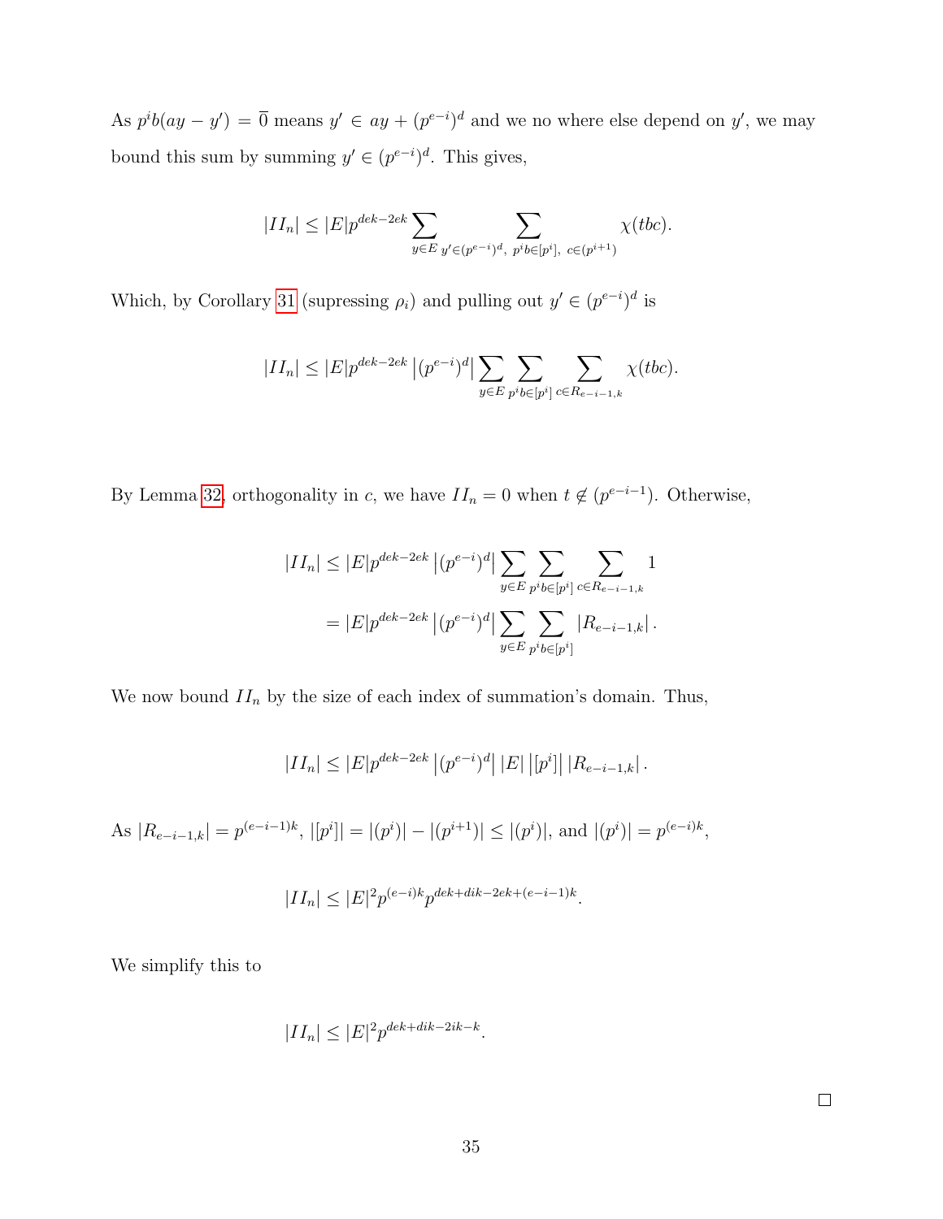As $p^i b(ay - y') = \overline{0}$ means $y' \in ay + (p^{e-i})^d$ and we no where else depend on $y'$, we may bound this sum by summing $y' \in (p^{e-i})^d$. This gives,

$$|II_n| \leq |E| p^{dek-2ek} \sum_{y \in E} \sum_{y' \in (p^{e-i})^d,\ p^i b \in [p^i],\ c \in (p^{i+1})} \chi(tbc).$$

Which, by Corollary 31 (supressing $\rho_i$) and pulling out $y' \in (p^{e-i})^d$ is

$$|II_n| \leq |E| p^{dek-2ek} \left|(p^{e-i})^d\right| \sum_{y \in E} \sum_{p^i b \in [p^i]} \sum_{c \in R_{e-i-1,k}} \chi(tbc).$$

By Lemma 32, orthogonality in $c$, we have $II_n = 0$ when $t \notin (p^{e-i-1})$. Otherwise,

$$\begin{aligned}
|II_n| &\leq |E| p^{dek-2ek} \left|(p^{e-i})^d\right| \sum_{y \in E} \sum_{p^i b \in [p^i]} \sum_{c \in R_{e-i-1,k}} 1 \\
&= |E| p^{dek-2ek} \left|(p^{e-i})^d\right| \sum_{y \in E} \sum_{p^i b \in [p^i]} |R_{e-i-1,k}|.
\end{aligned}$$

We now bound $II_n$ by the size of each index of summation's domain. Thus,

$$|II_n| \leq |E| p^{dek-2ek} \left|(p^{e-i})^d\right| |E| \left|[p^i]\right| |R_{e-i-1,k}|.$$

As $|R_{e-i-1,k}| = p^{(e-i-1)k}$, $|[p^i]| = |(p^i)| - |(p^{i+1})| \leq |(p^i)|$, and $|(p^i)| = p^{(e-i)k}$,

$$|II_n| \leq |E|^2 p^{(e-i)k} p^{dek+dik-2ek+(e-i-1)k}.$$

We simplify this to

$$|II_n| \leq |E|^2 p^{dek+dik-2ik-k}.$$

$\square$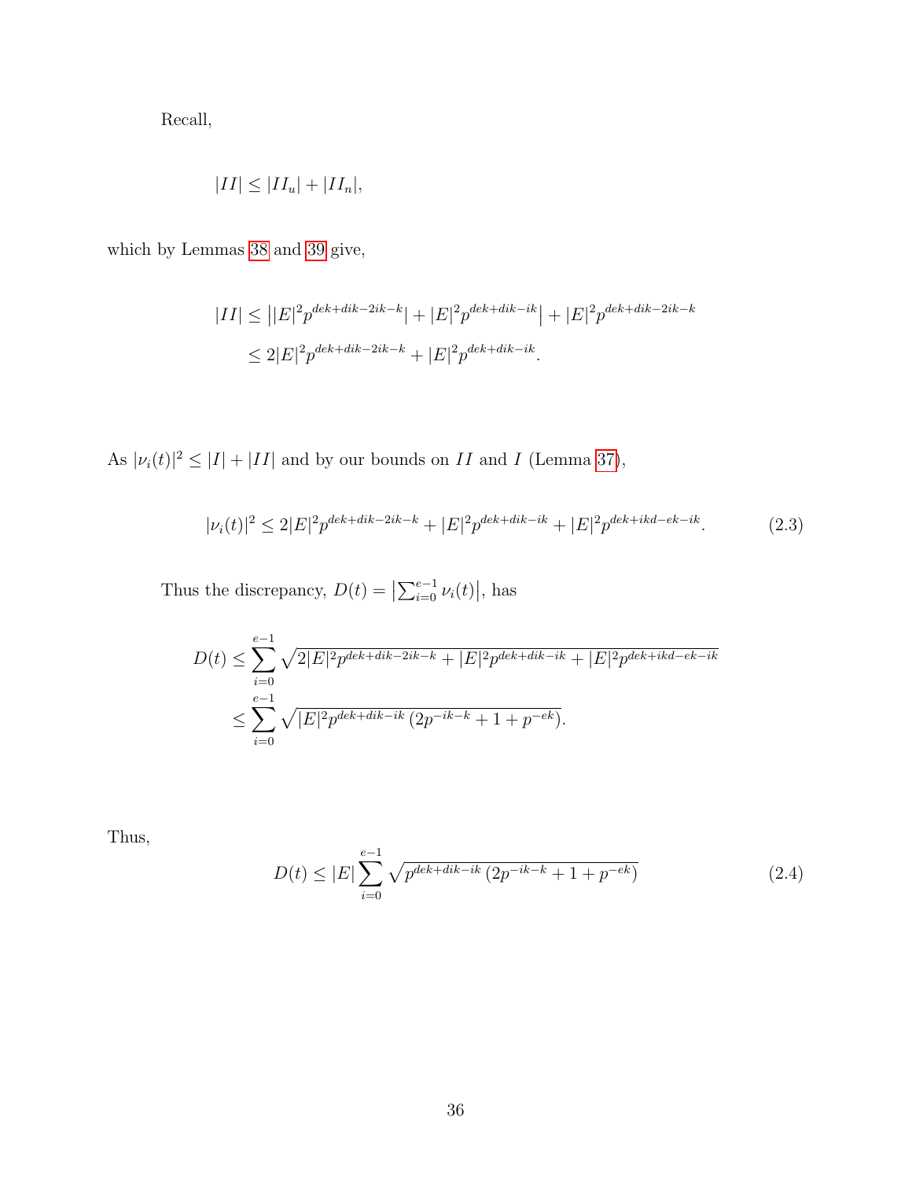Recall,

$$|II| \leq |II_u| + |II_n|,$$

which by Lemmas 38 and 39 give,

$$\begin{aligned}
|II| &\leq \left| |E|^2 p^{dek+dik-2ik-k} \right| + |E|^2 p^{dek+dik-ik} \Big| + |E|^2 p^{dek+dik-2ik-k} \\
&\leq 2|E|^2 p^{dek+dik-2ik-k} + |E|^2 p^{dek+dik-ik}.
\end{aligned}$$

As $|\nu_i(t)|^2 \leq |I| + |II|$ and by our bounds on $II$ and $I$ (Lemma 37),

$$|\nu_i(t)|^2 \leq 2|E|^2 p^{dek+dik-2ik-k} + |E|^2 p^{dek+dik-ik} + |E|^2 p^{dek+ikd-ek-ik}. \tag{2.3}$$

Thus the discrepancy, $D(t) = \left|\sum_{i=0}^{e-1} \nu_i(t)\right|$, has

$$\begin{aligned}
D(t) &\leq \sum_{i=0}^{e-1} \sqrt{2|E|^2 p^{dek+dik-2ik-k} + |E|^2 p^{dek+dik-ik} + |E|^2 p^{dek+ikd-ek-ik}} \\
&\leq \sum_{i=0}^{e-1} \sqrt{|E|^2 p^{dek+dik-ik} \left(2p^{-ik-k} + 1 + p^{-ek}\right)}.
\end{aligned}$$

Thus,

$$D(t) \leq |E| \sum_{i=0}^{e-1} \sqrt{p^{dek+dik-ik} \left(2p^{-ik-k} + 1 + p^{-ek}\right)} \tag{2.4}$$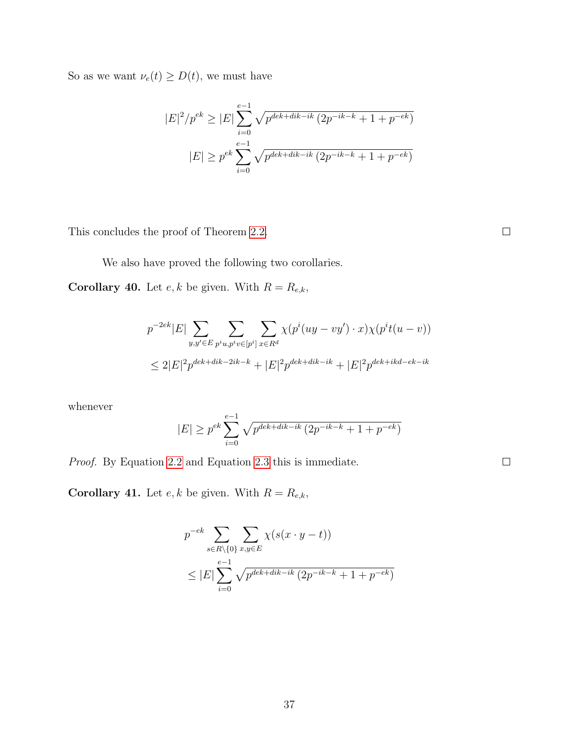So as we want $\nu_e(t) \geq D(t)$, we must have

$$
\begin{aligned}
|E|^2/p^{ek} &\geq |E| \sum_{i=0}^{e-1} \sqrt{p^{dek+dik-ik}\left(2p^{-ik-k}+1+p^{-ek}\right)} \\
|E| &\geq p^{ek} \sum_{i=0}^{e-1} \sqrt{p^{dek+dik-ik}\left(2p^{-ik-k}+1+p^{-ek}\right)}
\end{aligned}
$$

This concludes the proof of Theorem 2.2. $\square$

We also have proved the following two corollaries.

**Corollary 40.** Let $e, k$ be given. With $R = R_{e,k}$,

$$
\begin{aligned}
&p^{-2ek}|E| \sum_{y,y' \in E} \sum_{p^i u, p^i v \in [p^i]} \sum_{x \in R^d} \chi(p^i(uy - vy') \cdot x)\chi(p^i t(u-v)) \\
&\leq 2|E|^2 p^{dek+dik-2ik-k} + |E|^2 p^{dek+dik-ik} + |E|^2 p^{dek+ikd-ek-ik}
\end{aligned}
$$

whenever

$$
|E| \geq p^{ek} \sum_{i=0}^{e-1} \sqrt{p^{dek+dik-ik}\left(2p^{-ik-k}+1+p^{-ek}\right)}
$$

*Proof.* By Equation 2.2 and Equation 2.3 this is immediate. $\square$

**Corollary 41.** Let $e, k$ be given. With $R = R_{e,k}$,

$$
\begin{aligned}
&p^{-ek} \sum_{s \in R \setminus \{0\}} \sum_{x,y \in E} \chi(s(x \cdot y - t)) \\
&\leq |E| \sum_{i=0}^{e-1} \sqrt{p^{dek+dik-ik}\left(2p^{-ik-k}+1+p^{-ek}\right)}
\end{aligned}
$$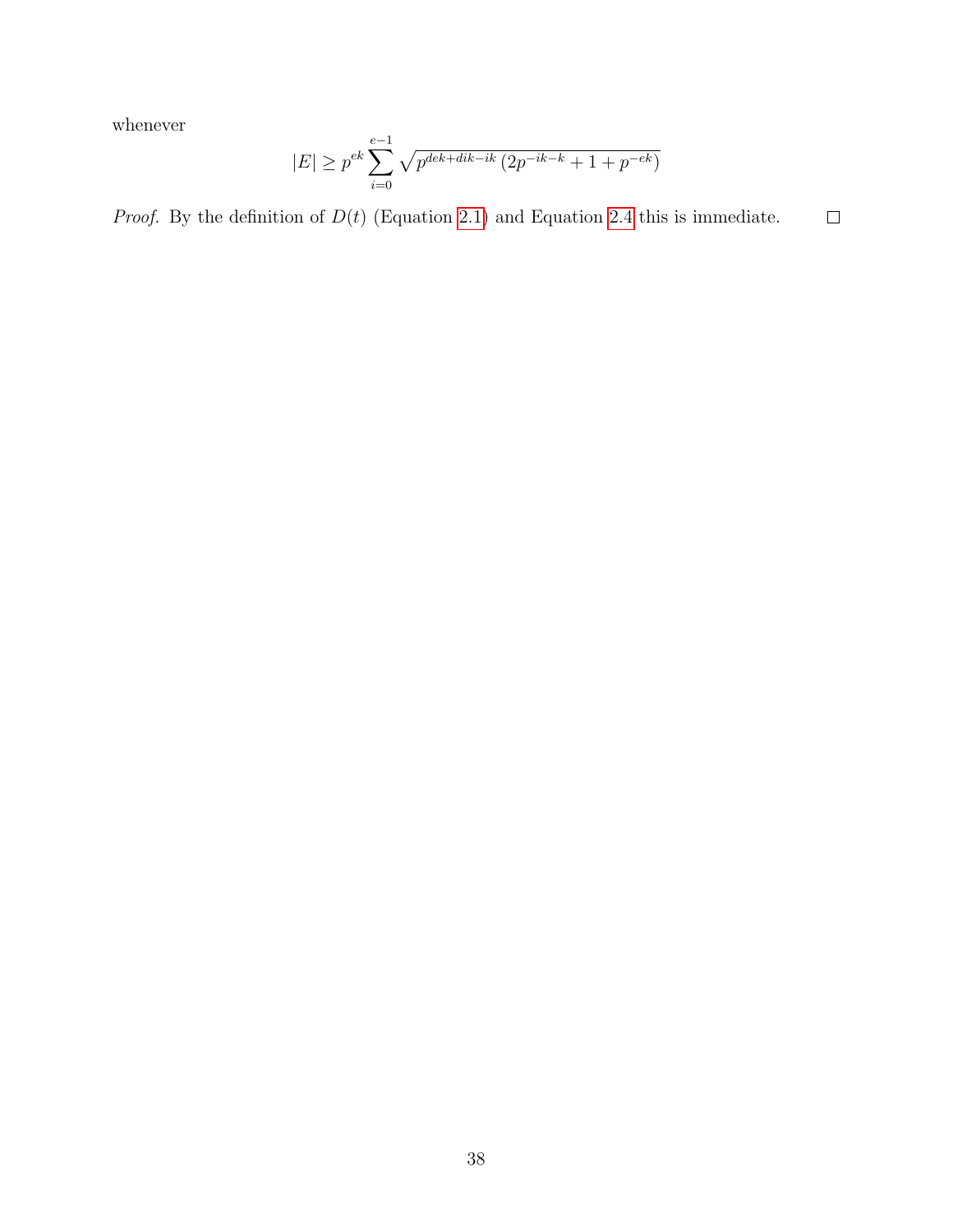whenever

$$|E| \geq p^{ek} \sum_{i=0}^{e-1} \sqrt{p^{dek+dik-ik}\left(2p^{-ik-k}+1+p^{-ek}\right)}$$

*Proof.* By the definition of $D(t)$ (Equation 2.1) and Equation 2.4 this is immediate. □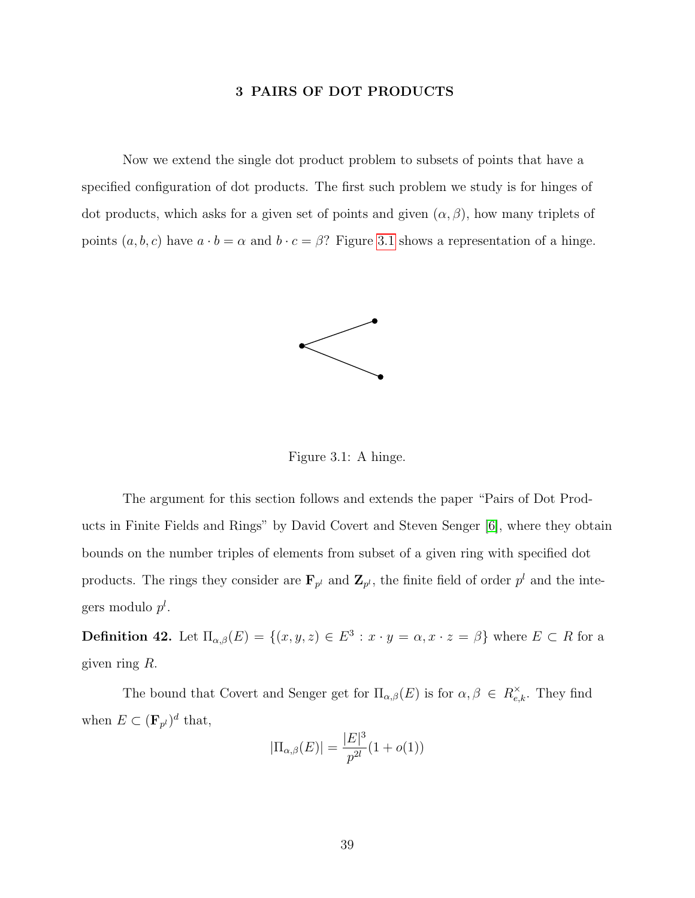# 3 PAIRS OF DOT PRODUCTS

Now we extend the single dot product problem to subsets of points that have a specified configuration of dot products. The first such problem we study is for hinges of dot products, which asks for a given set of points and given $(\alpha, \beta)$, how many triplets of points $(a, b, c)$ have $a \cdot b = \alpha$ and $b \cdot c = \beta$? Figure 3.1 shows a representation of a hinge.

Figure 3.1: A hinge.

The argument for this section follows and extends the paper "Pairs of Dot Products in Finite Fields and Rings" by David Covert and Steven Senger [6], where they obtain bounds on the number triples of elements from subset of a given ring with specified dot products. The rings they consider are $\mathbf{F}_{p^l}$ and $\mathbf{Z}_{p^l}$, the finite field of order $p^l$ and the integers modulo $p^l$.

**Definition 42.** Let $\Pi_{\alpha,\beta}(E) = \{(x, y, z) \in E^3 : x \cdot y = \alpha, x \cdot z = \beta\}$ where $E \subset R$ for a given ring $R$.

The bound that Covert and Senger get for $\Pi_{\alpha,\beta}(E)$ is for $\alpha, \beta \in R^{\times}_{e,k}$. They find when $E \subset (\mathbf{F}_{p^l})^d$ that,

$$|\Pi_{\alpha,\beta}(E)| = \frac{|E|^3}{p^{2l}}(1 + o(1))$$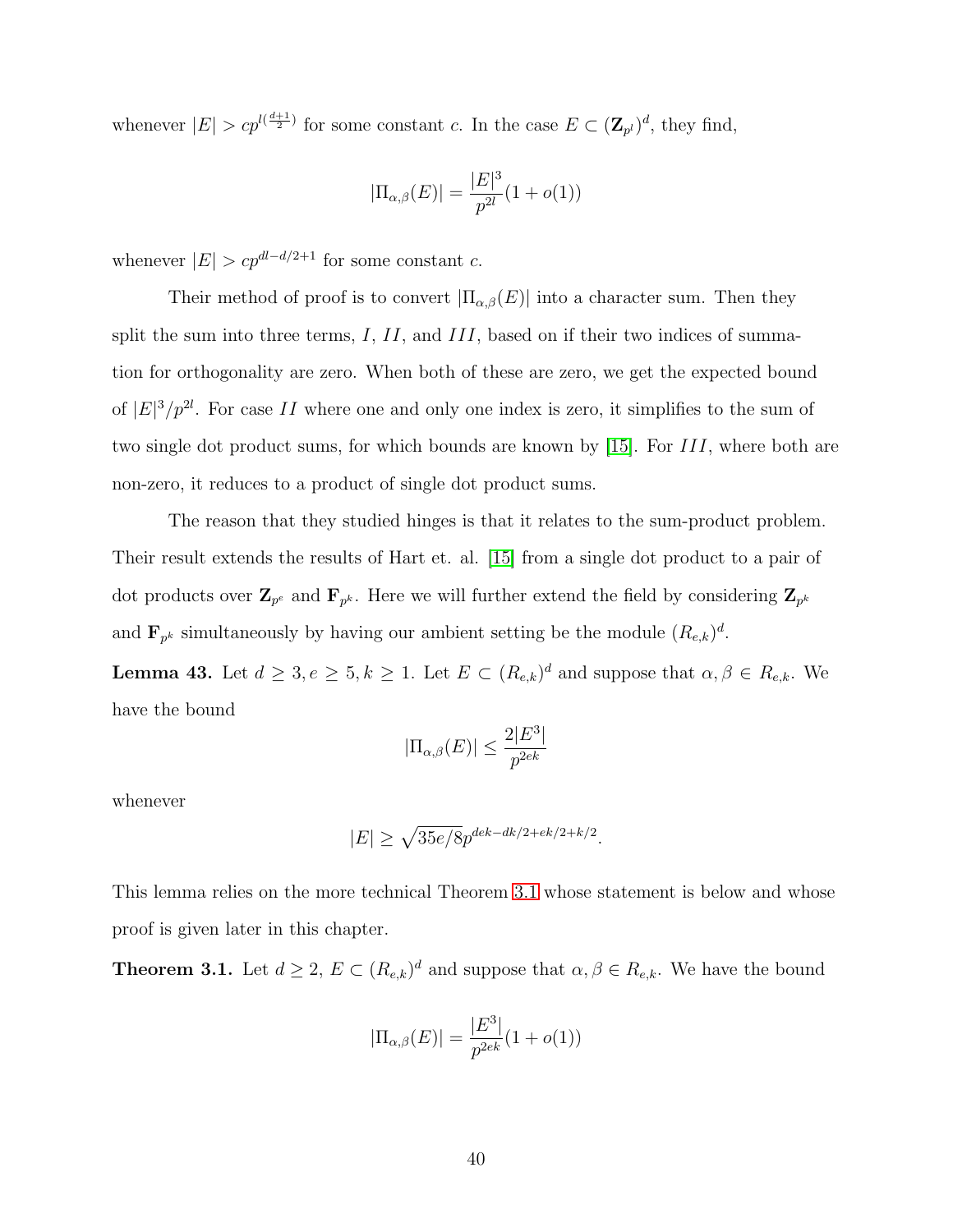whenever $|E| > cp^{l(\frac{d+1}{2})}$ for some constant $c$. In the case $E \subset (\mathbf{Z}_{p^l})^d$, they find,

$$|\Pi_{\alpha,\beta}(E)| = \frac{|E|^3}{p^{2l}}(1 + o(1))$$

whenever $|E| > cp^{dl-d/2+1}$ for some constant $c$.

Their method of proof is to convert $|\Pi_{\alpha,\beta}(E)|$ into a character sum. Then they split the sum into three terms, $I$, $II$, and $III$, based on if their two indices of summation for orthogonality are zero. When both of these are zero, we get the expected bound of $|E|^3/p^{2l}$. For case $II$ where one and only one index is zero, it simplifies to the sum of two single dot product sums, for which bounds are known by [15]. For $III$, where both are non-zero, it reduces to a product of single dot product sums.

The reason that they studied hinges is that it relates to the sum-product problem. Their result extends the results of Hart et. al. [15] from a single dot product to a pair of dot products over $\mathbf{Z}_{p^e}$ and $\mathbf{F}_{p^k}$. Here we will further extend the field by considering $\mathbf{Z}_{p^k}$ and $\mathbf{F}_{p^k}$ simultaneously by having our ambient setting be the module $(R_{e,k})^d$.

**Lemma 43.** Let $d \geq 3, e \geq 5, k \geq 1$. Let $E \subset (R_{e,k})^d$ and suppose that $\alpha, \beta \in R_{e,k}$. We have the bound

$$|\Pi_{\alpha,\beta}(E)| \leq \frac{2|E^3|}{p^{2ek}}$$

whenever

$$|E| \geq \sqrt{35e/8}p^{dek-dk/2+ek/2+k/2}.$$

This lemma relies on the more technical Theorem 3.1 whose statement is below and whose proof is given later in this chapter.

**Theorem 3.1.** Let $d \geq 2$, $E \subset (R_{e,k})^d$ and suppose that $\alpha, \beta \in R_{e,k}$. We have the bound

$$|\Pi_{\alpha,\beta}(E)| = \frac{|E^3|}{p^{2ek}}(1 + o(1))$$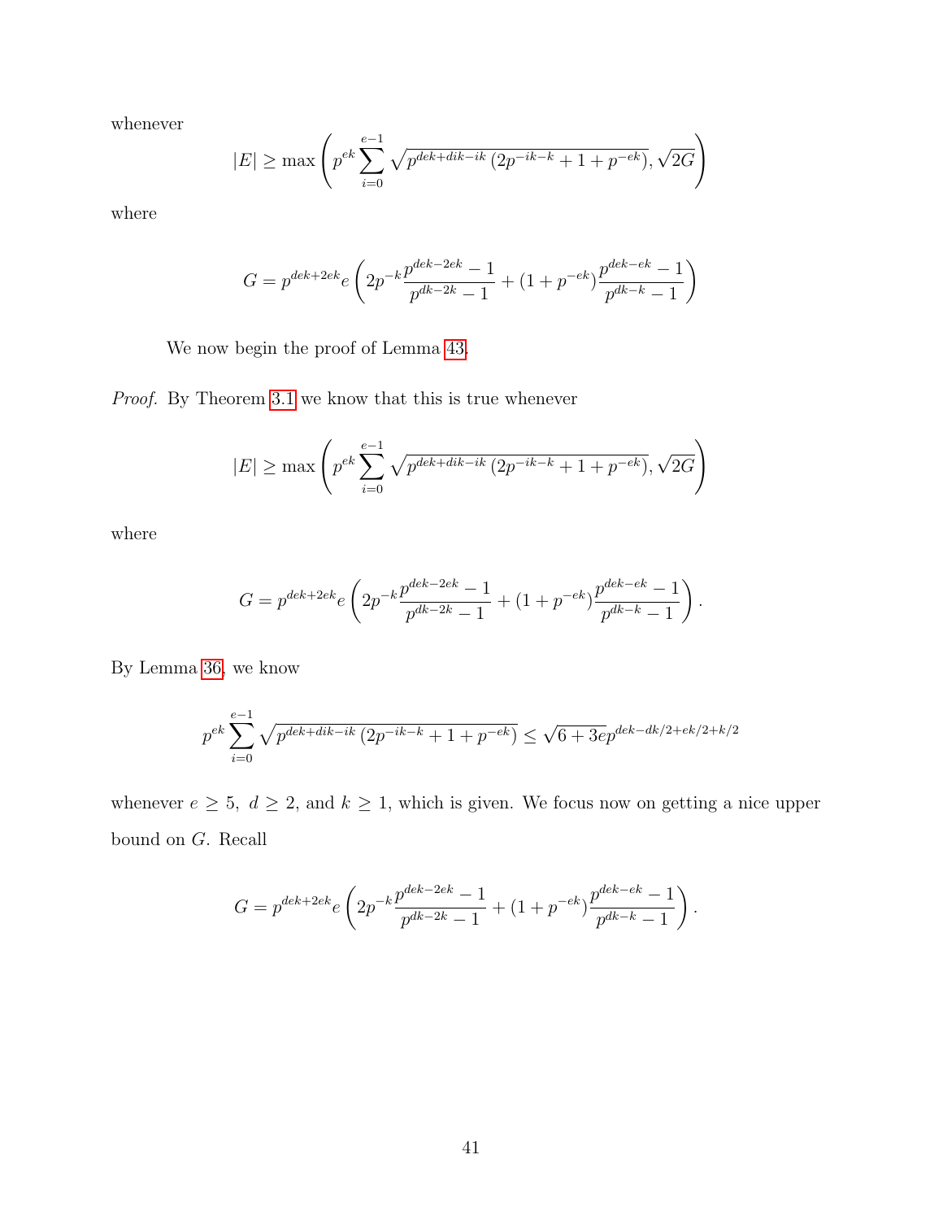whenever

$$|E| \geq \max\left(p^{ek}\sum_{i=0}^{e-1}\sqrt{p^{dek+dik-ik}\left(2p^{-ik-k}+1+p^{-ek}\right)}, \sqrt{2G}\right)$$

where

$$G = p^{dek+2ek}e\left(2p^{-k}\frac{p^{dek-2ek}-1}{p^{dk-2k}-1} + (1+p^{-ek})\frac{p^{dek-ek}-1}{p^{dk-k}-1}\right)$$

We now begin the proof of Lemma 43.

*Proof.* By Theorem 3.1 we know that this is true whenever

$$|E| \geq \max\left(p^{ek}\sum_{i=0}^{e-1}\sqrt{p^{dek+dik-ik}\left(2p^{-ik-k}+1+p^{-ek}\right)}, \sqrt{2G}\right)$$

where

$$G = p^{dek+2ek}e\left(2p^{-k}\frac{p^{dek-2ek}-1}{p^{dk-2k}-1} + (1+p^{-ek})\frac{p^{dek-ek}-1}{p^{dk-k}-1}\right).$$

By Lemma 36, we know

$$p^{ek}\sum_{i=0}^{e-1}\sqrt{p^{dek+dik-ik}\left(2p^{-ik-k}+1+p^{-ek}\right)} \leq \sqrt{6+3e}p^{dek-dk/2+ek/2+k/2}$$

whenever $e \geq 5,\ d \geq 2$, and $k \geq 1$, which is given. We focus now on getting a nice upper bound on $G$. Recall

$$G = p^{dek+2ek}e\left(2p^{-k}\frac{p^{dek-2ek}-1}{p^{dk-2k}-1} + (1+p^{-ek})\frac{p^{dek-ek}-1}{p^{dk-k}-1}\right).$$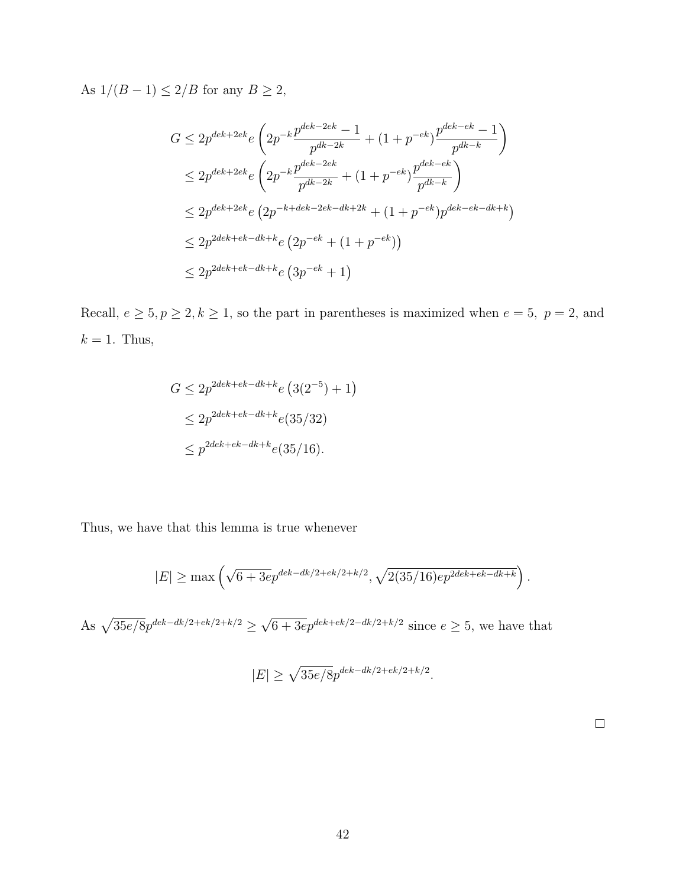As $1/(B-1) \leq 2/B$ for any $B \geq 2$,

$$
\begin{aligned}
G &\leq 2p^{dek+2ek} e \left( 2p^{-k} \frac{p^{dek-2ek}-1}{p^{dk-2k}} + (1+p^{-ek}) \frac{p^{dek-ek}-1}{p^{dk-k}} \right) \\
&\leq 2p^{dek+2ek} e \left( 2p^{-k} \frac{p^{dek-2ek}}{p^{dk-2k}} + (1+p^{-ek}) \frac{p^{dek-ek}}{p^{dk-k}} \right) \\
&\leq 2p^{dek+2ek} e \left( 2p^{-k+dek-2ek-dk+2k} + (1+p^{-ek}) p^{dek-ek-dk+k} \right) \\
&\leq 2p^{2dek+ek-dk+k} e \left( 2p^{-ek} + (1+p^{-ek}) \right) \\
&\leq 2p^{2dek+ek-dk+k} e \left( 3p^{-ek} + 1 \right)
\end{aligned}
$$

Recall, $e \geq 5, p \geq 2, k \geq 1$, so the part in parentheses is maximized when $e = 5,\ p = 2$, and $k = 1$. Thus,

$$
\begin{aligned}
G &\leq 2p^{2dek+ek-dk+k} e \left( 3(2^{-5}) + 1 \right) \\
&\leq 2p^{2dek+ek-dk+k} e (35/32) \\
&\leq p^{2dek+ek-dk+k} e (35/16).
\end{aligned}
$$

Thus, we have that this lemma is true whenever

$$
|E| \geq \max \left( \sqrt{6+3e} p^{dek-dk/2+ek/2+k/2}, \sqrt{2(35/16) e p^{2dek+ek-dk+k}} \right).
$$

As $\sqrt{35e/8} p^{dek-dk/2+ek/2+k/2} \geq \sqrt{6+3e} p^{dek+ek/2-dk/2+k/2}$ since $e \geq 5$, we have that

$$
|E| \geq \sqrt{35e/8} p^{dek-dk/2+ek/2+k/2}.
$$

□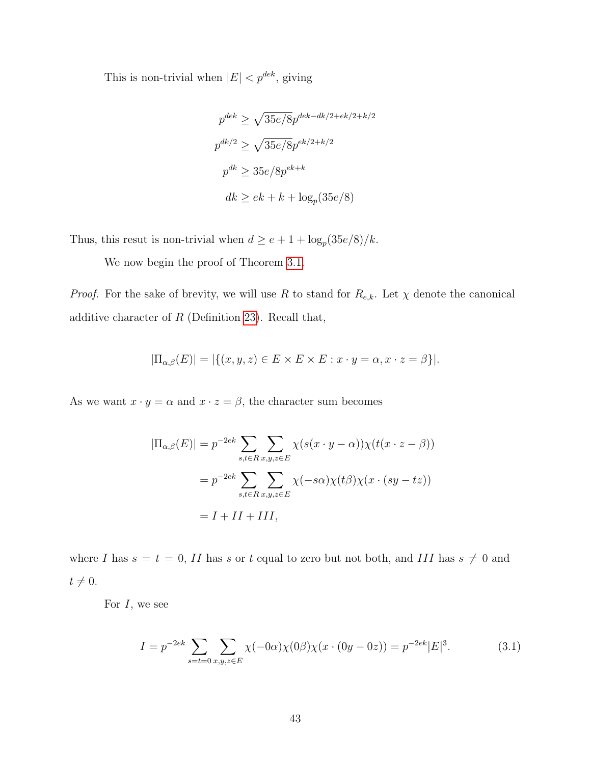This is non-trivial when $|E| < p^{dek}$, giving

$$
\begin{aligned}
p^{dek} &\geq \sqrt{35e/8}p^{dek-dk/2+ek/2+k/2} \\
p^{dk/2} &\geq \sqrt{35e/8}p^{ek/2+k/2} \\
p^{dk} &\geq 35e/8p^{ek+k} \\
dk &\geq ek + k + \log_p(35e/8)
\end{aligned}
$$

Thus, this resut is non-trivial when $d \geq e + 1 + \log_p(35e/8)/k$.

We now begin the proof of Theorem 3.1.

*Proof.* For the sake of brevity, we will use $R$ to stand for $R_{e,k}$. Let $\chi$ denote the canonical additive character of $R$ (Definition 23). Recall that,

$$|\Pi_{\alpha,\beta}(E)| = |\{(x, y, z) \in E \times E \times E : x \cdot y = \alpha, x \cdot z = \beta\}|.$$

As we want $x \cdot y = \alpha$ and $x \cdot z = \beta$, the character sum becomes

$$
\begin{aligned}
|\Pi_{\alpha,\beta}(E)| &= p^{-2ek} \sum_{s,t \in R} \sum_{x,y,z \in E} \chi(s(x \cdot y - \alpha))\chi(t(x \cdot z - \beta)) \\
&= p^{-2ek} \sum_{s,t \in R} \sum_{x,y,z \in E} \chi(-s\alpha)\chi(t\beta)\chi(x \cdot (sy - tz)) \\
&= I + II + III,
\end{aligned}
$$

where $I$ has $s = t = 0$, $II$ has $s$ or $t$ equal to zero but not both, and $III$ has $s \neq 0$ and $t \neq 0$.

For $I$, we see

$$I = p^{-2ek} \sum_{s=t=0} \sum_{x,y,z \in E} \chi(-0\alpha)\chi(0\beta)\chi(x \cdot (0y - 0z)) = p^{-2ek}|E|^3. \tag{3.1}$$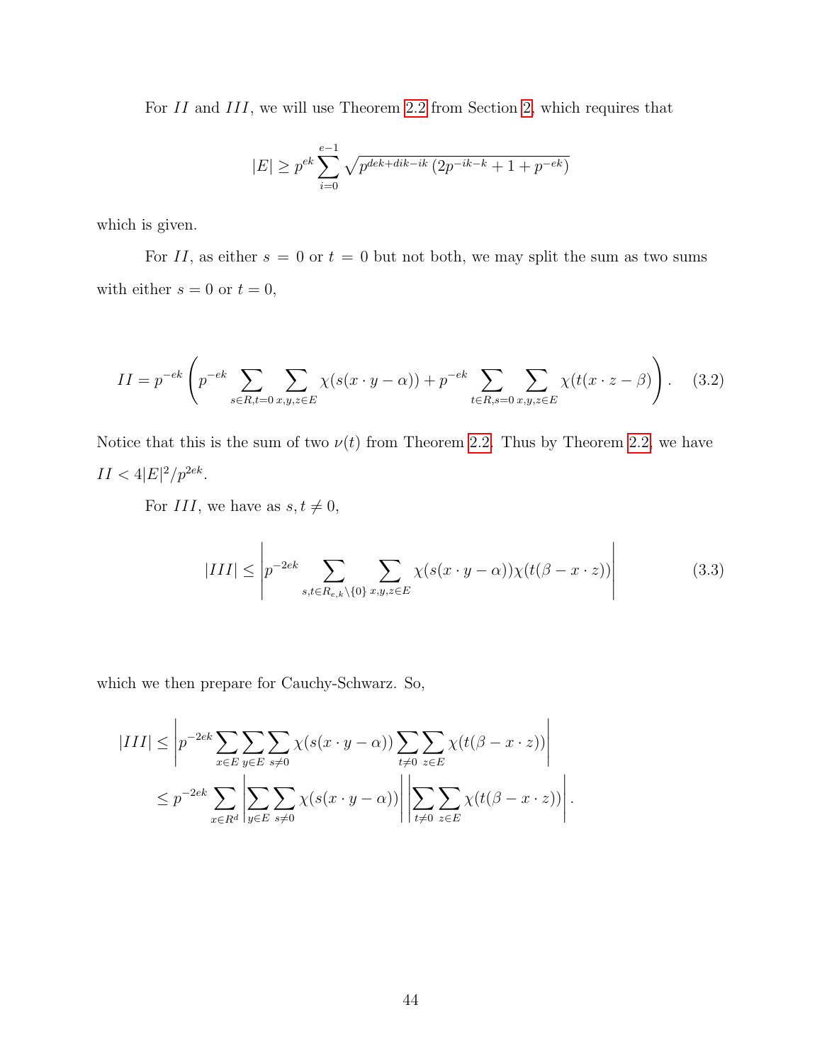For $II$ and $III$, we will use Theorem 2.2 from Section 2, which requires that

$$|E| \geq p^{ek} \sum_{i=0}^{e-1} \sqrt{p^{dek+dik-ik}\left(2p^{-ik-k}+1+p^{-ek}\right)}$$

which is given.

For $II$, as either $s = 0$ or $t = 0$ but not both, we may split the sum as two sums with either $s = 0$ or $t = 0$,

$$II = p^{-ek}\left(p^{-ek}\sum_{s\in R, t=0}\sum_{x,y,z\in E}\chi(s(x\cdot y-\alpha)) + p^{-ek}\sum_{t\in R, s=0}\sum_{x,y,z\in E}\chi(t(x\cdot z-\beta))\right). \quad (3.2)$$

Notice that this is the sum of two $\nu(t)$ from Theorem 2.2. Thus by Theorem 2.2, we have $II < 4|E|^2/p^{2ek}$.

For $III$, we have as $s, t \neq 0$,

$$|III| \leq \left| p^{-2ek} \sum_{s,t\in R_{e,k}\setminus\{0\}} \sum_{x,y,z\in E} \chi(s(x\cdot y-\alpha))\chi(t(\beta - x\cdot z))\right| \quad (3.3)$$

which we then prepare for Cauchy-Schwarz. So,

$$\begin{aligned}
|III| &\leq \left| p^{-2ek}\sum_{x\in E}\sum_{y\in E}\sum_{s\neq 0}\chi(s(x\cdot y-\alpha))\sum_{t\neq 0}\sum_{z\in E}\chi(t(\beta-x\cdot z))\right| \\
&\leq p^{-2ek}\sum_{x\in R^d}\left|\sum_{y\in E}\sum_{s\neq 0}\chi(s(x\cdot y-\alpha))\right|\left|\sum_{t\neq 0}\sum_{z\in E}\chi(t(\beta-x\cdot z))\right|.
\end{aligned}$$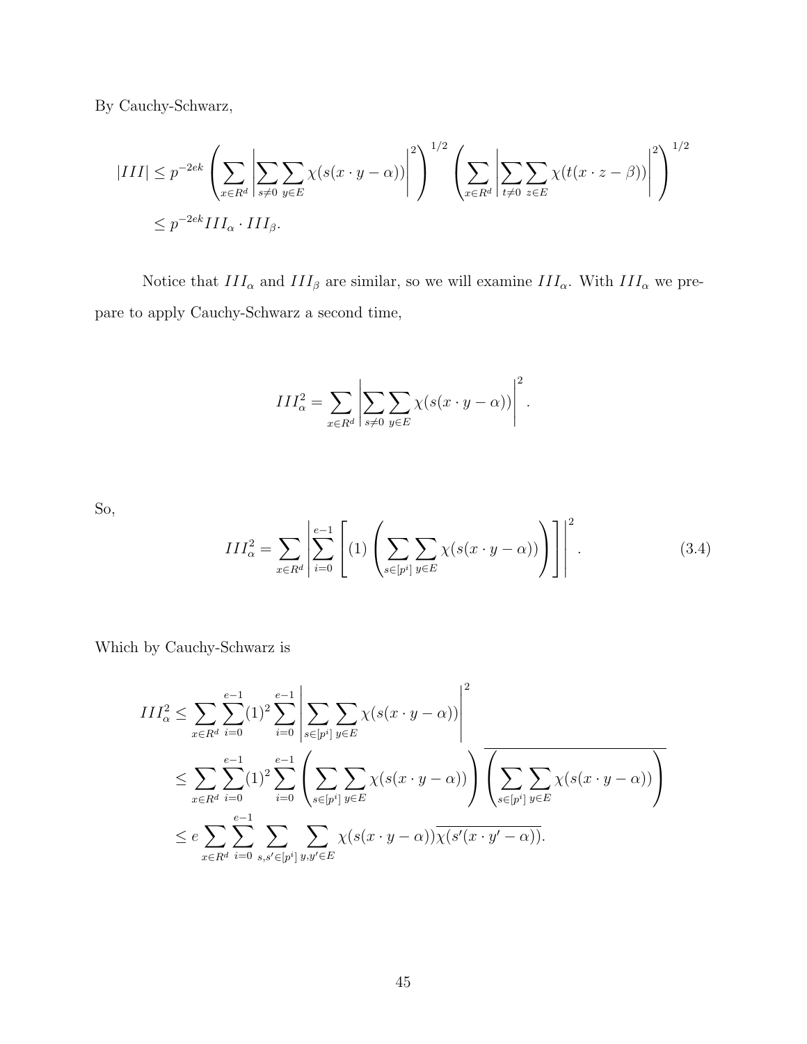By Cauchy-Schwarz,

$$
\begin{aligned}
|III| &\leq p^{-2ek} \left( \sum_{x \in R^d} \left| \sum_{s \neq 0} \sum_{y \in E} \chi(s(x \cdot y - \alpha)) \right|^2 \right)^{1/2} \left( \sum_{x \in R^d} \left| \sum_{t \neq 0} \sum_{z \in E} \chi(t(x \cdot z - \beta)) \right|^2 \right)^{1/2} \\
&\leq p^{-2ek} III_\alpha \cdot III_\beta.
\end{aligned}
$$

Notice that $III_\alpha$ and $III_\beta$ are similar, so we will examine $III_\alpha$. With $III_\alpha$ we prepare to apply Cauchy-Schwarz a second time,

$$
III_\alpha^2 = \sum_{x \in R^d} \left| \sum_{s \neq 0} \sum_{y \in E} \chi(s(x \cdot y - \alpha)) \right|^2.
$$

So,

$$
III_\alpha^2 = \sum_{x \in R^d} \left| \sum_{i=0}^{e-1} \left[ (1) \left( \sum_{s \in [p^i]} \sum_{y \in E} \chi(s(x \cdot y - \alpha)) \right) \right] \right|^2. \tag{3.4}
$$

Which by Cauchy-Schwarz is

$$
\begin{aligned}
III_\alpha^2 &\leq \sum_{x \in R^d} \sum_{i=0}^{e-1} (1)^2 \sum_{i=0}^{e-1} \left| \sum_{s \in [p^i]} \sum_{y \in E} \chi(s(x \cdot y - \alpha)) \right|^2 \\
&\leq \sum_{x \in R^d} \sum_{i=0}^{e-1} (1)^2 \sum_{i=0}^{e-1} \left( \sum_{s \in [p^i]} \sum_{y \in E} \chi(s(x \cdot y - \alpha)) \right) \overline{\left( \sum_{s \in [p^i]} \sum_{y \in E} \chi(s(x \cdot y - \alpha)) \right)} \\
&\leq e \sum_{x \in R^d} \sum_{i=0}^{e-1} \sum_{s, s' \in [p^i]} \sum_{y, y' \in E} \chi(s(x \cdot y - \alpha)) \overline{\chi(s'(x \cdot y' - \alpha))}.
\end{aligned}
$$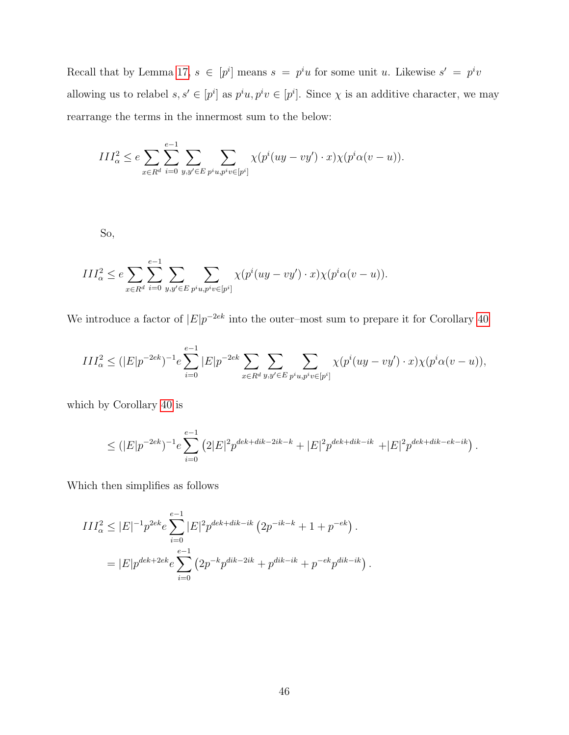Recall that by Lemma 17, $s \in [p^i]$ means $s = p^i u$ for some unit $u$. Likewise $s' = p^i v$ allowing us to relabel $s, s' \in [p^i]$ as $p^i u, p^i v \in [p^i]$. Since $\chi$ is an additive character, we may rearrange the terms in the innermost sum to the below:

$$III_\alpha^2 \leq e \sum_{x \in R^d} \sum_{i=0}^{e-1} \sum_{y,y' \in E} \sum_{p^i u, p^i v \in [p^i]} \chi(p^i(uy - vy') \cdot x)\chi(p^i \alpha(v-u)).$$

So,

$$III_\alpha^2 \leq e \sum_{x \in R^d} \sum_{i=0}^{e-1} \sum_{y,y' \in E} \sum_{p^i u, p^i v \in [p^i]} \chi(p^i(uy - vy') \cdot x)\chi(p^i \alpha(v-u)).$$

We introduce a factor of $|E|p^{-2ek}$ into the outer–most sum to prepare it for Corollary 40

$$III_\alpha^2 \leq (|E|p^{-2ek})^{-1} e \sum_{i=0}^{e-1} |E|p^{-2ek} \sum_{x \in R^d} \sum_{y,y' \in E} \sum_{p^i u, p^i v \in [p^i]} \chi(p^i(uy - vy') \cdot x)\chi(p^i \alpha(v-u)),$$

which by Corollary 40 is

$$\leq (|E|p^{-2ek})^{-1} e \sum_{i=0}^{e-1} \left(2|E|^2 p^{dek+dik-2ik-k} + |E|^2 p^{dek+dik-ik} + |E|^2 p^{dek+dik-ek-ik}\right).$$

Which then simplifies as follows

$$\begin{aligned}
III_\alpha^2 &\leq |E|^{-1} p^{2ek} e \sum_{i=0}^{e-1} |E|^2 p^{dek+dik-ik}\left(2p^{-ik-k} + 1 + p^{-ek}\right). \\
&= |E| p^{dek+2ek} e \sum_{i=0}^{e-1} \left(2p^{-k} p^{dik-2ik} + p^{dik-ik} + p^{-ek} p^{dik-ik}\right).
\end{aligned}$$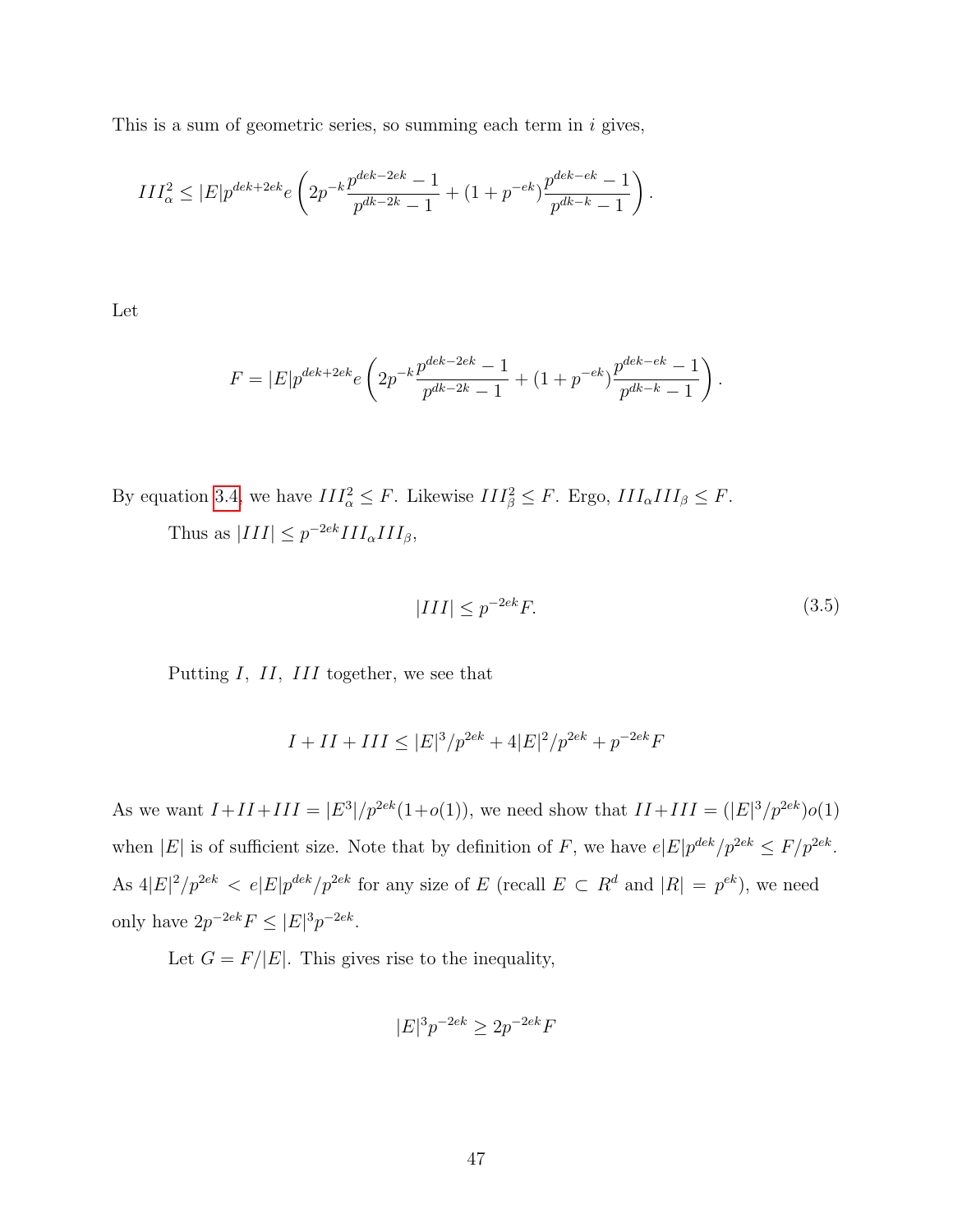This is a sum of geometric series, so summing each term in $i$ gives,

$$III_\alpha^2 \leq |E|p^{dek+2ek}e\left(2p^{-k}\frac{p^{dek-2ek}-1}{p^{dk-2k}-1} + (1+p^{-ek})\frac{p^{dek-ek}-1}{p^{dk-k}-1}\right).$$

Let

$$F = |E|p^{dek+2ek}e\left(2p^{-k}\frac{p^{dek-2ek}-1}{p^{dk-2k}-1} + (1+p^{-ek})\frac{p^{dek-ek}-1}{p^{dk-k}-1}\right).$$

By equation 3.4, we have $III_\alpha^2 \leq F$. Likewise $III_\beta^2 \leq F$. Ergo, $III_\alpha III_\beta \leq F$.

Thus as $|III| \leq p^{-2ek} III_\alpha III_\beta$,

$$|III| \leq p^{-2ek}F. \tag{3.5}$$

Putting $I$, $II$, $III$ together, we see that

$$I + II + III \leq |E|^3/p^{2ek} + 4|E|^2/p^{2ek} + p^{-2ek}F$$

As we want $I+II+III = |E^3|/p^{2ek}(1+o(1))$, we need show that $II+III = (|E|^3/p^{2ek})o(1)$ when $|E|$ is of sufficient size. Note that by definition of $F$, we have $e|E|p^{dek}/p^{2ek} \leq F/p^{2ek}$. As $4|E|^2/p^{2ek} < e|E|p^{dek}/p^{2ek}$ for any size of $E$ (recall $E \subset R^d$ and $|R| = p^{ek}$), we need only have $2p^{-2ek}F \leq |E|^3 p^{-2ek}$.

Let $G = F/|E|$. This gives rise to the inequality,

$$|E|^3 p^{-2ek} \geq 2p^{-2ek}F$$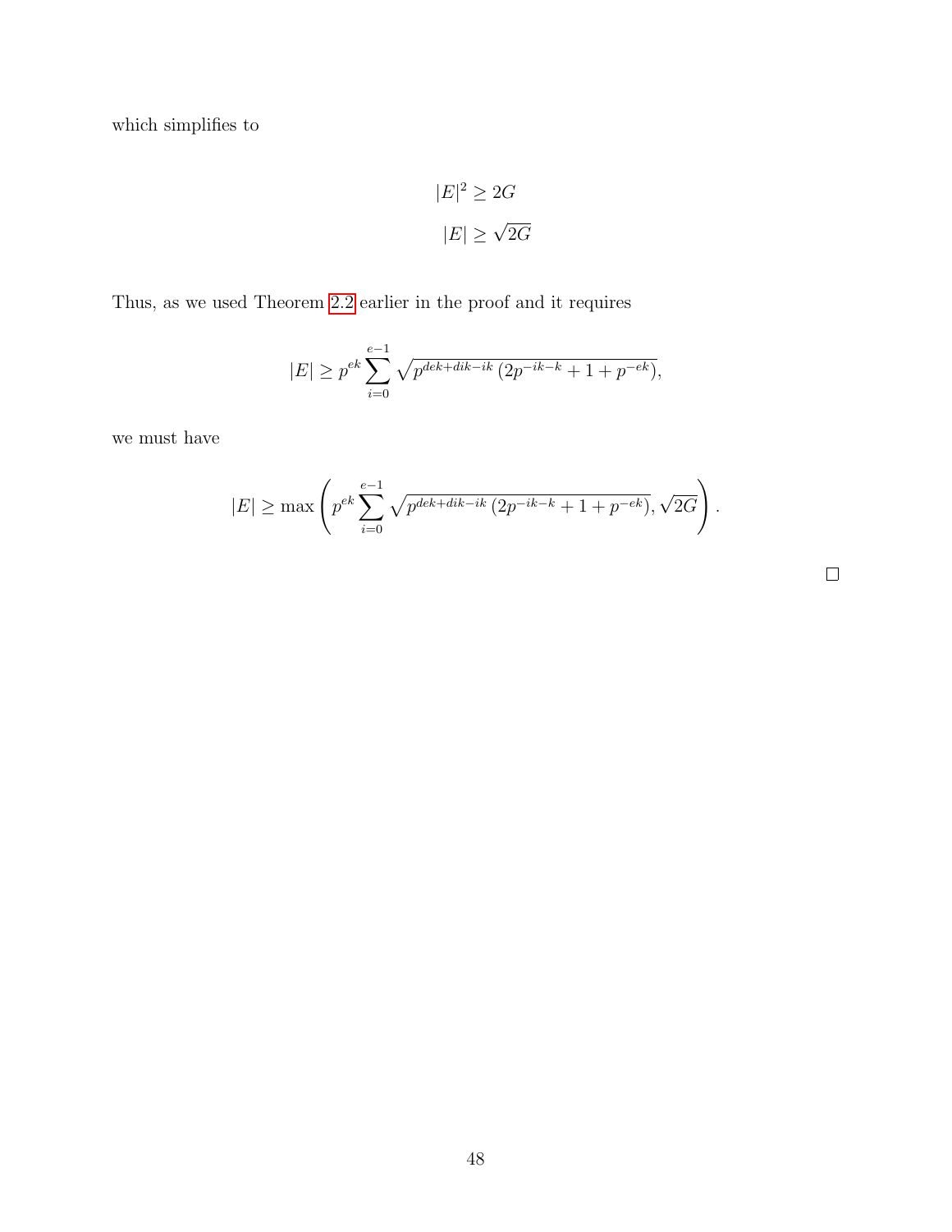which simplifies to

$$|E|^2 \geq 2G$$

$$|E| \geq \sqrt{2G}$$

Thus, as we used Theorem 2.2 earlier in the proof and it requires

$$|E| \geq p^{ek} \sum_{i=0}^{e-1} \sqrt{p^{dek+dik-ik}\left(2p^{-ik-k}+1+p^{-ek}\right)},$$

we must have

$$|E| \geq \max\left(p^{ek} \sum_{i=0}^{e-1} \sqrt{p^{dek+dik-ik}\left(2p^{-ik-k}+1+p^{-ek}\right)}, \sqrt{2G}\right).$$

□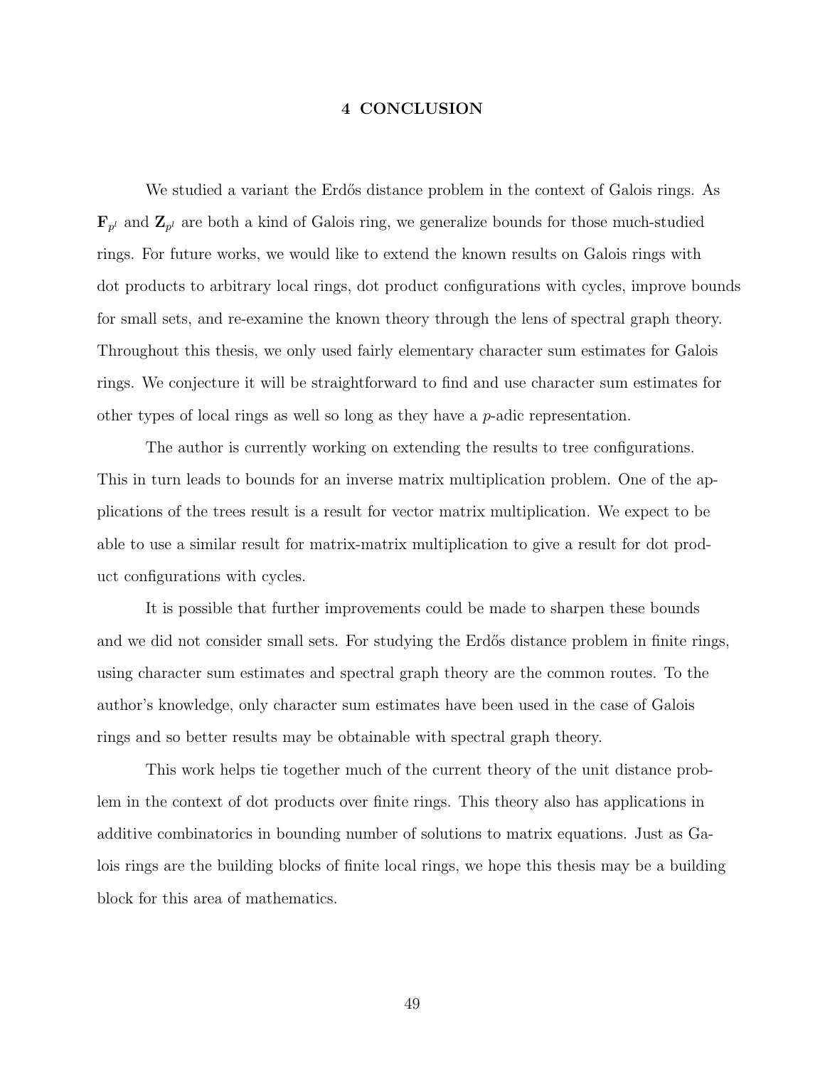# 4 CONCLUSION

We studied a variant the Erdős distance problem in the context of Galois rings. As $\mathbf{F}_{p^l}$ and $\mathbf{Z}_{p^l}$ are both a kind of Galois ring, we generalize bounds for those much-studied rings. For future works, we would like to extend the known results on Galois rings with dot products to arbitrary local rings, dot product configurations with cycles, improve bounds for small sets, and re-examine the known theory through the lens of spectral graph theory. Throughout this thesis, we only used fairly elementary character sum estimates for Galois rings. We conjecture it will be straightforward to find and use character sum estimates for other types of local rings as well so long as they have a $p$-adic representation.

The author is currently working on extending the results to tree configurations. This in turn leads to bounds for an inverse matrix multiplication problem. One of the applications of the trees result is a result for vector matrix multiplication. We expect to be able to use a similar result for matrix-matrix multiplication to give a result for dot product configurations with cycles.

It is possible that further improvements could be made to sharpen these bounds and we did not consider small sets. For studying the Erdős distance problem in finite rings, using character sum estimates and spectral graph theory are the common routes. To the author's knowledge, only character sum estimates have been used in the case of Galois rings and so better results may be obtainable with spectral graph theory.

This work helps tie together much of the current theory of the unit distance problem in the context of dot products over finite rings. This theory also has applications in additive combinatorics in bounding number of solutions to matrix equations. Just as Galois rings are the building blocks of finite local rings, we hope this thesis may be a building block for this area of mathematics.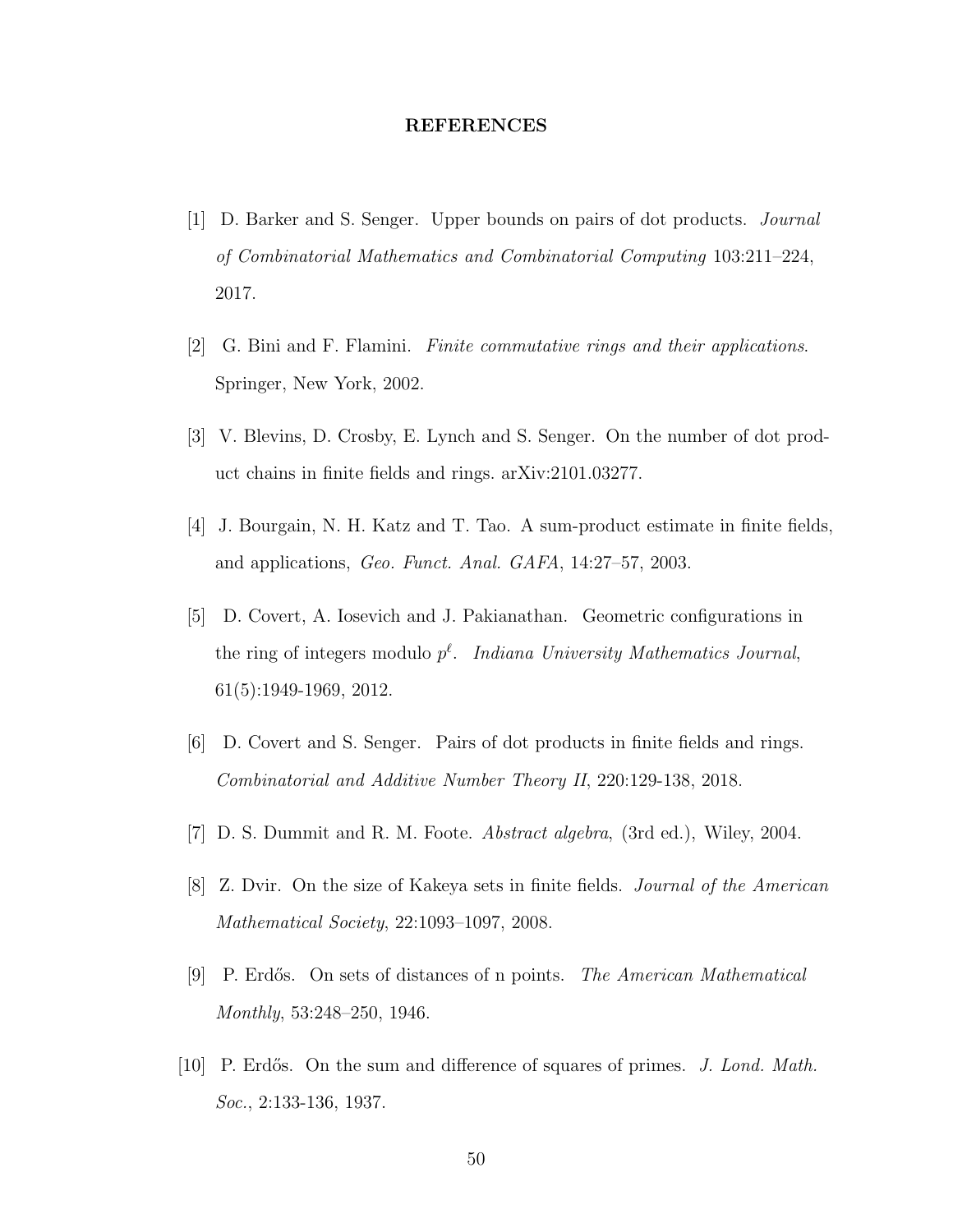## REFERENCES

[1] D. Barker and S. Senger. Upper bounds on pairs of dot products. *Journal of Combinatorial Mathematics and Combinatorial Computing* 103:211–224, 2017.

[2] G. Bini and F. Flamini. *Finite commutative rings and their applications*. Springer, New York, 2002.

[3] V. Blevins, D. Crosby, E. Lynch and S. Senger. On the number of dot product chains in finite fields and rings. arXiv:2101.03277.

[4] J. Bourgain, N. H. Katz and T. Tao. A sum-product estimate in finite fields, and applications, *Geo. Funct. Anal. GAFA*, 14:27–57, 2003.

[5] D. Covert, A. Iosevich and J. Pakianathan. Geometric configurations in the ring of integers modulo $p^\ell$. *Indiana University Mathematics Journal*, 61(5):1949-1969, 2012.

[6] D. Covert and S. Senger. Pairs of dot products in finite fields and rings. *Combinatorial and Additive Number Theory II*, 220:129-138, 2018.

[7] D. S. Dummit and R. M. Foote. *Abstract algebra*, (3rd ed.), Wiley, 2004.

[8] Z. Dvir. On the size of Kakeya sets in finite fields. *Journal of the American Mathematical Society*, 22:1093–1097, 2008.

[9] P. Erdős. On sets of distances of n points. *The American Mathematical Monthly*, 53:248–250, 1946.

[10] P. Erdős. On the sum and difference of squares of primes. *J. Lond. Math. Soc.*, 2:133-136, 1937.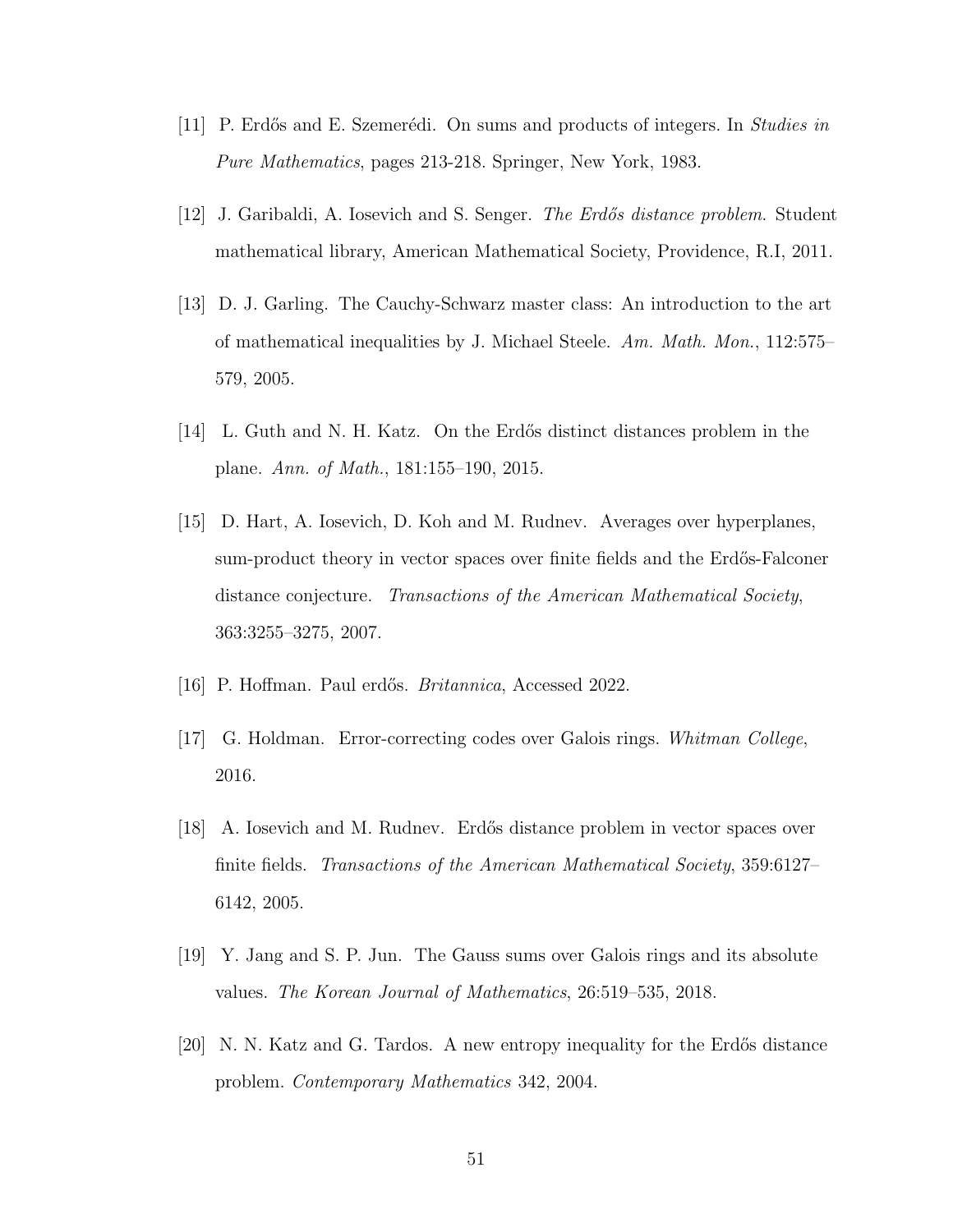[11] P. Erdős and E. Szemerédi. On sums and products of integers. In *Studies in Pure Mathematics*, pages 213-218. Springer, New York, 1983.

[12] J. Garibaldi, A. Iosevich and S. Senger. *The Erdős distance problem*. Student mathematical library, American Mathematical Society, Providence, R.I, 2011.

[13] D. J. Garling. The Cauchy-Schwarz master class: An introduction to the art of mathematical inequalities by J. Michael Steele. *Am. Math. Mon.*, 112:575–579, 2005.

[14] L. Guth and N. H. Katz. On the Erdős distinct distances problem in the plane. *Ann. of Math.*, 181:155–190, 2015.

[15] D. Hart, A. Iosevich, D. Koh and M. Rudnev. Averages over hyperplanes, sum-product theory in vector spaces over finite fields and the Erdős-Falconer distance conjecture. *Transactions of the American Mathematical Society*, 363:3255–3275, 2007.

[16] P. Hoffman. Paul erdős. *Britannica*, Accessed 2022.

[17] G. Holdman. Error-correcting codes over Galois rings. *Whitman College*, 2016.

[18] A. Iosevich and M. Rudnev. Erdős distance problem in vector spaces over finite fields. *Transactions of the American Mathematical Society*, 359:6127–6142, 2005.

[19] Y. Jang and S. P. Jun. The Gauss sums over Galois rings and its absolute values. *The Korean Journal of Mathematics*, 26:519–535, 2018.

[20] N. N. Katz and G. Tardos. A new entropy inequality for the Erdős distance problem. *Contemporary Mathematics* 342, 2004.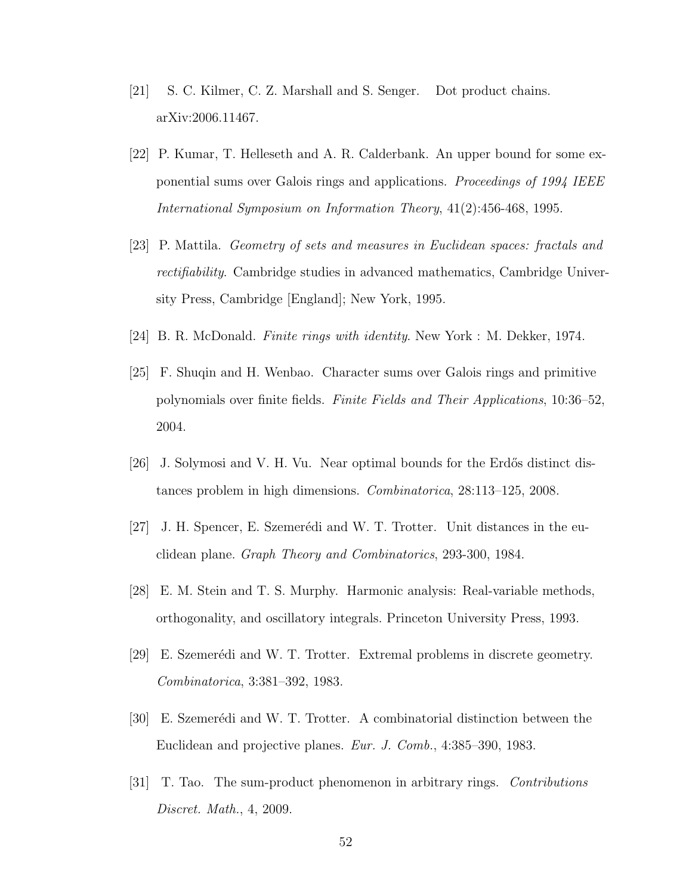[21] S. C. Kilmer, C. Z. Marshall and S. Senger. Dot product chains. arXiv:2006.11467.

[22] P. Kumar, T. Helleseth and A. R. Calderbank. An upper bound for some exponential sums over Galois rings and applications. *Proceedings of 1994 IEEE International Symposium on Information Theory*, 41(2):456-468, 1995.

[23] P. Mattila. *Geometry of sets and measures in Euclidean spaces: fractals and rectifiability*. Cambridge studies in advanced mathematics, Cambridge University Press, Cambridge [England]; New York, 1995.

[24] B. R. McDonald. *Finite rings with identity*. New York : M. Dekker, 1974.

[25] F. Shuqin and H. Wenbao. Character sums over Galois rings and primitive polynomials over finite fields. *Finite Fields and Their Applications*, 10:36–52, 2004.

[26] J. Solymosi and V. H. Vu. Near optimal bounds for the Erdős distinct distances problem in high dimensions. *Combinatorica*, 28:113–125, 2008.

[27] J. H. Spencer, E. Szemerédi and W. T. Trotter. Unit distances in the euclidean plane. *Graph Theory and Combinatorics*, 293-300, 1984.

[28] E. M. Stein and T. S. Murphy. Harmonic analysis: Real-variable methods, orthogonality, and oscillatory integrals. Princeton University Press, 1993.

[29] E. Szemerédi and W. T. Trotter. Extremal problems in discrete geometry. *Combinatorica*, 3:381–392, 1983.

[30] E. Szemerédi and W. T. Trotter. A combinatorial distinction between the Euclidean and projective planes. *Eur. J. Comb.*, 4:385–390, 1983.

[31] T. Tao. The sum-product phenomenon in arbitrary rings. *Contributions Discret. Math.*, 4, 2009.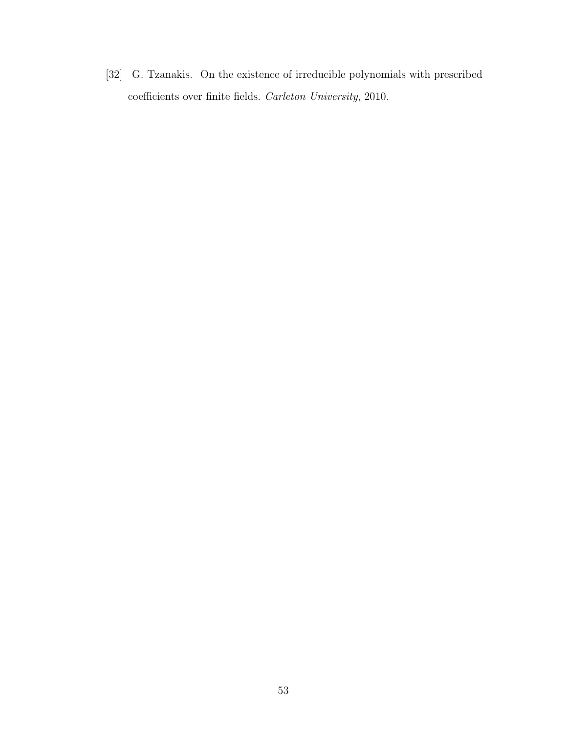[32] G. Tzanakis. On the existence of irreducible polynomials with prescribed coefficients over finite fields. *Carleton University*, 2010.